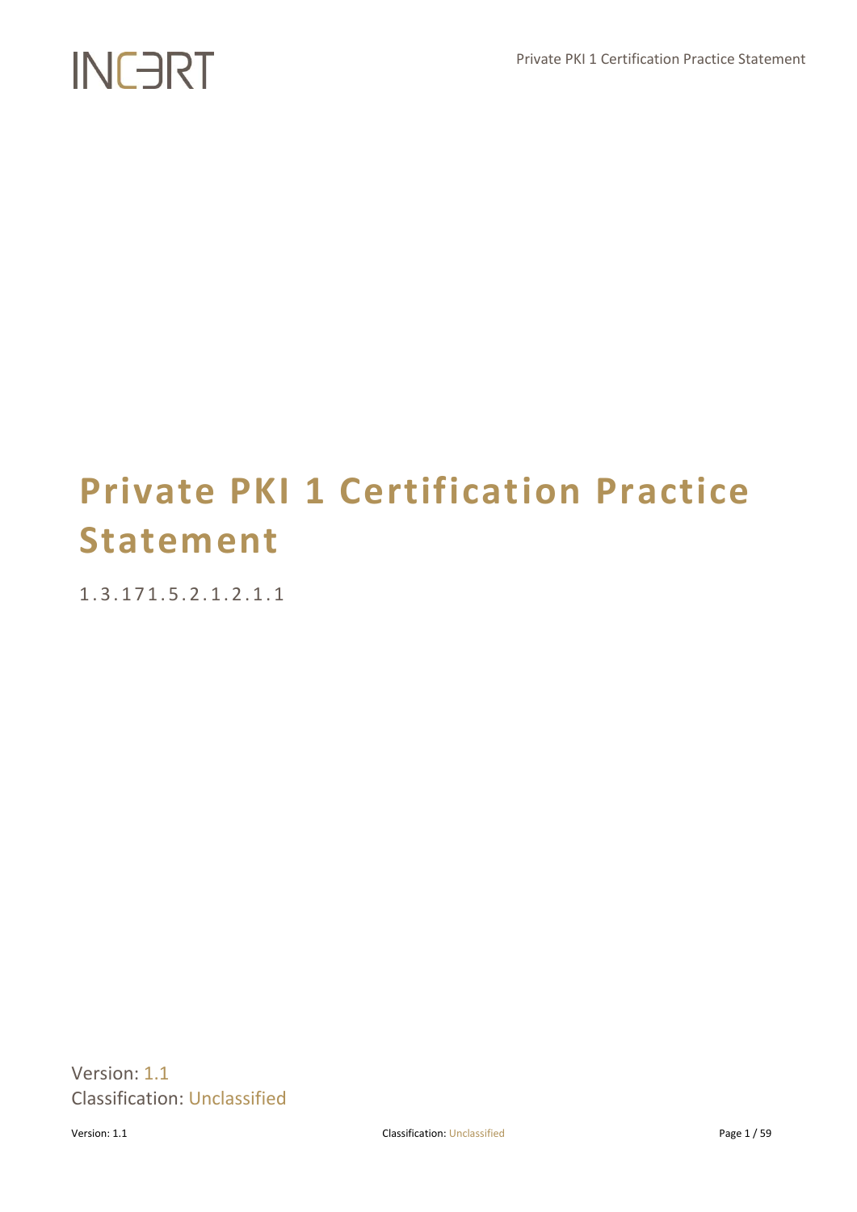INCERT

# Private PKI 1 Certification Practice Statement

1.3.171.5.2.1.2.1.1

Version: 1.1
Classification: Unclassified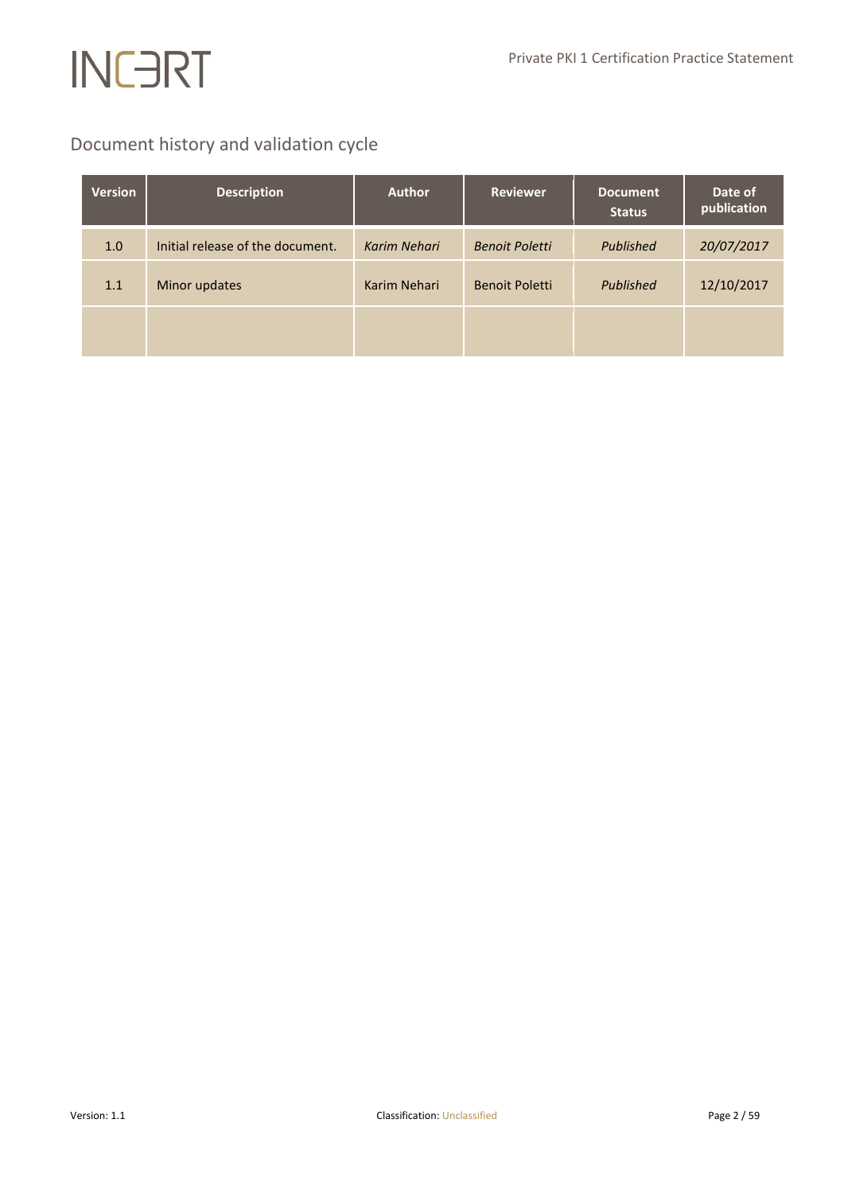## Document history and validation cycle

| Version | Description | Author | Reviewer | Document Status | Date of publication |
|---|---|---|---|---|---|
| 1.0 | Initial release of the document. | *Karim Nehari* | *Benoit Poletti* | *Published* | *20/07/2017* |
| 1.1 | Minor updates | Karim Nehari | Benoit Poletti | *Published* | 12/10/2017 |
| | | | | | |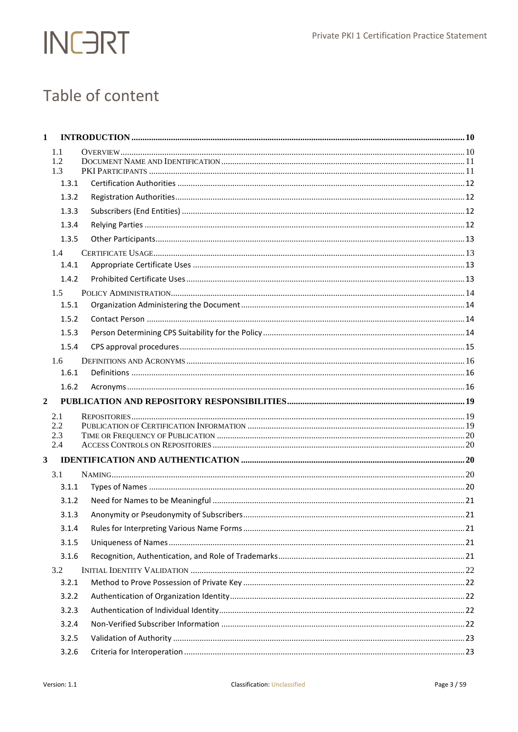# Table of content

- 1 INTRODUCTION ..... 10
  - 1.1 OVERVIEW ..... 10
  - 1.2 DOCUMENT NAME AND IDENTIFICATION ..... 11
  - 1.3 PKI PARTICIPANTS ..... 11
    - 1.3.1 Certification Authorities ..... 12
    - 1.3.2 Registration Authorities ..... 12
    - 1.3.3 Subscribers (End Entities) ..... 12
    - 1.3.4 Relying Parties ..... 12
    - 1.3.5 Other Participants ..... 13
  - 1.4 CERTIFICATE USAGE ..... 13
    - 1.4.1 Appropriate Certificate Uses ..... 13
    - 1.4.2 Prohibited Certificate Uses ..... 13
  - 1.5 POLICY ADMINISTRATION ..... 14
    - 1.5.1 Organization Administering the Document ..... 14
    - 1.5.2 Contact Person ..... 14
    - 1.5.3 Person Determining CPS Suitability for the Policy ..... 14
    - 1.5.4 CPS approval procedures ..... 15
  - 1.6 DEFINITIONS AND ACRONYMS ..... 16
    - 1.6.1 Definitions ..... 16
    - 1.6.2 Acronyms ..... 16
- 2 PUBLICATION AND REPOSITORY RESPONSIBILITIES ..... 19
  - 2.1 REPOSITORIES ..... 19
  - 2.2 PUBLICATION OF CERTIFICATION INFORMATION ..... 19
  - 2.3 TIME OR FREQUENCY OF PUBLICATION ..... 20
  - 2.4 ACCESS CONTROLS ON REPOSITORIES ..... 20
- 3 IDENTIFICATION AND AUTHENTICATION ..... 20
  - 3.1 NAMING ..... 20
    - 3.1.1 Types of Names ..... 20
    - 3.1.2 Need for Names to be Meaningful ..... 21
    - 3.1.3 Anonymity or Pseudonymity of Subscribers ..... 21
    - 3.1.4 Rules for Interpreting Various Name Forms ..... 21
    - 3.1.5 Uniqueness of Names ..... 21
    - 3.1.6 Recognition, Authentication, and Role of Trademarks ..... 21
  - 3.2 INITIAL IDENTITY VALIDATION ..... 22
    - 3.2.1 Method to Prove Possession of Private Key ..... 22
    - 3.2.2 Authentication of Organization Identity ..... 22
    - 3.2.3 Authentication of Individual Identity ..... 22
    - 3.2.4 Non-Verified Subscriber Information ..... 22
    - 3.2.5 Validation of Authority ..... 23
    - 3.2.6 Criteria for Interoperation ..... 23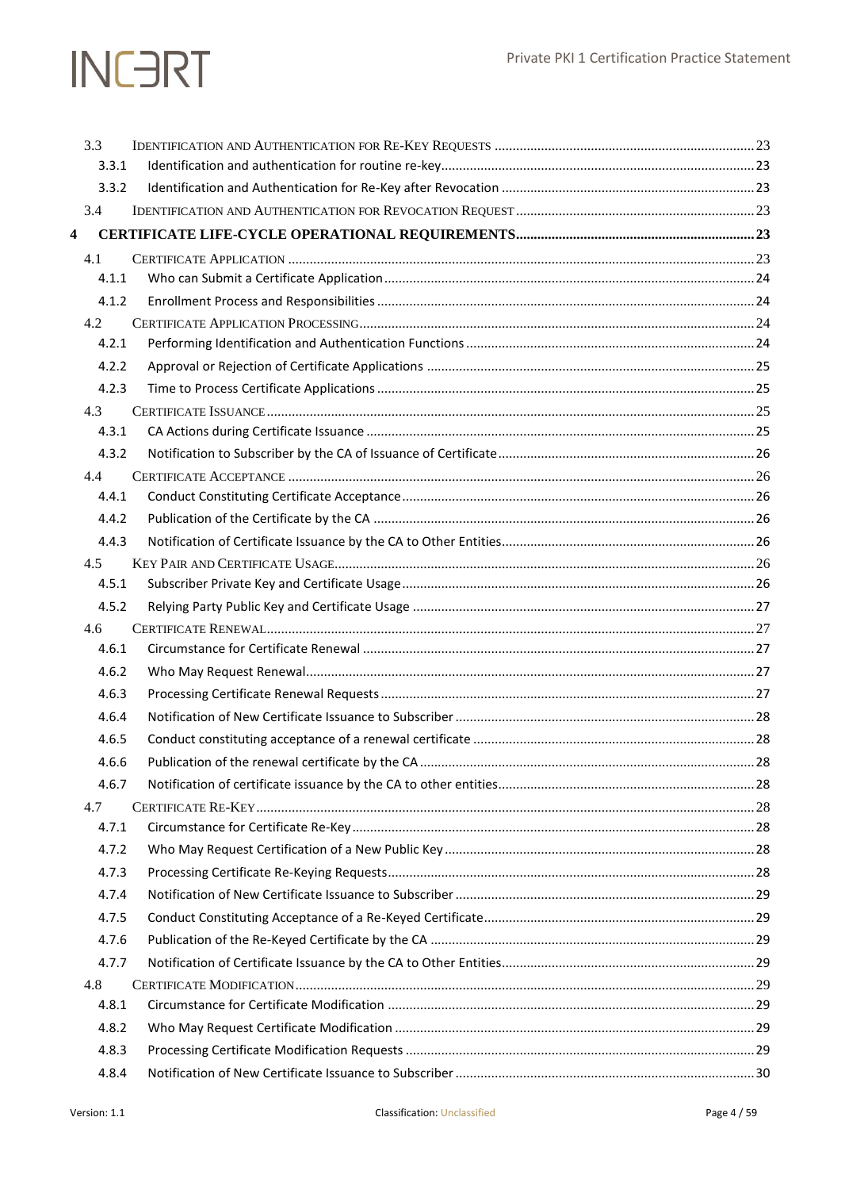- 3.3 IDENTIFICATION AND AUTHENTICATION FOR RE-KEY REQUESTS ........ 23
  - 3.3.1 Identification and authentication for routine re-key ........ 23
  - 3.3.2 Identification and Authentication for Re-Key after Revocation ........ 23
- 3.4 IDENTIFICATION AND AUTHENTICATION FOR REVOCATION REQUEST ........ 23

**4 CERTIFICATE LIFE-CYCLE OPERATIONAL REQUIREMENTS ........ 23**

- 4.1 CERTIFICATE APPLICATION ........ 23
  - 4.1.1 Who can Submit a Certificate Application ........ 24
  - 4.1.2 Enrollment Process and Responsibilities ........ 24
- 4.2 CERTIFICATE APPLICATION PROCESSING ........ 24
  - 4.2.1 Performing Identification and Authentication Functions ........ 24
  - 4.2.2 Approval or Rejection of Certificate Applications ........ 25
  - 4.2.3 Time to Process Certificate Applications ........ 25
- 4.3 CERTIFICATE ISSUANCE ........ 25
  - 4.3.1 CA Actions during Certificate Issuance ........ 25
  - 4.3.2 Notification to Subscriber by the CA of Issuance of Certificate ........ 26
- 4.4 CERTIFICATE ACCEPTANCE ........ 26
  - 4.4.1 Conduct Constituting Certificate Acceptance ........ 26
  - 4.4.2 Publication of the Certificate by the CA ........ 26
  - 4.4.3 Notification of Certificate Issuance by the CA to Other Entities ........ 26
- 4.5 KEY PAIR AND CERTIFICATE USAGE ........ 26
  - 4.5.1 Subscriber Private Key and Certificate Usage ........ 26
  - 4.5.2 Relying Party Public Key and Certificate Usage ........ 27
- 4.6 CERTIFICATE RENEWAL ........ 27
  - 4.6.1 Circumstance for Certificate Renewal ........ 27
  - 4.6.2 Who May Request Renewal ........ 27
  - 4.6.3 Processing Certificate Renewal Requests ........ 27
  - 4.6.4 Notification of New Certificate Issuance to Subscriber ........ 28
  - 4.6.5 Conduct constituting acceptance of a renewal certificate ........ 28
  - 4.6.6 Publication of the renewal certificate by the CA ........ 28
  - 4.6.7 Notification of certificate issuance by the CA to other entities ........ 28
- 4.7 CERTIFICATE RE-KEY ........ 28
  - 4.7.1 Circumstance for Certificate Re-Key ........ 28
  - 4.7.2 Who May Request Certification of a New Public Key ........ 28
  - 4.7.3 Processing Certificate Re-Keying Requests ........ 28
  - 4.7.4 Notification of New Certificate Issuance to Subscriber ........ 29
  - 4.7.5 Conduct Constituting Acceptance of a Re-Keyed Certificate ........ 29
  - 4.7.6 Publication of the Re-Keyed Certificate by the CA ........ 29
  - 4.7.7 Notification of Certificate Issuance by the CA to Other Entities ........ 29
- 4.8 CERTIFICATE MODIFICATION ........ 29
  - 4.8.1 Circumstance for Certificate Modification ........ 29
  - 4.8.2 Who May Request Certificate Modification ........ 29
  - 4.8.3 Processing Certificate Modification Requests ........ 29
  - 4.8.4 Notification of New Certificate Issuance to Subscriber ........ 30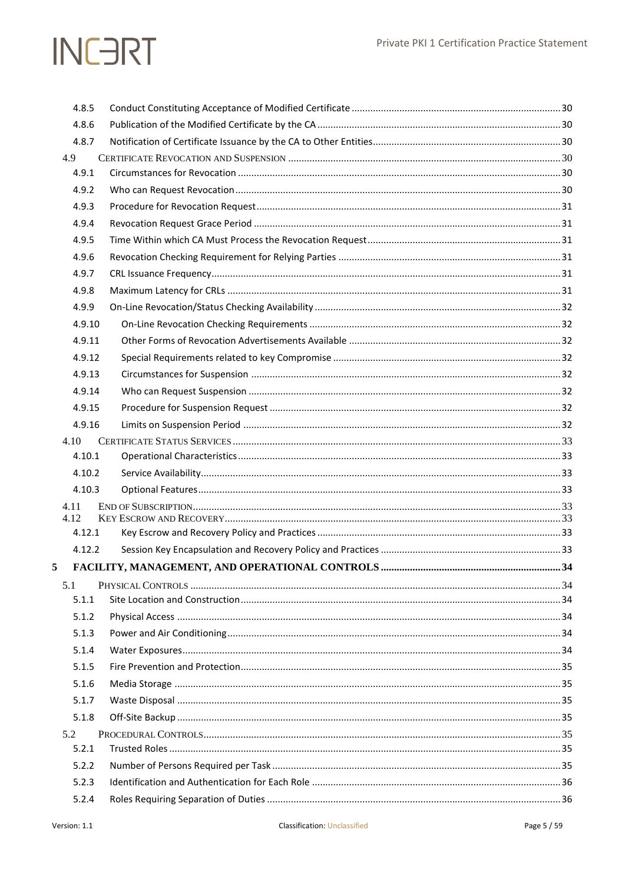4.8.5 Conduct Constituting Acceptance of Modified Certificate ..... 30
4.8.6 Publication of the Modified Certificate by the CA ..... 30
4.8.7 Notification of Certificate Issuance by the CA to Other Entities ..... 30
4.9 CERTIFICATE REVOCATION AND SUSPENSION ..... 30
4.9.1 Circumstances for Revocation ..... 30
4.9.2 Who can Request Revocation ..... 30
4.9.3 Procedure for Revocation Request ..... 31
4.9.4 Revocation Request Grace Period ..... 31
4.9.5 Time Within which CA Must Process the Revocation Request ..... 31
4.9.6 Revocation Checking Requirement for Relying Parties ..... 31
4.9.7 CRL Issuance Frequency ..... 31
4.9.8 Maximum Latency for CRLs ..... 31
4.9.9 On-Line Revocation/Status Checking Availability ..... 32
4.9.10 On-Line Revocation Checking Requirements ..... 32
4.9.11 Other Forms of Revocation Advertisements Available ..... 32
4.9.12 Special Requirements related to key Compromise ..... 32
4.9.13 Circumstances for Suspension ..... 32
4.9.14 Who can Request Suspension ..... 32
4.9.15 Procedure for Suspension Request ..... 32
4.9.16 Limits on Suspension Period ..... 32
4.10 CERTIFICATE STATUS SERVICES ..... 33
4.10.1 Operational Characteristics ..... 33
4.10.2 Service Availability ..... 33
4.10.3 Optional Features ..... 33
4.11 END OF SUBSCRIPTION ..... 33
4.12 KEY ESCROW AND RECOVERY ..... 33
4.12.1 Key Escrow and Recovery Policy and Practices ..... 33
4.12.2 Session Key Encapsulation and Recovery Policy and Practices ..... 33

**5 FACILITY, MANAGEMENT, AND OPERATIONAL CONTROLS ..... 34**

5.1 PHYSICAL CONTROLS ..... 34
5.1.1 Site Location and Construction ..... 34
5.1.2 Physical Access ..... 34
5.1.3 Power and Air Conditioning ..... 34
5.1.4 Water Exposures ..... 34
5.1.5 Fire Prevention and Protection ..... 35
5.1.6 Media Storage ..... 35
5.1.7 Waste Disposal ..... 35
5.1.8 Off-Site Backup ..... 35
5.2 PROCEDURAL CONTROLS ..... 35
5.2.1 Trusted Roles ..... 35
5.2.2 Number of Persons Required per Task ..... 35
5.2.3 Identification and Authentication for Each Role ..... 36
5.2.4 Roles Requiring Separation of Duties ..... 36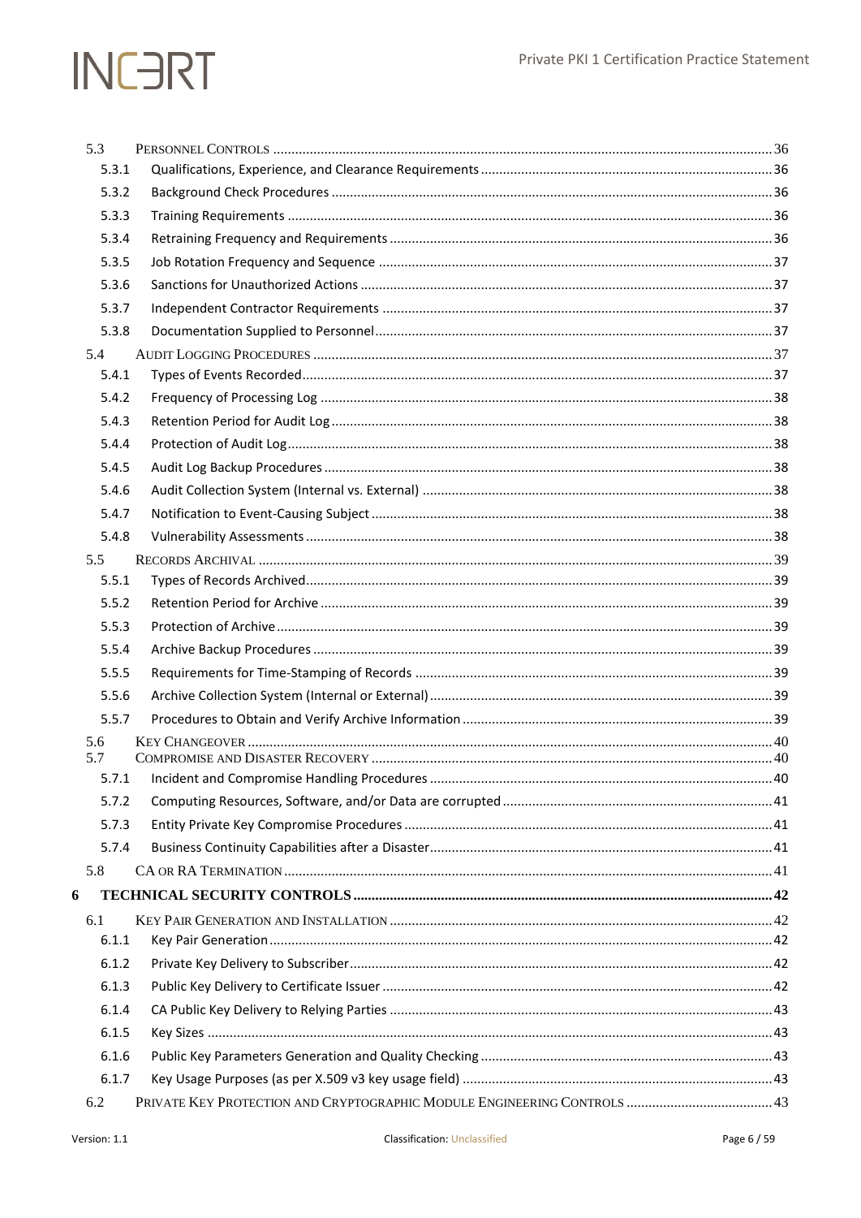5.3 PERSONNEL CONTROLS ..... 36
  5.3.1 Qualifications, Experience, and Clearance Requirements ..... 36
  5.3.2 Background Check Procedures ..... 36
  5.3.3 Training Requirements ..... 36
  5.3.4 Retraining Frequency and Requirements ..... 36
  5.3.5 Job Rotation Frequency and Sequence ..... 37
  5.3.6 Sanctions for Unauthorized Actions ..... 37
  5.3.7 Independent Contractor Requirements ..... 37
  5.3.8 Documentation Supplied to Personnel ..... 37
5.4 AUDIT LOGGING PROCEDURES ..... 37
  5.4.1 Types of Events Recorded ..... 37
  5.4.2 Frequency of Processing Log ..... 38
  5.4.3 Retention Period for Audit Log ..... 38
  5.4.4 Protection of Audit Log ..... 38
  5.4.5 Audit Log Backup Procedures ..... 38
  5.4.6 Audit Collection System (Internal vs. External) ..... 38
  5.4.7 Notification to Event-Causing Subject ..... 38
  5.4.8 Vulnerability Assessments ..... 38
5.5 RECORDS ARCHIVAL ..... 39
  5.5.1 Types of Records Archived ..... 39
  5.5.2 Retention Period for Archive ..... 39
  5.5.3 Protection of Archive ..... 39
  5.5.4 Archive Backup Procedures ..... 39
  5.5.5 Requirements for Time-Stamping of Records ..... 39
  5.5.6 Archive Collection System (Internal or External) ..... 39
  5.5.7 Procedures to Obtain and Verify Archive Information ..... 39
5.6 KEY CHANGEOVER ..... 40
5.7 COMPROMISE AND DISASTER RECOVERY ..... 40
  5.7.1 Incident and Compromise Handling Procedures ..... 40
  5.7.2 Computing Resources, Software, and/or Data are corrupted ..... 41
  5.7.3 Entity Private Key Compromise Procedures ..... 41
  5.7.4 Business Continuity Capabilities after a Disaster ..... 41
5.8 CA OR RA TERMINATION ..... 41

**6 TECHNICAL SECURITY CONTROLS ..... 42**

6.1 KEY PAIR GENERATION AND INSTALLATION ..... 42
  6.1.1 Key Pair Generation ..... 42
  6.1.2 Private Key Delivery to Subscriber ..... 42
  6.1.3 Public Key Delivery to Certificate Issuer ..... 42
  6.1.4 CA Public Key Delivery to Relying Parties ..... 43
  6.1.5 Key Sizes ..... 43
  6.1.6 Public Key Parameters Generation and Quality Checking ..... 43
  6.1.7 Key Usage Purposes (as per X.509 v3 key usage field) ..... 43
6.2 PRIVATE KEY PROTECTION AND CRYPTOGRAPHIC MODULE ENGINEERING CONTROLS ..... 43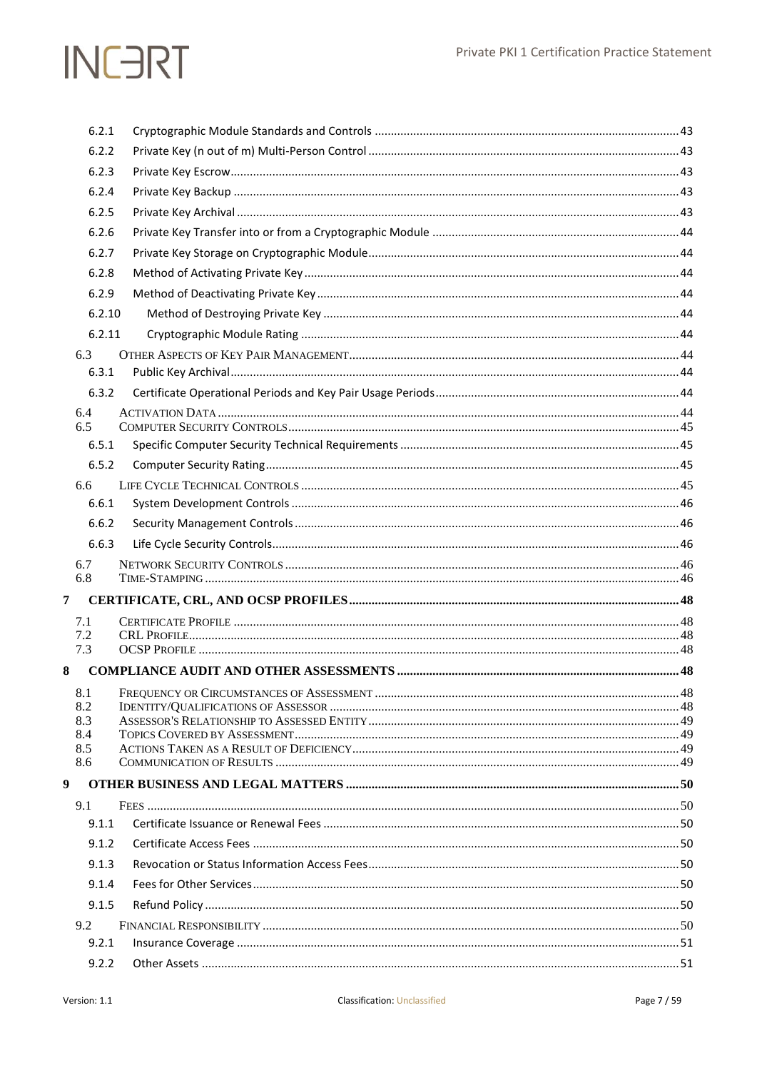6.2.1 Cryptographic Module Standards and Controls ..... 43
6.2.2 Private Key (n out of m) Multi-Person Control ..... 43
6.2.3 Private Key Escrow ..... 43
6.2.4 Private Key Backup ..... 43
6.2.5 Private Key Archival ..... 43
6.2.6 Private Key Transfer into or from a Cryptographic Module ..... 44
6.2.7 Private Key Storage on Cryptographic Module ..... 44
6.2.8 Method of Activating Private Key ..... 44
6.2.9 Method of Deactivating Private Key ..... 44
6.2.10 Method of Destroying Private Key ..... 44
6.2.11 Cryptographic Module Rating ..... 44

6.3 Other Aspects of Key Pair Management ..... 44
6.3.1 Public Key Archival ..... 44
6.3.2 Certificate Operational Periods and Key Pair Usage Periods ..... 44

6.4 Activation Data ..... 44
6.5 Computer Security Controls ..... 45
6.5.1 Specific Computer Security Technical Requirements ..... 45
6.5.2 Computer Security Rating ..... 45

6.6 Life Cycle Technical Controls ..... 45
6.6.1 System Development Controls ..... 46
6.6.2 Security Management Controls ..... 46
6.6.3 Life Cycle Security Controls ..... 46

6.7 Network Security Controls ..... 46
6.8 Time-Stamping ..... 46

**7 CERTIFICATE, CRL, AND OCSP PROFILES ..... 48**

7.1 Certificate Profile ..... 48
7.2 CRL Profile ..... 48
7.3 OCSP Profile ..... 48

**8 COMPLIANCE AUDIT AND OTHER ASSESSMENTS ..... 48**

8.1 Frequency or Circumstances of Assessment ..... 48
8.2 Identity/Qualifications of Assessor ..... 48
8.3 Assessor's Relationship to Assessed Entity ..... 49
8.4 Topics Covered by Assessment ..... 49
8.5 Actions Taken as a Result of Deficiency ..... 49
8.6 Communication of Results ..... 49

**9 OTHER BUSINESS AND LEGAL MATTERS ..... 50**

9.1 Fees ..... 50
9.1.1 Certificate Issuance or Renewal Fees ..... 50
9.1.2 Certificate Access Fees ..... 50
9.1.3 Revocation or Status Information Access Fees ..... 50
9.1.4 Fees for Other Services ..... 50
9.1.5 Refund Policy ..... 50

9.2 Financial Responsibility ..... 50
9.2.1 Insurance Coverage ..... 51
9.2.2 Other Assets ..... 51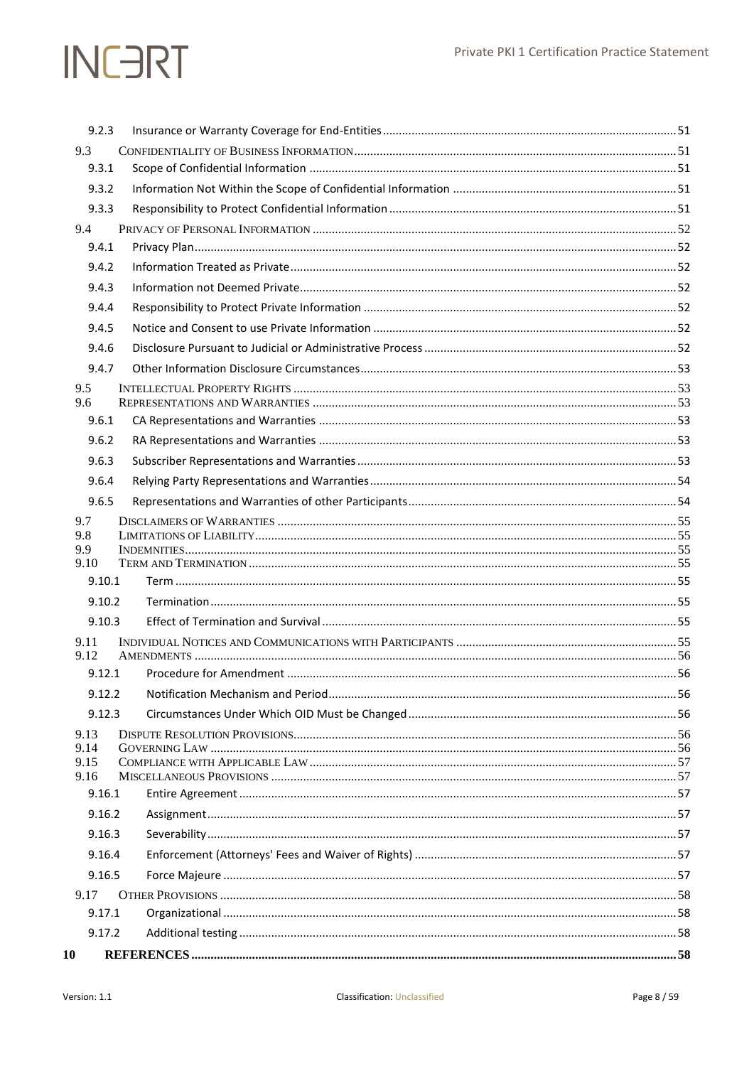9.2.3 Insurance or Warranty Coverage for End-Entities .....51

9.3 Confidentiality of Business Information .....51

9.3.1 Scope of Confidential Information .....51

9.3.2 Information Not Within the Scope of Confidential Information .....51

9.3.3 Responsibility to Protect Confidential Information .....51

9.4 Privacy of Personal Information .....52

9.4.1 Privacy Plan .....52

9.4.2 Information Treated as Private .....52

9.4.3 Information not Deemed Private .....52

9.4.4 Responsibility to Protect Private Information .....52

9.4.5 Notice and Consent to use Private Information .....52

9.4.6 Disclosure Pursuant to Judicial or Administrative Process .....52

9.4.7 Other Information Disclosure Circumstances .....53

9.5 Intellectual Property Rights .....53

9.6 Representations and Warranties .....53

9.6.1 CA Representations and Warranties .....53

9.6.2 RA Representations and Warranties .....53

9.6.3 Subscriber Representations and Warranties .....53

9.6.4 Relying Party Representations and Warranties .....54

9.6.5 Representations and Warranties of other Participants .....54

9.7 Disclaimers of Warranties .....55

9.8 Limitations of Liability .....55

9.9 Indemnities .....55

9.10 Term and Termination .....55

9.10.1 Term .....55

9.10.2 Termination .....55

9.10.3 Effect of Termination and Survival .....55

9.11 Individual Notices and Communications with Participants .....55

9.12 Amendments .....56

9.12.1 Procedure for Amendment .....56

9.12.2 Notification Mechanism and Period .....56

9.12.3 Circumstances Under Which OID Must be Changed .....56

9.13 Dispute Resolution Provisions .....56

9.14 Governing Law .....56

9.15 Compliance with Applicable Law .....57

9.16 Miscellaneous Provisions .....57

9.16.1 Entire Agreement .....57

9.16.2 Assignment .....57

9.16.3 Severability .....57

9.16.4 Enforcement (Attorneys' Fees and Waiver of Rights) .....57

9.16.5 Force Majeure .....57

9.17 Other Provisions .....58

9.17.1 Organizational .....58

9.17.2 Additional testing .....58

**10 REFERENCES .....58**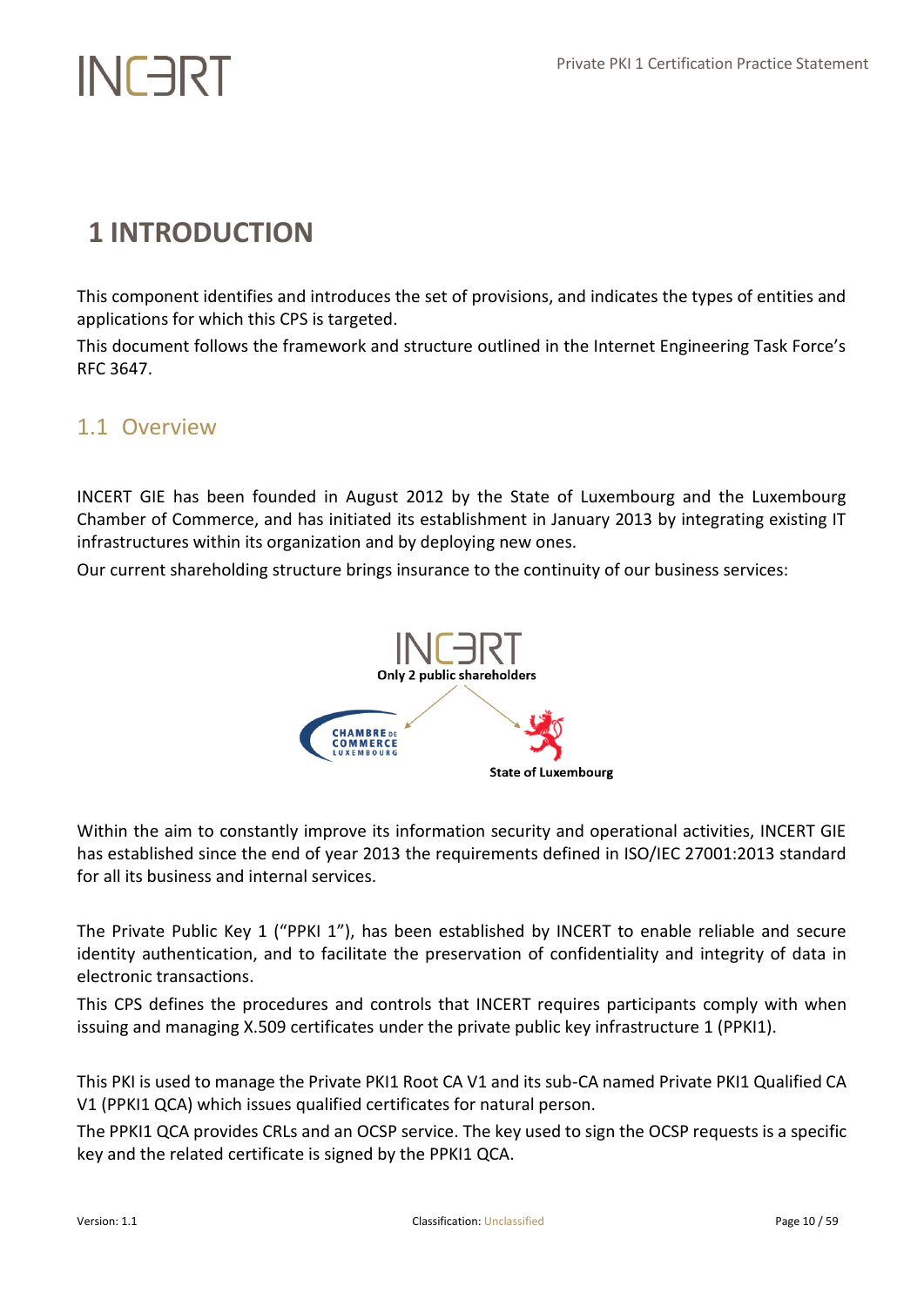# 1 INTRODUCTION

This component identifies and introduces the set of provisions, and indicates the types of entities and applications for which this CPS is targeted.

This document follows the framework and structure outlined in the Internet Engineering Task Force's RFC 3647.

## 1.1 Overview

INCERT GIE has been founded in August 2012 by the State of Luxembourg and the Luxembourg Chamber of Commerce, and has initiated its establishment in January 2013 by integrating existing IT infrastructures within its organization and by deploying new ones.

Our current shareholding structure brings insurance to the continuity of our business services:

Only 2 public shareholders

State of Luxembourg

Within the aim to constantly improve its information security and operational activities, INCERT GIE has established since the end of year 2013 the requirements defined in ISO/IEC 27001:2013 standard for all its business and internal services.

The Private Public Key 1 ("PPKI 1"), has been established by INCERT to enable reliable and secure identity authentication, and to facilitate the preservation of confidentiality and integrity of data in electronic transactions.

This CPS defines the procedures and controls that INCERT requires participants comply with when issuing and managing X.509 certificates under the private public key infrastructure 1 (PPKI1).

This PKI is used to manage the Private PKI1 Root CA V1 and its sub-CA named Private PKI1 Qualified CA V1 (PPKI1 QCA) which issues qualified certificates for natural person.

The PPKI1 QCA provides CRLs and an OCSP service. The key used to sign the OCSP requests is a specific key and the related certificate is signed by the PPKI1 QCA.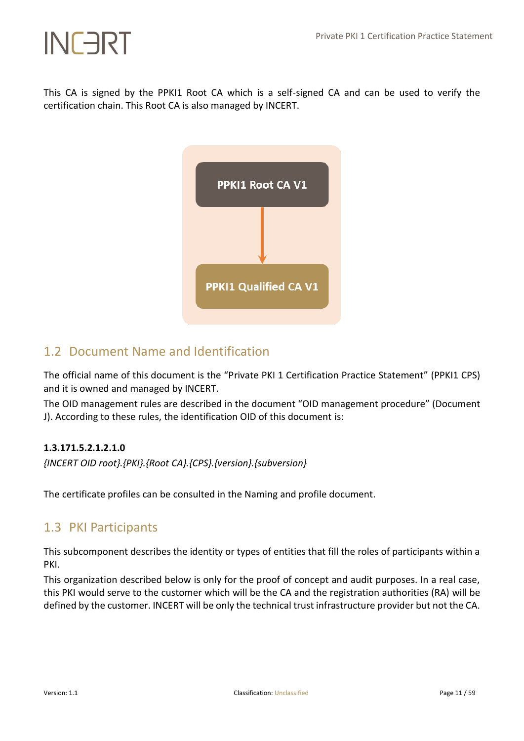This CA is signed by the PPKI1 Root CA which is a self-signed CA and can be used to verify the certification chain. This Root CA is also managed by INCERT.

PPKI1 Root CA V1

PPKI1 Qualified CA V1

## 1.2 Document Name and Identification

The official name of this document is the “Private PKI 1 Certification Practice Statement” (PPKI1 CPS) and it is owned and managed by INCERT.

The OID management rules are described in the document “OID management procedure” (Document J). According to these rules, the identification OID of this document is:

**1.3.171.5.2.1.2.1.0**

*{INCERT OID root}.{PKI}.{Root CA}.{CPS}.{version}.{subversion}*

The certificate profiles can be consulted in the Naming and profile document.

## 1.3 PKI Participants

This subcomponent describes the identity or types of entities that fill the roles of participants within a PKI.

This organization described below is only for the proof of concept and audit purposes. In a real case, this PKI would serve to the customer which will be the CA and the registration authorities (RA) will be defined by the customer. INCERT will be only the technical trust infrastructure provider but not the CA.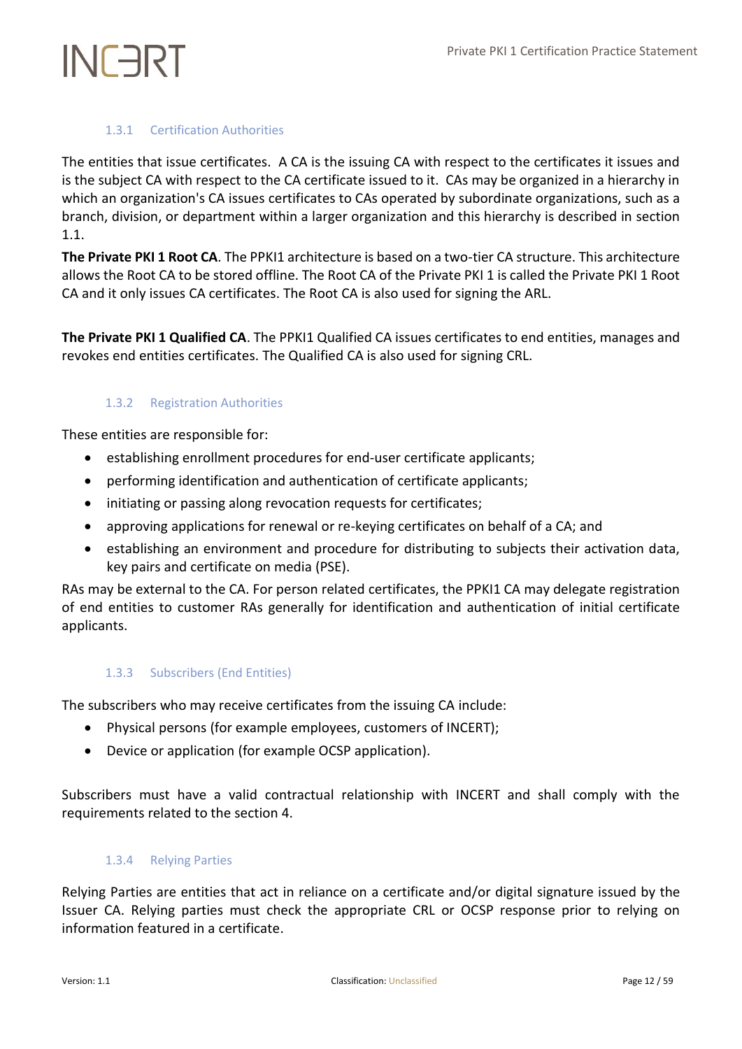### 1.3.1 Certification Authorities

The entities that issue certificates. A CA is the issuing CA with respect to the certificates it issues and is the subject CA with respect to the CA certificate issued to it. CAs may be organized in a hierarchy in which an organization's CA issues certificates to CAs operated by subordinate organizations, such as a branch, division, or department within a larger organization and this hierarchy is described in section 1.1.

**The Private PKI 1 Root CA**. The PPKI1 architecture is based on a two-tier CA structure. This architecture allows the Root CA to be stored offline. The Root CA of the Private PKI 1 is called the Private PKI 1 Root CA and it only issues CA certificates. The Root CA is also used for signing the ARL.

**The Private PKI 1 Qualified CA**. The PPKI1 Qualified CA issues certificates to end entities, manages and revokes end entities certificates. The Qualified CA is also used for signing CRL.

### 1.3.2 Registration Authorities

These entities are responsible for:

- establishing enrollment procedures for end-user certificate applicants;
- performing identification and authentication of certificate applicants;
- initiating or passing along revocation requests for certificates;
- approving applications for renewal or re-keying certificates on behalf of a CA; and
- establishing an environment and procedure for distributing to subjects their activation data, key pairs and certificate on media (PSE).

RAs may be external to the CA. For person related certificates, the PPKI1 CA may delegate registration of end entities to customer RAs generally for identification and authentication of initial certificate applicants.

### 1.3.3 Subscribers (End Entities)

The subscribers who may receive certificates from the issuing CA include:

- Physical persons (for example employees, customers of INCERT);
- Device or application (for example OCSP application).

Subscribers must have a valid contractual relationship with INCERT and shall comply with the requirements related to the section 4.

### 1.3.4 Relying Parties

Relying Parties are entities that act in reliance on a certificate and/or digital signature issued by the Issuer CA. Relying parties must check the appropriate CRL or OCSP response prior to relying on information featured in a certificate.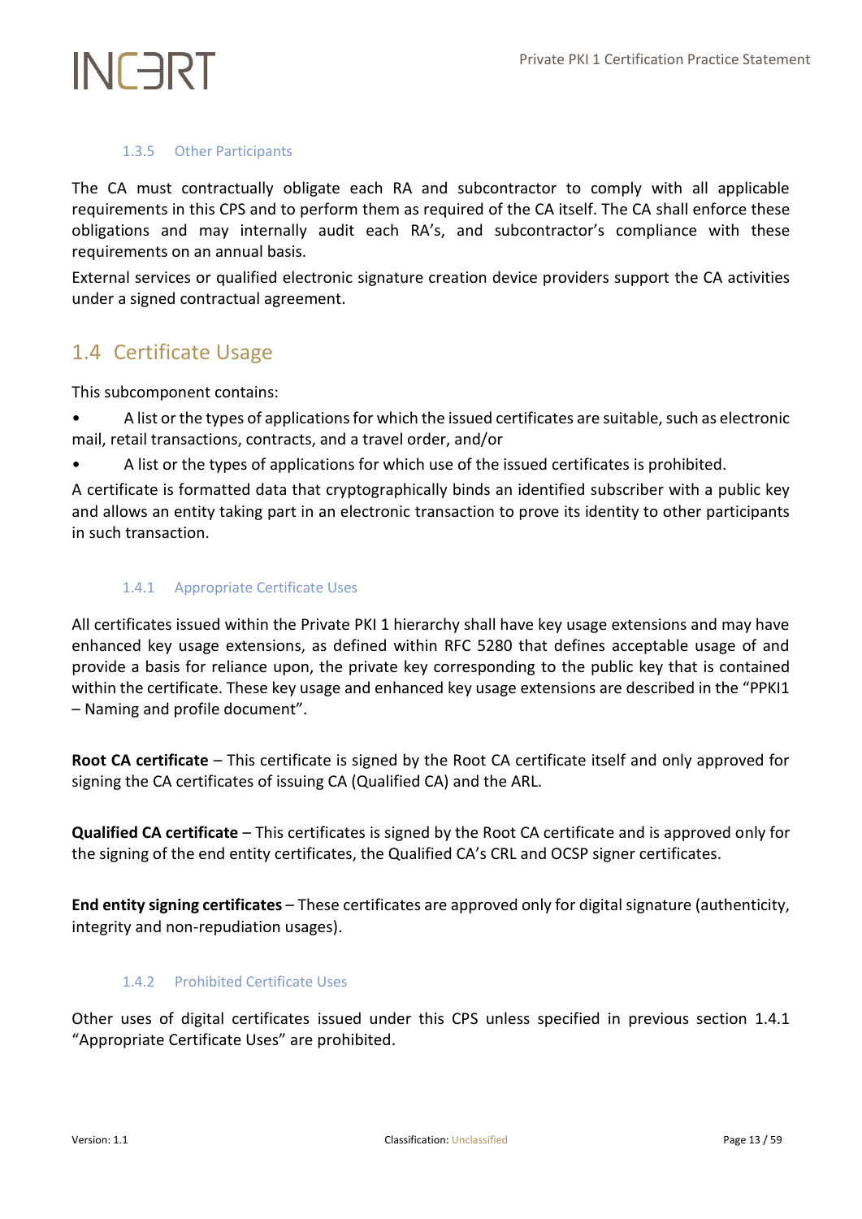### 1.3.5 Other Participants

The CA must contractually obligate each RA and subcontractor to comply with all applicable requirements in this CPS and to perform them as required of the CA itself. The CA shall enforce these obligations and may internally audit each RA's, and subcontractor's compliance with these requirements on an annual basis.

External services or qualified electronic signature creation device providers support the CA activities under a signed contractual agreement.

## 1.4 Certificate Usage

This subcomponent contains:

- A list or the types of applications for which the issued certificates are suitable, such as electronic mail, retail transactions, contracts, and a travel order, and/or
- A list or the types of applications for which use of the issued certificates is prohibited.

A certificate is formatted data that cryptographically binds an identified subscriber with a public key and allows an entity taking part in an electronic transaction to prove its identity to other participants in such transaction.

### 1.4.1 Appropriate Certificate Uses

All certificates issued within the Private PKI 1 hierarchy shall have key usage extensions and may have enhanced key usage extensions, as defined within RFC 5280 that defines acceptable usage of and provide a basis for reliance upon, the private key corresponding to the public key that is contained within the certificate. These key usage and enhanced key usage extensions are described in the "PPKI1 – Naming and profile document".

**Root CA certificate** – This certificate is signed by the Root CA certificate itself and only approved for signing the CA certificates of issuing CA (Qualified CA) and the ARL.

**Qualified CA certificate** – This certificates is signed by the Root CA certificate and is approved only for the signing of the end entity certificates, the Qualified CA's CRL and OCSP signer certificates.

**End entity signing certificates** – These certificates are approved only for digital signature (authenticity, integrity and non-repudiation usages).

### 1.4.2 Prohibited Certificate Uses

Other uses of digital certificates issued under this CPS unless specified in previous section 1.4.1 "Appropriate Certificate Uses" are prohibited.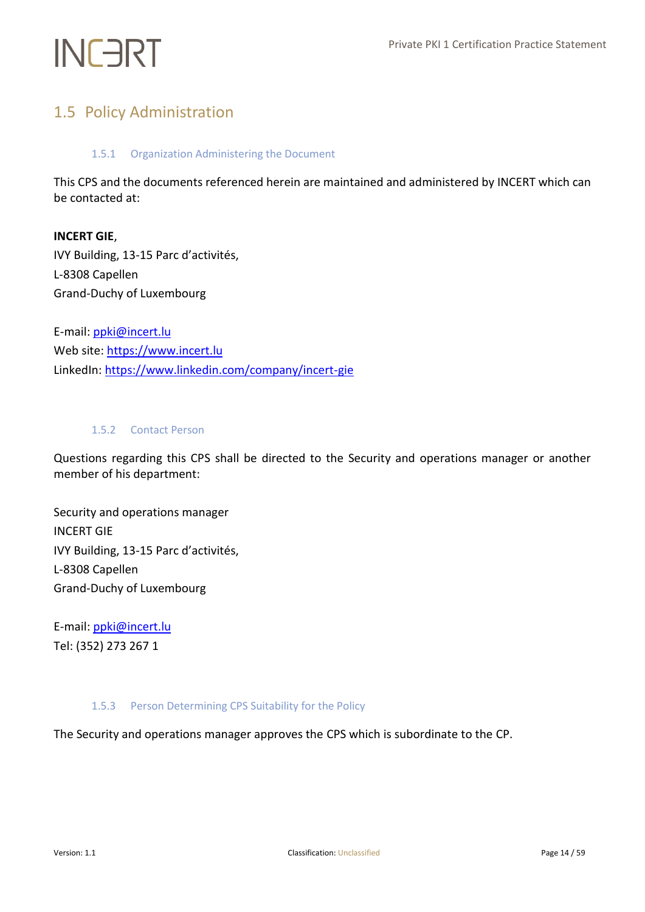## 1.5 Policy Administration

### 1.5.1 Organization Administering the Document

This CPS and the documents referenced herein are maintained and administered by INCERT which can be contacted at:

**INCERT GIE**,
IVY Building, 13-15 Parc d'activités,
L-8308 Capellen
Grand-Duchy of Luxembourg

E-mail: ppki@incert.lu
Web site: https://www.incert.lu
LinkedIn: https://www.linkedin.com/company/incert-gie

### 1.5.2 Contact Person

Questions regarding this CPS shall be directed to the Security and operations manager or another member of his department:

Security and operations manager
INCERT GIE
IVY Building, 13-15 Parc d'activités,
L-8308 Capellen
Grand-Duchy of Luxembourg

E-mail: ppki@incert.lu
Tel: (352) 273 267 1

### 1.5.3 Person Determining CPS Suitability for the Policy

The Security and operations manager approves the CPS which is subordinate to the CP.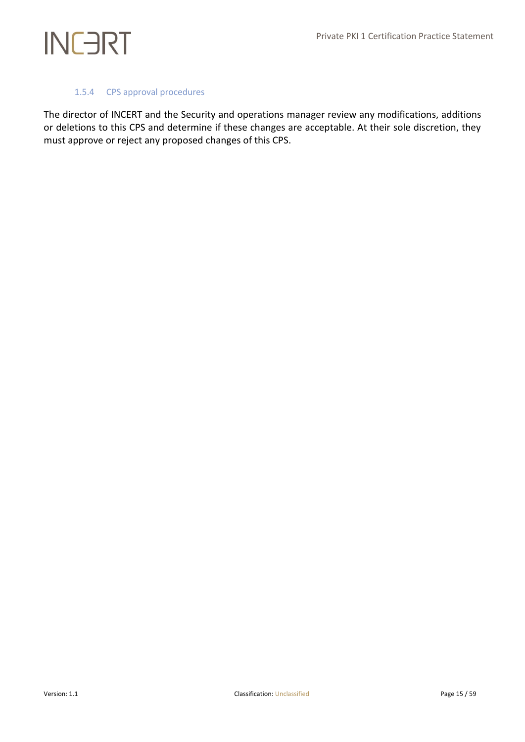### 1.5.4 CPS approval procedures

The director of INCERT and the Security and operations manager review any modifications, additions or deletions to this CPS and determine if these changes are acceptable. At their sole discretion, they must approve or reject any proposed changes of this CPS.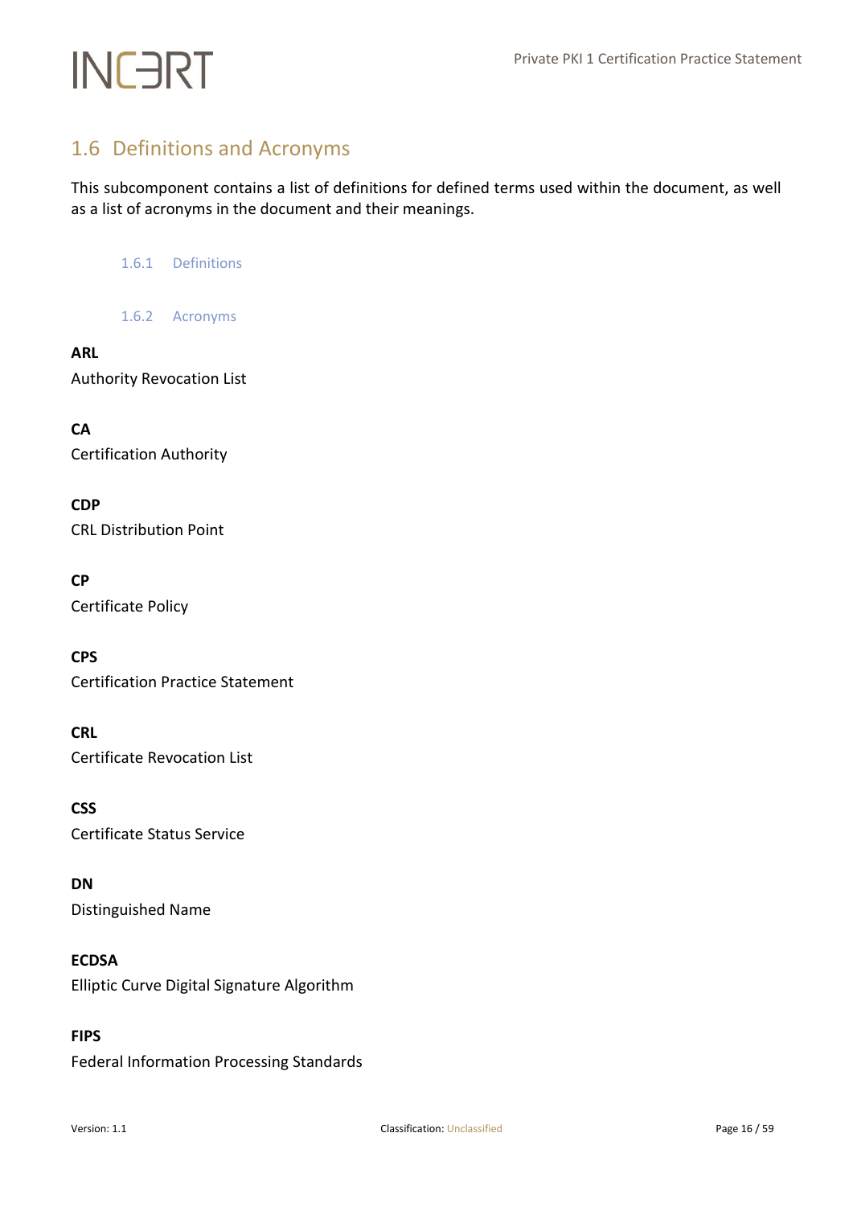## 1.6 Definitions and Acronyms

This subcomponent contains a list of definitions for defined terms used within the document, as well as a list of acronyms in the document and their meanings.

### 1.6.1 Definitions

### 1.6.2 Acronyms

**ARL**
Authority Revocation List

**CA**
Certification Authority

**CDP**
CRL Distribution Point

**CP**
Certificate Policy

**CPS**
Certification Practice Statement

**CRL**
Certificate Revocation List

**CSS**
Certificate Status Service

**DN**
Distinguished Name

**ECDSA**
Elliptic Curve Digital Signature Algorithm

**FIPS**
Federal Information Processing Standards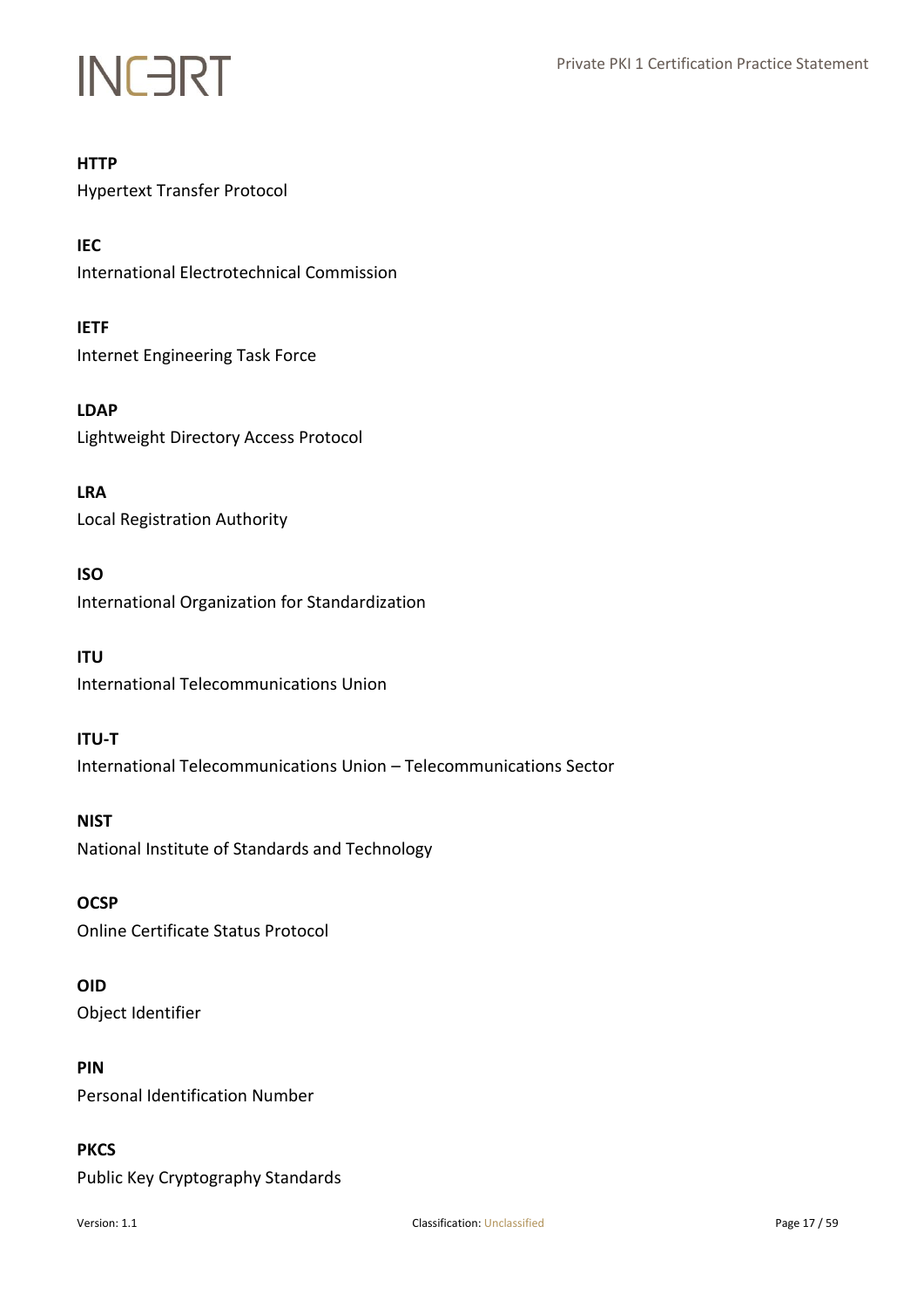**HTTP**
Hypertext Transfer Protocol

**IEC**
International Electrotechnical Commission

**IETF**
Internet Engineering Task Force

**LDAP**
Lightweight Directory Access Protocol

**LRA**
Local Registration Authority

**ISO**
International Organization for Standardization

**ITU**
International Telecommunications Union

**ITU-T**
International Telecommunications Union – Telecommunications Sector

**NIST**
National Institute of Standards and Technology

**OCSP**
Online Certificate Status Protocol

**OID**
Object Identifier

**PIN**
Personal Identification Number

**PKCS**
Public Key Cryptography Standards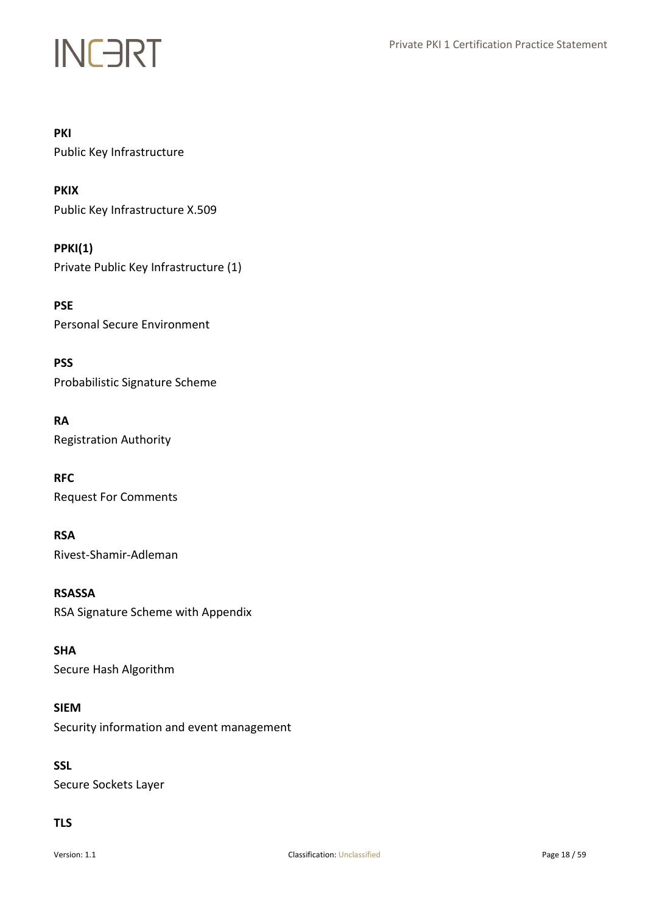**PKI**
Public Key Infrastructure

**PKIX**
Public Key Infrastructure X.509

**PPKI(1)**
Private Public Key Infrastructure (1)

**PSE**
Personal Secure Environment

**PSS**
Probabilistic Signature Scheme

**RA**
Registration Authority

**RFC**
Request For Comments

**RSA**
Rivest-Shamir-Adleman

**RSASSA**
RSA Signature Scheme with Appendix

**SHA**
Secure Hash Algorithm

**SIEM**
Security information and event management

**SSL**
Secure Sockets Layer

**TLS**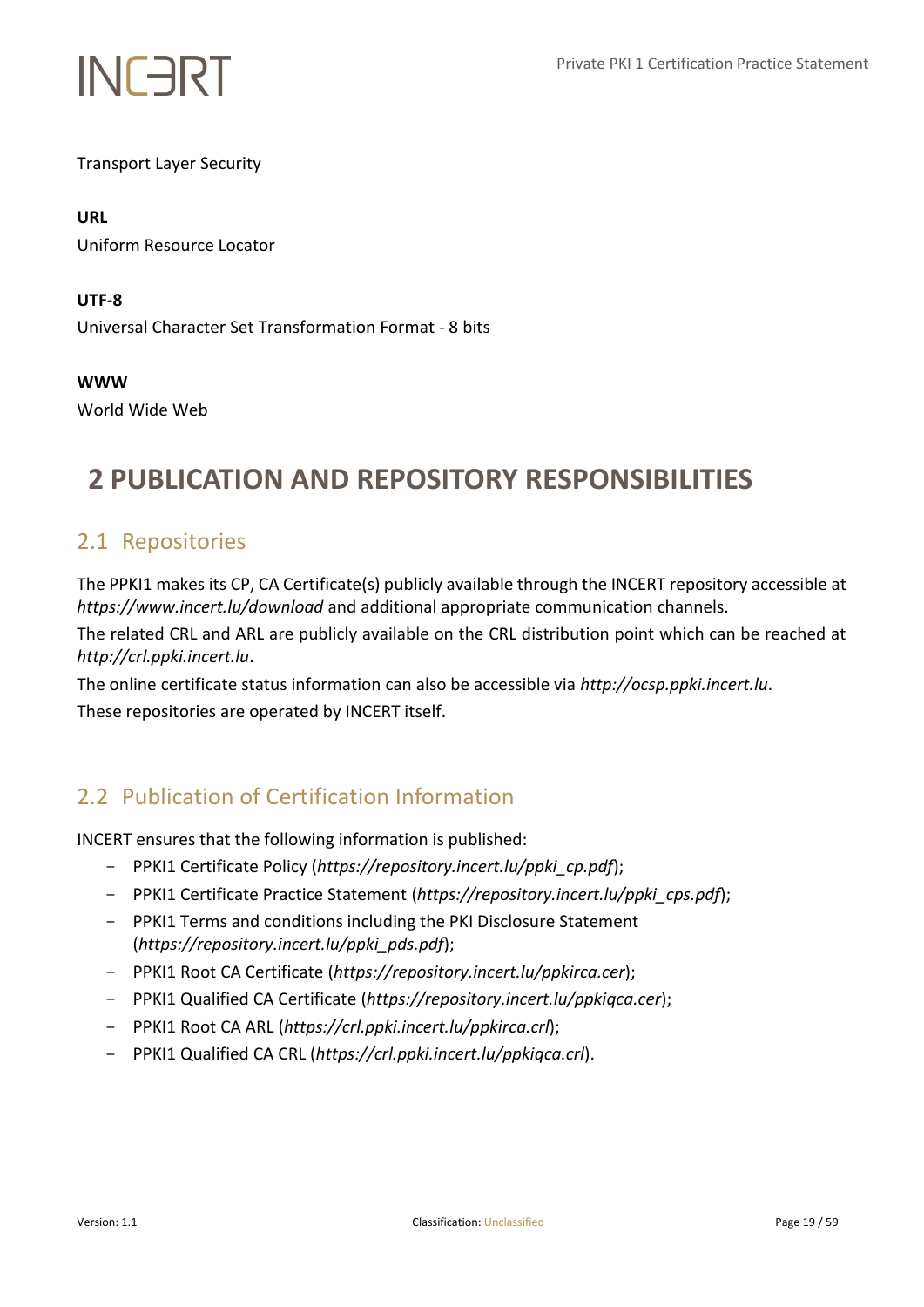Transport Layer Security

**URL**
Uniform Resource Locator

**UTF-8**
Universal Character Set Transformation Format - 8 bits

**WWW**
World Wide Web

# 2 PUBLICATION AND REPOSITORY RESPONSIBILITIES

## 2.1 Repositories

The PPKI1 makes its CP, CA Certificate(s) publicly available through the INCERT repository accessible at *https://www.incert.lu/download* and additional appropriate communication channels.

The related CRL and ARL are publicly available on the CRL distribution point which can be reached at *http://crl.ppki.incert.lu*.

The online certificate status information can also be accessible via *http://ocsp.ppki.incert.lu*.

These repositories are operated by INCERT itself.

## 2.2 Publication of Certification Information

INCERT ensures that the following information is published:

- PPKI1 Certificate Policy (*https://repository.incert.lu/ppki_cp.pdf*);
- PPKI1 Certificate Practice Statement (*https://repository.incert.lu/ppki_cps.pdf*);
- PPKI1 Terms and conditions including the PKI Disclosure Statement (*https://repository.incert.lu/ppki_pds.pdf*);
- PPKI1 Root CA Certificate (*https://repository.incert.lu/ppkirca.cer*);
- PPKI1 Qualified CA Certificate (*https://repository.incert.lu/ppkiqca.cer*);
- PPKI1 Root CA ARL (*https://crl.ppki.incert.lu/ppkirca.crl*);
- PPKI1 Qualified CA CRL (*https://crl.ppki.incert.lu/ppkiqca.crl*).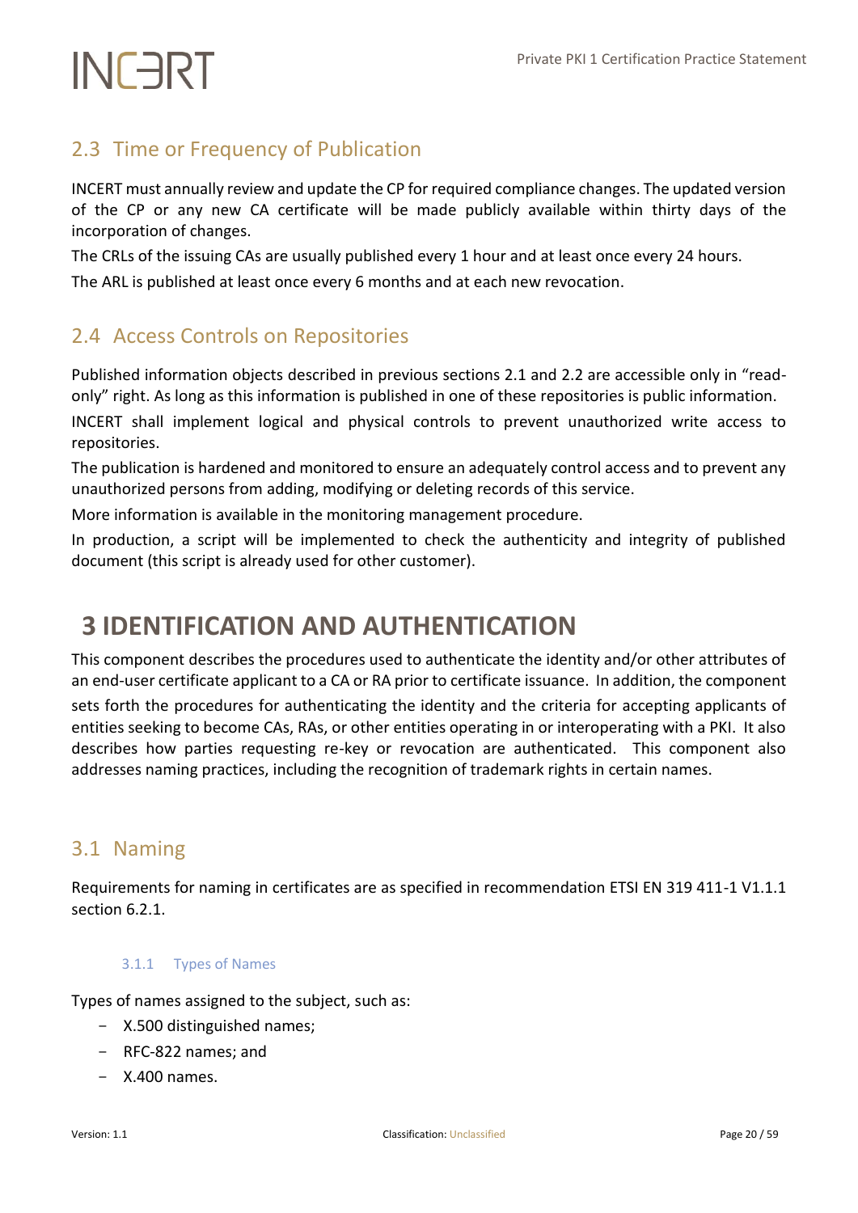## 2.3 Time or Frequency of Publication

INCERT must annually review and update the CP for required compliance changes. The updated version of the CP or any new CA certificate will be made publicly available within thirty days of the incorporation of changes.

The CRLs of the issuing CAs are usually published every 1 hour and at least once every 24 hours.

The ARL is published at least once every 6 months and at each new revocation.

## 2.4 Access Controls on Repositories

Published information objects described in previous sections 2.1 and 2.2 are accessible only in "read-only" right. As long as this information is published in one of these repositories is public information.

INCERT shall implement logical and physical controls to prevent unauthorized write access to repositories.

The publication is hardened and monitored to ensure an adequately control access and to prevent any unauthorized persons from adding, modifying or deleting records of this service.

More information is available in the monitoring management procedure.

In production, a script will be implemented to check the authenticity and integrity of published document (this script is already used for other customer).

# 3 IDENTIFICATION AND AUTHENTICATION

This component describes the procedures used to authenticate the identity and/or other attributes of an end-user certificate applicant to a CA or RA prior to certificate issuance. In addition, the component sets forth the procedures for authenticating the identity and the criteria for accepting applicants of entities seeking to become CAs, RAs, or other entities operating in or interoperating with a PKI. It also describes how parties requesting re-key or revocation are authenticated. This component also addresses naming practices, including the recognition of trademark rights in certain names.

## 3.1 Naming

Requirements for naming in certificates are as specified in recommendation ETSI EN 319 411-1 V1.1.1 section 6.2.1.

### 3.1.1 Types of Names

Types of names assigned to the subject, such as:

- X.500 distinguished names;
- RFC-822 names; and
- X.400 names.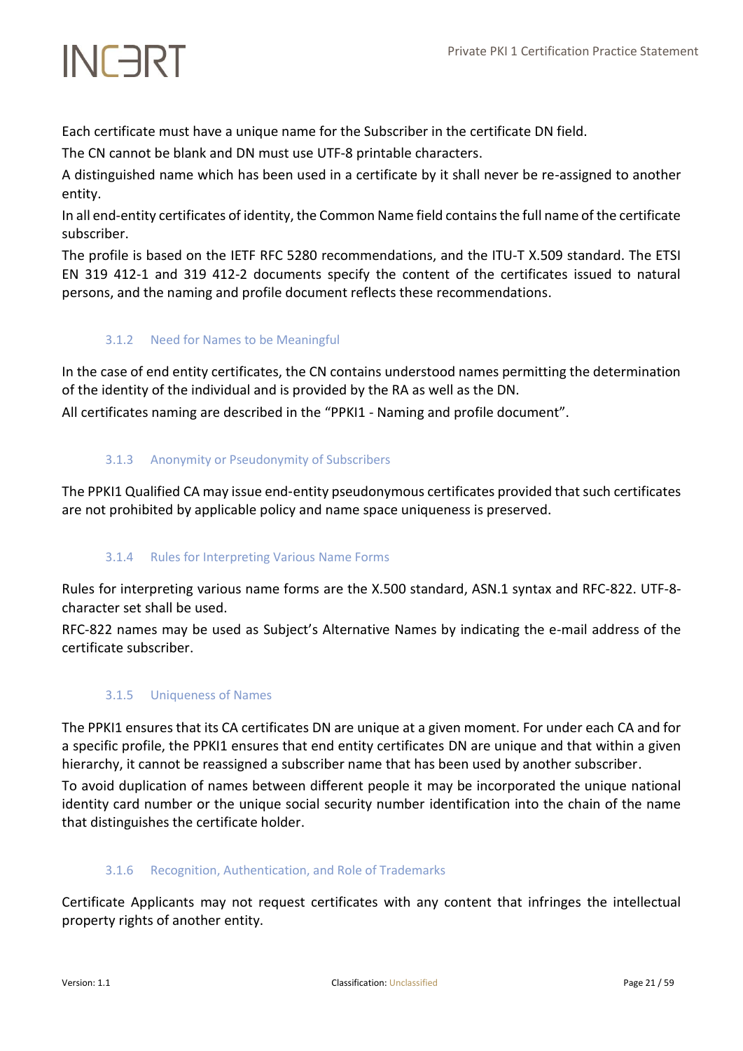Each certificate must have a unique name for the Subscriber in the certificate DN field.

The CN cannot be blank and DN must use UTF-8 printable characters.

A distinguished name which has been used in a certificate by it shall never be re-assigned to another entity.

In all end-entity certificates of identity, the Common Name field contains the full name of the certificate subscriber.

The profile is based on the IETF RFC 5280 recommendations, and the ITU-T X.509 standard. The ETSI EN 319 412-1 and 319 412-2 documents specify the content of the certificates issued to natural persons, and the naming and profile document reflects these recommendations.

### 3.1.2 Need for Names to be Meaningful

In the case of end entity certificates, the CN contains understood names permitting the determination of the identity of the individual and is provided by the RA as well as the DN.

All certificates naming are described in the "PPKI1 - Naming and profile document".

### 3.1.3 Anonymity or Pseudonymity of Subscribers

The PPKI1 Qualified CA may issue end-entity pseudonymous certificates provided that such certificates are not prohibited by applicable policy and name space uniqueness is preserved.

### 3.1.4 Rules for Interpreting Various Name Forms

Rules for interpreting various name forms are the X.500 standard, ASN.1 syntax and RFC-822. UTF-8-character set shall be used.

RFC-822 names may be used as Subject's Alternative Names by indicating the e-mail address of the certificate subscriber.

### 3.1.5 Uniqueness of Names

The PPKI1 ensures that its CA certificates DN are unique at a given moment. For under each CA and for a specific profile, the PPKI1 ensures that end entity certificates DN are unique and that within a given hierarchy, it cannot be reassigned a subscriber name that has been used by another subscriber.

To avoid duplication of names between different people it may be incorporated the unique national identity card number or the unique social security number identification into the chain of the name that distinguishes the certificate holder.

### 3.1.6 Recognition, Authentication, and Role of Trademarks

Certificate Applicants may not request certificates with any content that infringes the intellectual property rights of another entity.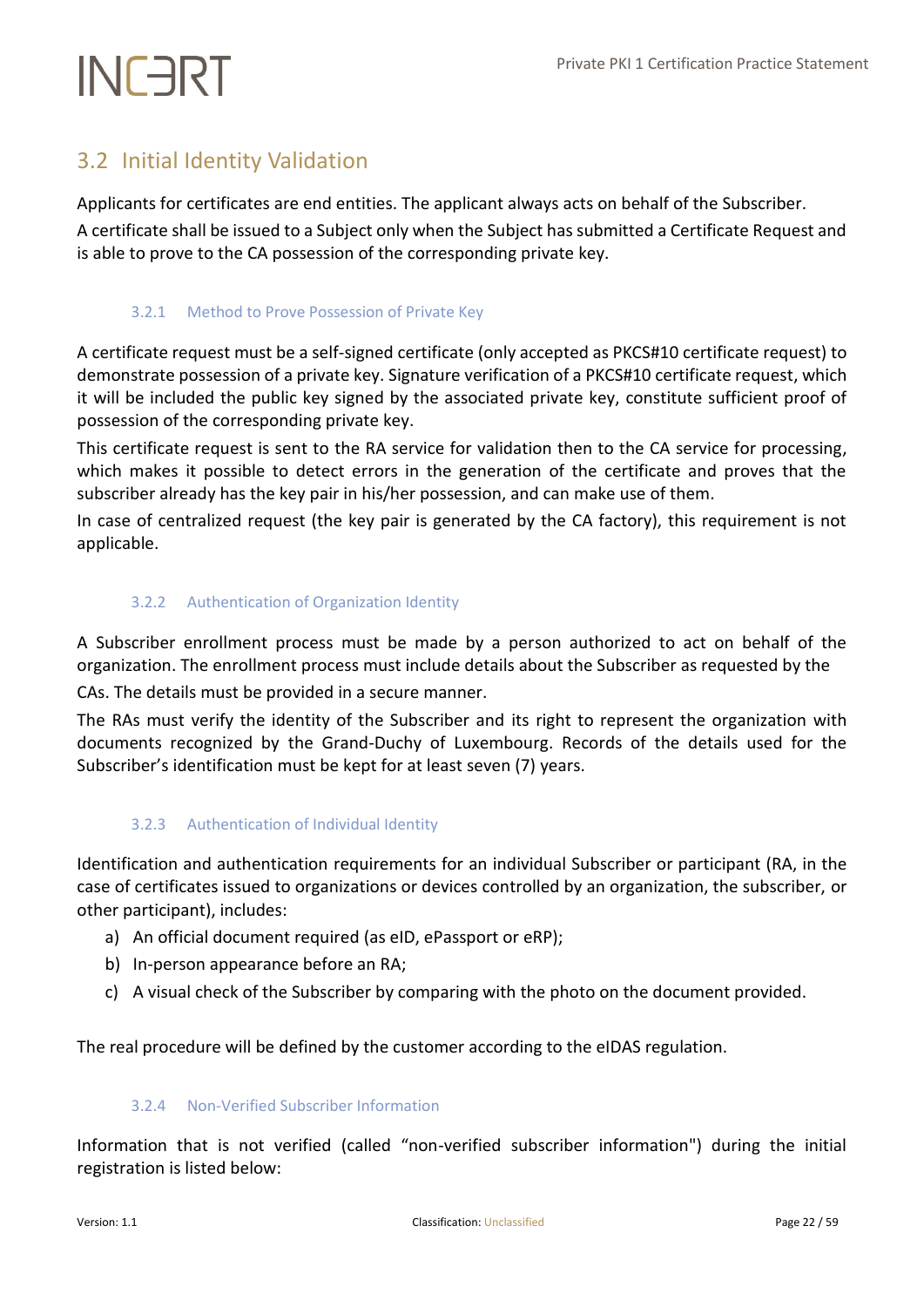## 3.2 Initial Identity Validation

Applicants for certificates are end entities. The applicant always acts on behalf of the Subscriber.

A certificate shall be issued to a Subject only when the Subject has submitted a Certificate Request and is able to prove to the CA possession of the corresponding private key.

### 3.2.1 Method to Prove Possession of Private Key

A certificate request must be a self-signed certificate (only accepted as PKCS#10 certificate request) to demonstrate possession of a private key. Signature verification of a PKCS#10 certificate request, which it will be included the public key signed by the associated private key, constitute sufficient proof of possession of the corresponding private key.

This certificate request is sent to the RA service for validation then to the CA service for processing, which makes it possible to detect errors in the generation of the certificate and proves that the subscriber already has the key pair in his/her possession, and can make use of them.

In case of centralized request (the key pair is generated by the CA factory), this requirement is not applicable.

### 3.2.2 Authentication of Organization Identity

A Subscriber enrollment process must be made by a person authorized to act on behalf of the organization. The enrollment process must include details about the Subscriber as requested by the CAs. The details must be provided in a secure manner.

The RAs must verify the identity of the Subscriber and its right to represent the organization with documents recognized by the Grand-Duchy of Luxembourg. Records of the details used for the Subscriber's identification must be kept for at least seven (7) years.

### 3.2.3 Authentication of Individual Identity

Identification and authentication requirements for an individual Subscriber or participant (RA, in the case of certificates issued to organizations or devices controlled by an organization, the subscriber, or other participant), includes:

a) An official document required (as eID, ePassport or eRP);
b) In-person appearance before an RA;
c) A visual check of the Subscriber by comparing with the photo on the document provided.

The real procedure will be defined by the customer according to the eIDAS regulation.

### 3.2.4 Non-Verified Subscriber Information

Information that is not verified (called "non-verified subscriber information") during the initial registration is listed below: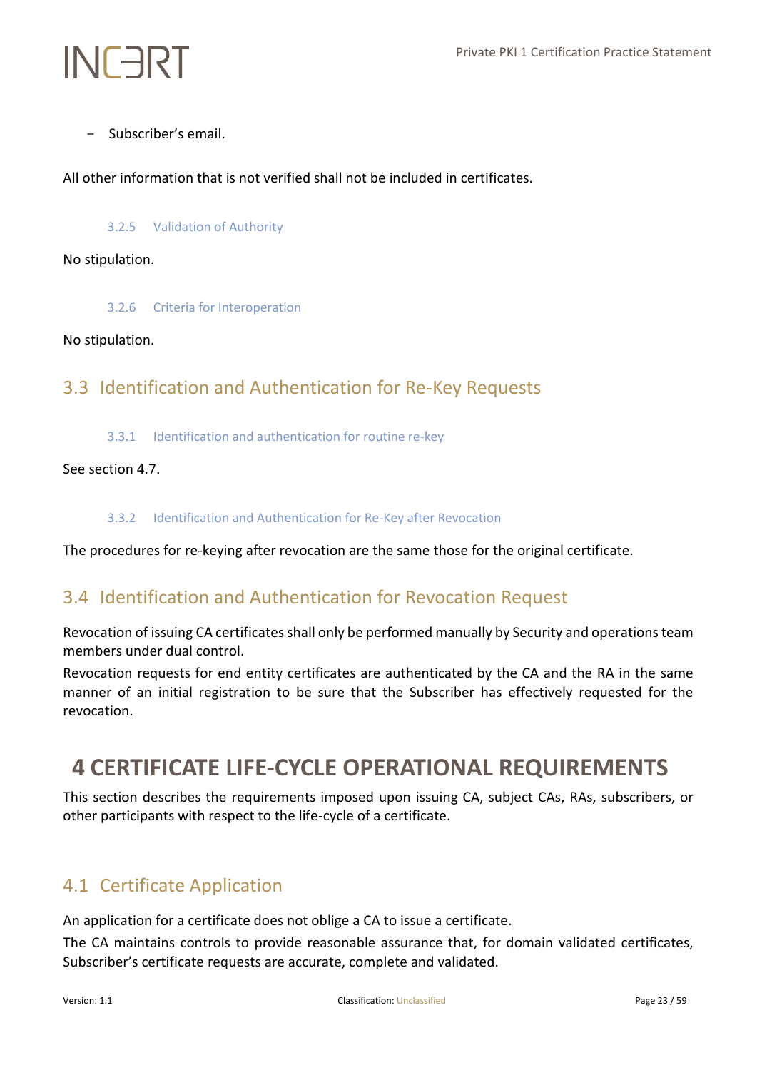- Subscriber's email.

All other information that is not verified shall not be included in certificates.

#### 3.2.5 Validation of Authority

No stipulation.

#### 3.2.6 Criteria for Interoperation

No stipulation.

## 3.3 Identification and Authentication for Re-Key Requests

#### 3.3.1 Identification and authentication for routine re-key

See section 4.7.

#### 3.3.2 Identification and Authentication for Re-Key after Revocation

The procedures for re-keying after revocation are the same those for the original certificate.

## 3.4 Identification and Authentication for Revocation Request

Revocation of issuing CA certificates shall only be performed manually by Security and operations team members under dual control.

Revocation requests for end entity certificates are authenticated by the CA and the RA in the same manner of an initial registration to be sure that the Subscriber has effectively requested for the revocation.

# 4 CERTIFICATE LIFE-CYCLE OPERATIONAL REQUIREMENTS

This section describes the requirements imposed upon issuing CA, subject CAs, RAs, subscribers, or other participants with respect to the life-cycle of a certificate.

## 4.1 Certificate Application

An application for a certificate does not oblige a CA to issue a certificate.

The CA maintains controls to provide reasonable assurance that, for domain validated certificates, Subscriber's certificate requests are accurate, complete and validated.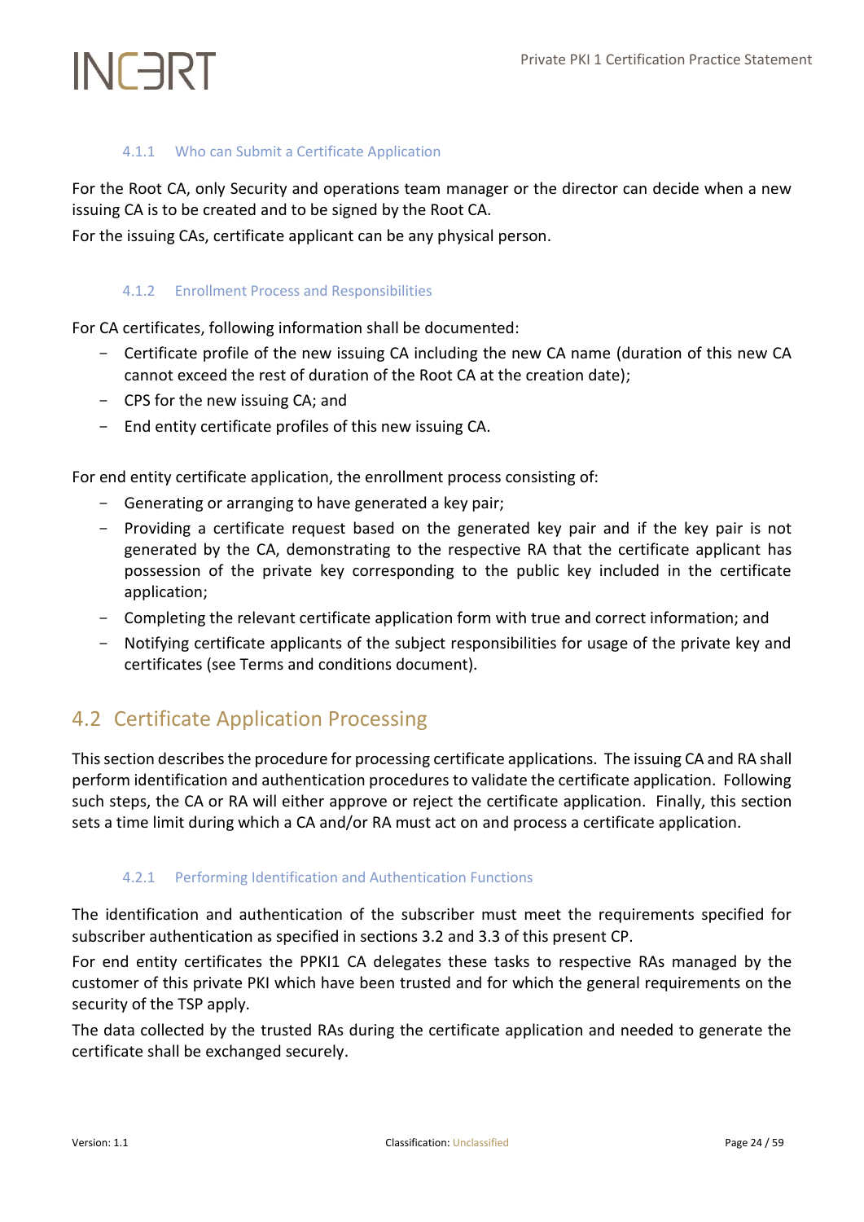#### 4.1.1 Who can Submit a Certificate Application

For the Root CA, only Security and operations team manager or the director can decide when a new issuing CA is to be created and to be signed by the Root CA.

For the issuing CAs, certificate applicant can be any physical person.

#### 4.1.2 Enrollment Process and Responsibilities

For CA certificates, following information shall be documented:

- Certificate profile of the new issuing CA including the new CA name (duration of this new CA cannot exceed the rest of duration of the Root CA at the creation date);
- CPS for the new issuing CA; and
- End entity certificate profiles of this new issuing CA.

For end entity certificate application, the enrollment process consisting of:

- Generating or arranging to have generated a key pair;
- Providing a certificate request based on the generated key pair and if the key pair is not generated by the CA, demonstrating to the respective RA that the certificate applicant has possession of the private key corresponding to the public key included in the certificate application;
- Completing the relevant certificate application form with true and correct information; and
- Notifying certificate applicants of the subject responsibilities for usage of the private key and certificates (see Terms and conditions document).

## 4.2 Certificate Application Processing

This section describes the procedure for processing certificate applications. The issuing CA and RA shall perform identification and authentication procedures to validate the certificate application. Following such steps, the CA or RA will either approve or reject the certificate application. Finally, this section sets a time limit during which a CA and/or RA must act on and process a certificate application.

#### 4.2.1 Performing Identification and Authentication Functions

The identification and authentication of the subscriber must meet the requirements specified for subscriber authentication as specified in sections 3.2 and 3.3 of this present CP.

For end entity certificates the PPKI1 CA delegates these tasks to respective RAs managed by the customer of this private PKI which have been trusted and for which the general requirements on the security of the TSP apply.

The data collected by the trusted RAs during the certificate application and needed to generate the certificate shall be exchanged securely.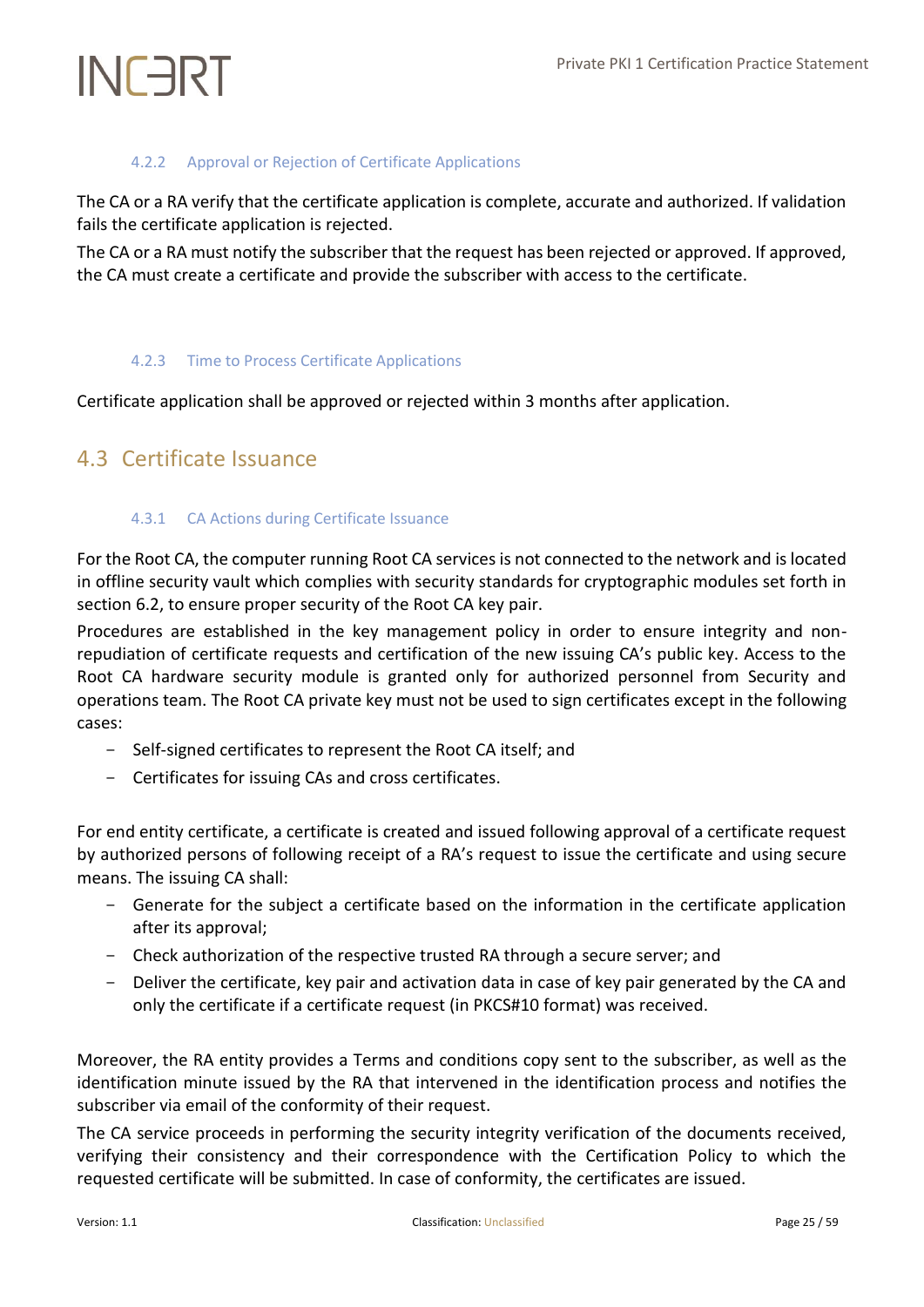#### 4.2.2 Approval or Rejection of Certificate Applications

The CA or a RA verify that the certificate application is complete, accurate and authorized. If validation fails the certificate application is rejected.

The CA or a RA must notify the subscriber that the request has been rejected or approved. If approved, the CA must create a certificate and provide the subscriber with access to the certificate.

#### 4.2.3 Time to Process Certificate Applications

Certificate application shall be approved or rejected within 3 months after application.

## 4.3 Certificate Issuance

#### 4.3.1 CA Actions during Certificate Issuance

For the Root CA, the computer running Root CA services is not connected to the network and is located in offline security vault which complies with security standards for cryptographic modules set forth in section 6.2, to ensure proper security of the Root CA key pair.

Procedures are established in the key management policy in order to ensure integrity and non-repudiation of certificate requests and certification of the new issuing CA's public key. Access to the Root CA hardware security module is granted only for authorized personnel from Security and operations team. The Root CA private key must not be used to sign certificates except in the following cases:

- Self-signed certificates to represent the Root CA itself; and
- Certificates for issuing CAs and cross certificates.

For end entity certificate, a certificate is created and issued following approval of a certificate request by authorized persons of following receipt of a RA's request to issue the certificate and using secure means. The issuing CA shall:

- Generate for the subject a certificate based on the information in the certificate application after its approval;
- Check authorization of the respective trusted RA through a secure server; and
- Deliver the certificate, key pair and activation data in case of key pair generated by the CA and only the certificate if a certificate request (in PKCS#10 format) was received.

Moreover, the RA entity provides a Terms and conditions copy sent to the subscriber, as well as the identification minute issued by the RA that intervened in the identification process and notifies the subscriber via email of the conformity of their request.

The CA service proceeds in performing the security integrity verification of the documents received, verifying their consistency and their correspondence with the Certification Policy to which the requested certificate will be submitted. In case of conformity, the certificates are issued.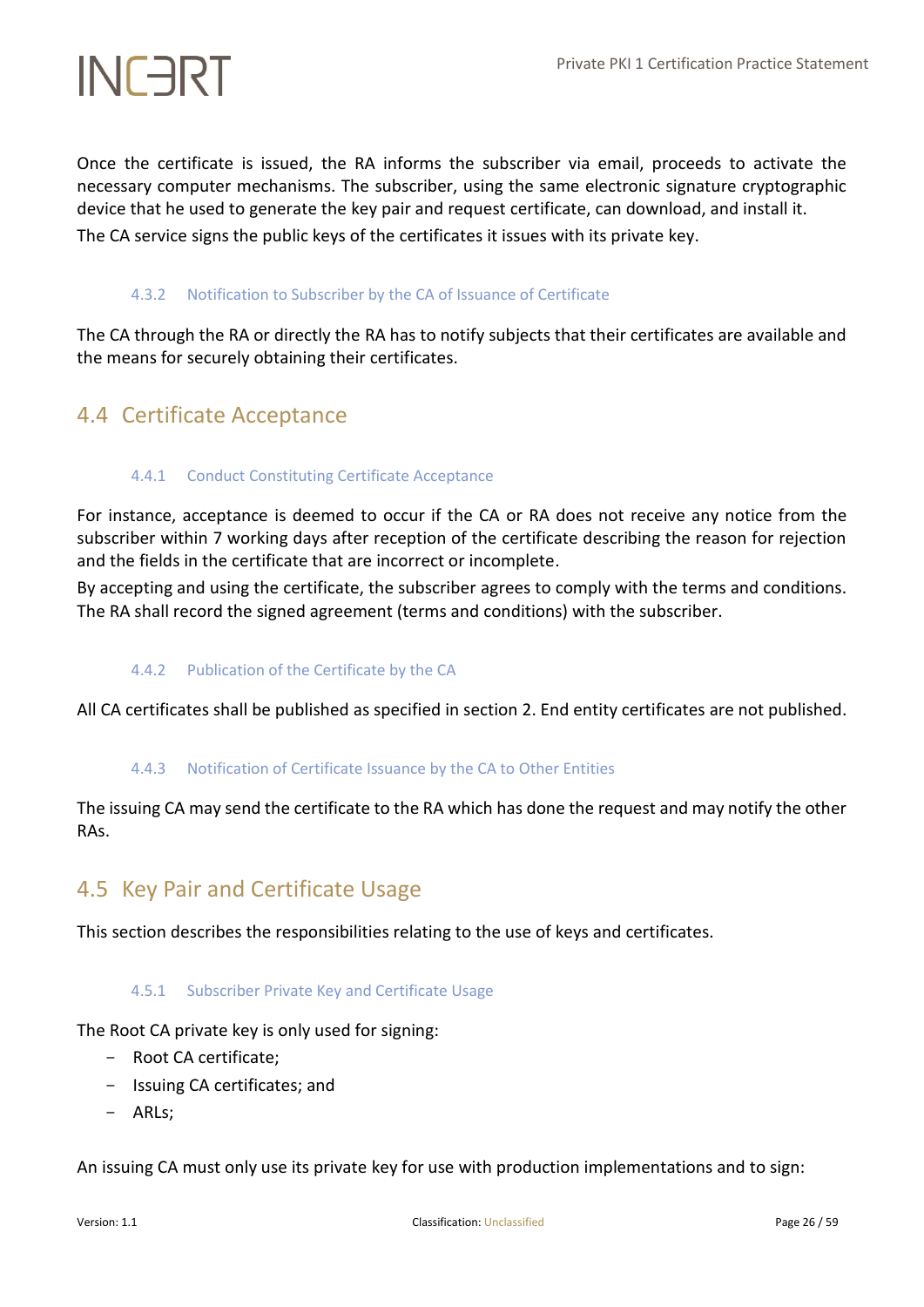Once the certificate is issued, the RA informs the subscriber via email, proceeds to activate the necessary computer mechanisms. The subscriber, using the same electronic signature cryptographic device that he used to generate the key pair and request certificate, can download, and install it.

The CA service signs the public keys of the certificates it issues with its private key.

#### 4.3.2 Notification to Subscriber by the CA of Issuance of Certificate

The CA through the RA or directly the RA has to notify subjects that their certificates are available and the means for securely obtaining their certificates.

## 4.4 Certificate Acceptance

#### 4.4.1 Conduct Constituting Certificate Acceptance

For instance, acceptance is deemed to occur if the CA or RA does not receive any notice from the subscriber within 7 working days after reception of the certificate describing the reason for rejection and the fields in the certificate that are incorrect or incomplete.

By accepting and using the certificate, the subscriber agrees to comply with the terms and conditions. The RA shall record the signed agreement (terms and conditions) with the subscriber.

#### 4.4.2 Publication of the Certificate by the CA

All CA certificates shall be published as specified in section 2. End entity certificates are not published.

#### 4.4.3 Notification of Certificate Issuance by the CA to Other Entities

The issuing CA may send the certificate to the RA which has done the request and may notify the other RAs.

## 4.5 Key Pair and Certificate Usage

This section describes the responsibilities relating to the use of keys and certificates.

#### 4.5.1 Subscriber Private Key and Certificate Usage

The Root CA private key is only used for signing:

- Root CA certificate;
- Issuing CA certificates; and
- ARLs;

An issuing CA must only use its private key for use with production implementations and to sign: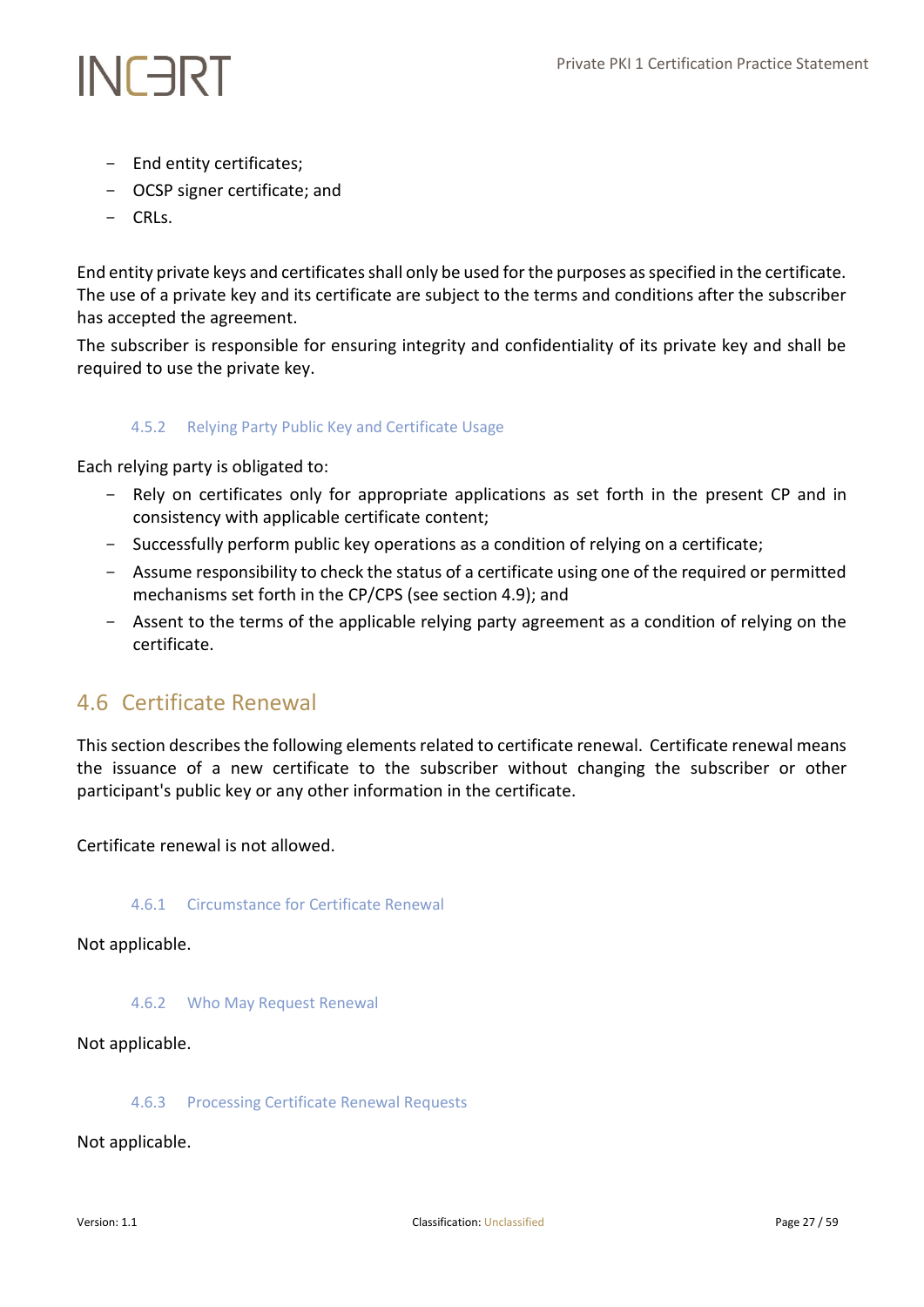- End entity certificates;
- OCSP signer certificate; and
- CRLs.

End entity private keys and certificates shall only be used for the purposes as specified in the certificate. The use of a private key and its certificate are subject to the terms and conditions after the subscriber has accepted the agreement.

The subscriber is responsible for ensuring integrity and confidentiality of its private key and shall be required to use the private key.

#### 4.5.2 Relying Party Public Key and Certificate Usage

Each relying party is obligated to:

- Rely on certificates only for appropriate applications as set forth in the present CP and in consistency with applicable certificate content;
- Successfully perform public key operations as a condition of relying on a certificate;
- Assume responsibility to check the status of a certificate using one of the required or permitted mechanisms set forth in the CP/CPS (see section 4.9); and
- Assent to the terms of the applicable relying party agreement as a condition of relying on the certificate.

### 4.6 Certificate Renewal

This section describes the following elements related to certificate renewal. Certificate renewal means the issuance of a new certificate to the subscriber without changing the subscriber or other participant's public key or any other information in the certificate.

Certificate renewal is not allowed.

#### 4.6.1 Circumstance for Certificate Renewal

Not applicable.

#### 4.6.2 Who May Request Renewal

Not applicable.

#### 4.6.3 Processing Certificate Renewal Requests

Not applicable.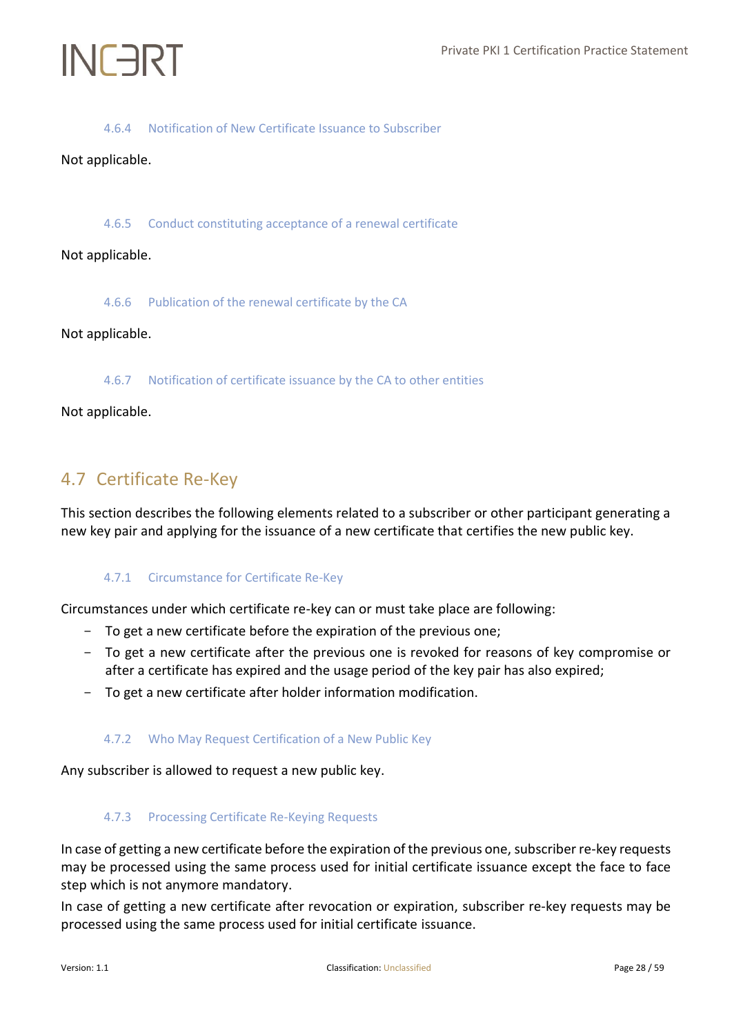#### 4.6.4 Notification of New Certificate Issuance to Subscriber

Not applicable.

#### 4.6.5 Conduct constituting acceptance of a renewal certificate

Not applicable.

#### 4.6.6 Publication of the renewal certificate by the CA

Not applicable.

#### 4.6.7 Notification of certificate issuance by the CA to other entities

Not applicable.

### 4.7 Certificate Re-Key

This section describes the following elements related to a subscriber or other participant generating a new key pair and applying for the issuance of a new certificate that certifies the new public key.

#### 4.7.1 Circumstance for Certificate Re-Key

Circumstances under which certificate re-key can or must take place are following:

- To get a new certificate before the expiration of the previous one;
- To get a new certificate after the previous one is revoked for reasons of key compromise or after a certificate has expired and the usage period of the key pair has also expired;
- To get a new certificate after holder information modification.

#### 4.7.2 Who May Request Certification of a New Public Key

Any subscriber is allowed to request a new public key.

#### 4.7.3 Processing Certificate Re-Keying Requests

In case of getting a new certificate before the expiration of the previous one, subscriber re-key requests may be processed using the same process used for initial certificate issuance except the face to face step which is not anymore mandatory.

In case of getting a new certificate after revocation or expiration, subscriber re-key requests may be processed using the same process used for initial certificate issuance.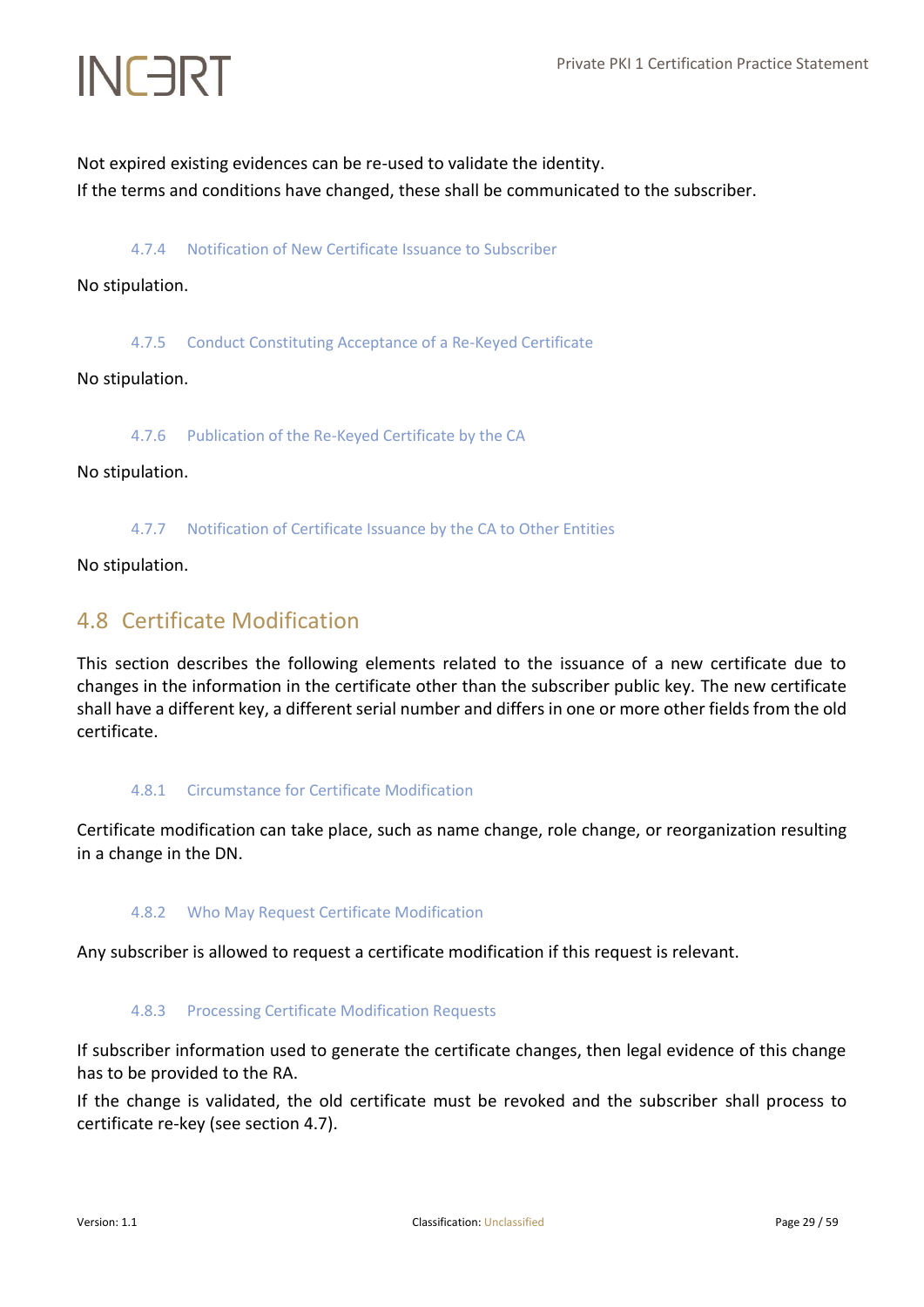Not expired existing evidences can be re-used to validate the identity.

If the terms and conditions have changed, these shall be communicated to the subscriber.

### 4.7.4 Notification of New Certificate Issuance to Subscriber

No stipulation.

### 4.7.5 Conduct Constituting Acceptance of a Re-Keyed Certificate

No stipulation.

### 4.7.6 Publication of the Re-Keyed Certificate by the CA

No stipulation.

### 4.7.7 Notification of Certificate Issuance by the CA to Other Entities

No stipulation.

## 4.8 Certificate Modification

This section describes the following elements related to the issuance of a new certificate due to changes in the information in the certificate other than the subscriber public key. The new certificate shall have a different key, a different serial number and differs in one or more other fields from the old certificate.

### 4.8.1 Circumstance for Certificate Modification

Certificate modification can take place, such as name change, role change, or reorganization resulting in a change in the DN.

### 4.8.2 Who May Request Certificate Modification

Any subscriber is allowed to request a certificate modification if this request is relevant.

### 4.8.3 Processing Certificate Modification Requests

If subscriber information used to generate the certificate changes, then legal evidence of this change has to be provided to the RA.

If the change is validated, the old certificate must be revoked and the subscriber shall process to certificate re-key (see section 4.7).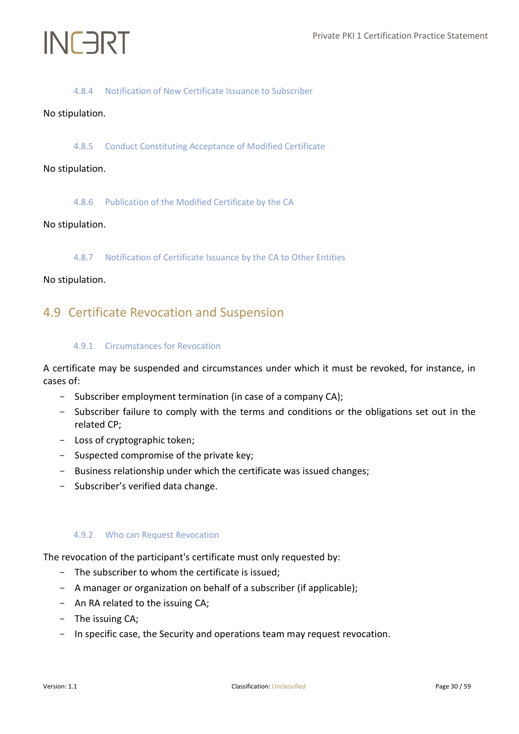#### 4.8.4 Notification of New Certificate Issuance to Subscriber

No stipulation.

#### 4.8.5 Conduct Constituting Acceptance of Modified Certificate

No stipulation.

#### 4.8.6 Publication of the Modified Certificate by the CA

No stipulation.

#### 4.8.7 Notification of Certificate Issuance by the CA to Other Entities

No stipulation.

### 4.9 Certificate Revocation and Suspension

#### 4.9.1 Circumstances for Revocation

A certificate may be suspended and circumstances under which it must be revoked, for instance, in cases of:

- Subscriber employment termination (in case of a company CA);
- Subscriber failure to comply with the terms and conditions or the obligations set out in the related CP;
- Loss of cryptographic token;
- Suspected compromise of the private key;
- Business relationship under which the certificate was issued changes;
- Subscriber's verified data change.

#### 4.9.2 Who can Request Revocation

The revocation of the participant's certificate must only requested by:

- The subscriber to whom the certificate is issued;
- A manager or organization on behalf of a subscriber (if applicable);
- An RA related to the issuing CA;
- The issuing CA;
- In specific case, the Security and operations team may request revocation.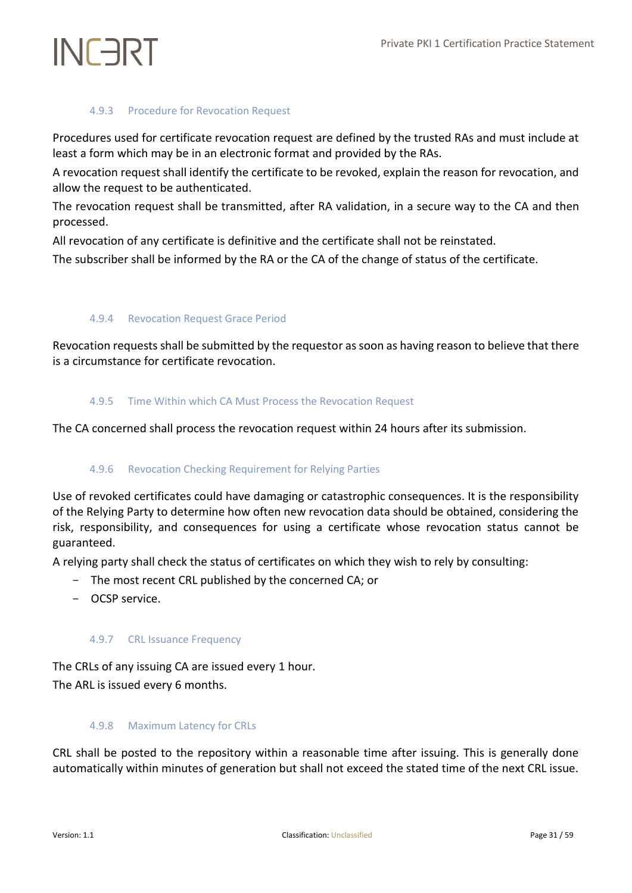#### 4.9.3 Procedure for Revocation Request

Procedures used for certificate revocation request are defined by the trusted RAs and must include at least a form which may be in an electronic format and provided by the RAs.

A revocation request shall identify the certificate to be revoked, explain the reason for revocation, and allow the request to be authenticated.

The revocation request shall be transmitted, after RA validation, in a secure way to the CA and then processed.

All revocation of any certificate is definitive and the certificate shall not be reinstated.

The subscriber shall be informed by the RA or the CA of the change of status of the certificate.

#### 4.9.4 Revocation Request Grace Period

Revocation requests shall be submitted by the requestor as soon as having reason to believe that there is a circumstance for certificate revocation.

#### 4.9.5 Time Within which CA Must Process the Revocation Request

The CA concerned shall process the revocation request within 24 hours after its submission.

#### 4.9.6 Revocation Checking Requirement for Relying Parties

Use of revoked certificates could have damaging or catastrophic consequences. It is the responsibility of the Relying Party to determine how often new revocation data should be obtained, considering the risk, responsibility, and consequences for using a certificate whose revocation status cannot be guaranteed.

A relying party shall check the status of certificates on which they wish to rely by consulting:

- The most recent CRL published by the concerned CA; or
- OCSP service.

#### 4.9.7 CRL Issuance Frequency

The CRLs of any issuing CA are issued every 1 hour.

The ARL is issued every 6 months.

#### 4.9.8 Maximum Latency for CRLs

CRL shall be posted to the repository within a reasonable time after issuing. This is generally done automatically within minutes of generation but shall not exceed the stated time of the next CRL issue.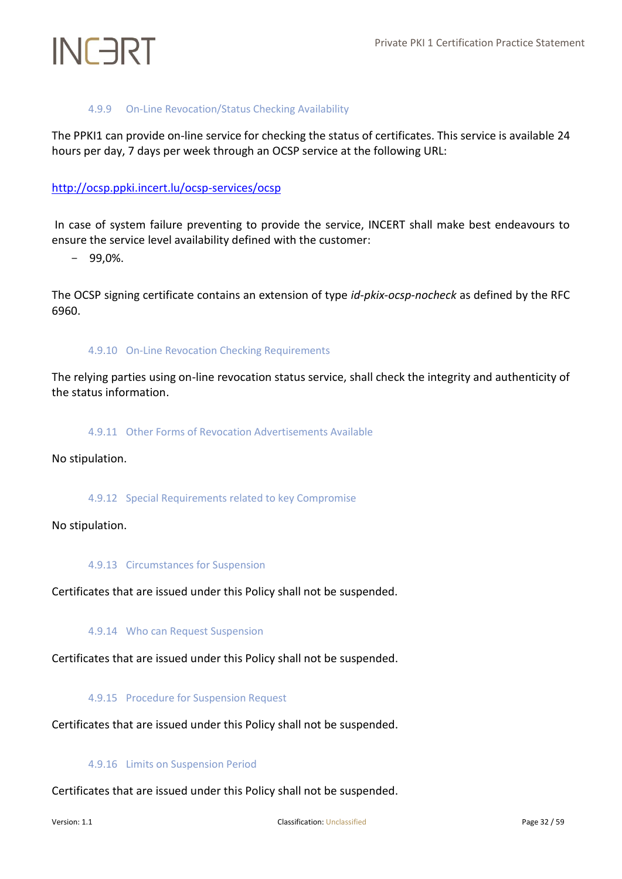#### 4.9.9 On-Line Revocation/Status Checking Availability

The PPKI1 can provide on-line service for checking the status of certificates. This service is available 24 hours per day, 7 days per week through an OCSP service at the following URL:

http://ocsp.ppki.incert.lu/ocsp-services/ocsp

In case of system failure preventing to provide the service, INCERT shall make best endeavours to ensure the service level availability defined with the customer:

- 99,0%.

The OCSP signing certificate contains an extension of type *id-pkix-ocsp-nocheck* as defined by the RFC 6960.

#### 4.9.10 On-Line Revocation Checking Requirements

The relying parties using on-line revocation status service, shall check the integrity and authenticity of the status information.

#### 4.9.11 Other Forms of Revocation Advertisements Available

No stipulation.

#### 4.9.12 Special Requirements related to key Compromise

No stipulation.

#### 4.9.13 Circumstances for Suspension

Certificates that are issued under this Policy shall not be suspended.

#### 4.9.14 Who can Request Suspension

Certificates that are issued under this Policy shall not be suspended.

#### 4.9.15 Procedure for Suspension Request

Certificates that are issued under this Policy shall not be suspended.

#### 4.9.16 Limits on Suspension Period

Certificates that are issued under this Policy shall not be suspended.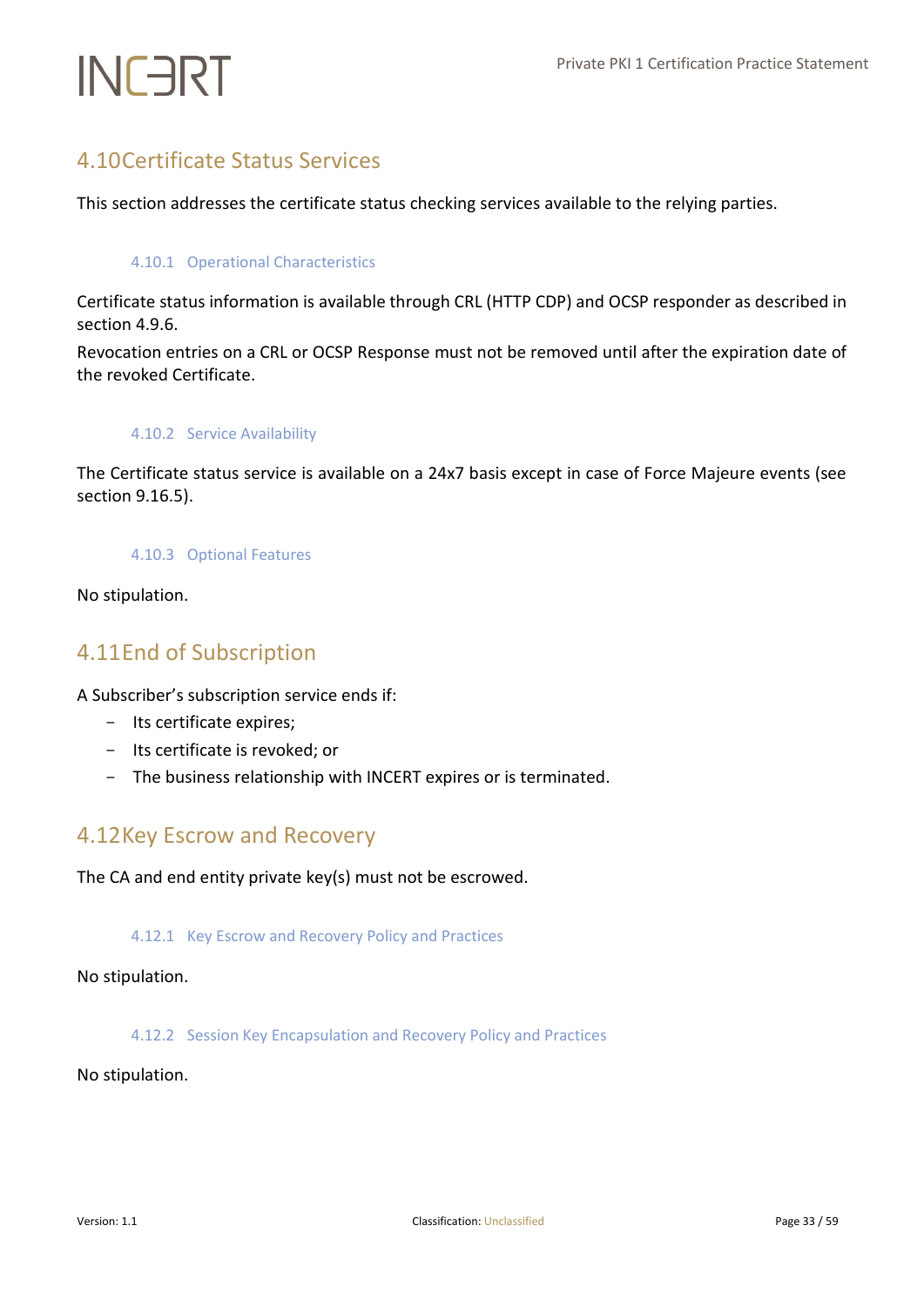## 4.10 Certificate Status Services

This section addresses the certificate status checking services available to the relying parties.

### 4.10.1 Operational Characteristics

Certificate status information is available through CRL (HTTP CDP) and OCSP responder as described in section 4.9.6.

Revocation entries on a CRL or OCSP Response must not be removed until after the expiration date of the revoked Certificate.

### 4.10.2 Service Availability

The Certificate status service is available on a 24x7 basis except in case of Force Majeure events (see section 9.16.5).

### 4.10.3 Optional Features

No stipulation.

## 4.11 End of Subscription

A Subscriber's subscription service ends if:

- Its certificate expires;
- Its certificate is revoked; or
- The business relationship with INCERT expires or is terminated.

## 4.12 Key Escrow and Recovery

The CA and end entity private key(s) must not be escrowed.

### 4.12.1 Key Escrow and Recovery Policy and Practices

No stipulation.

### 4.12.2 Session Key Encapsulation and Recovery Policy and Practices

No stipulation.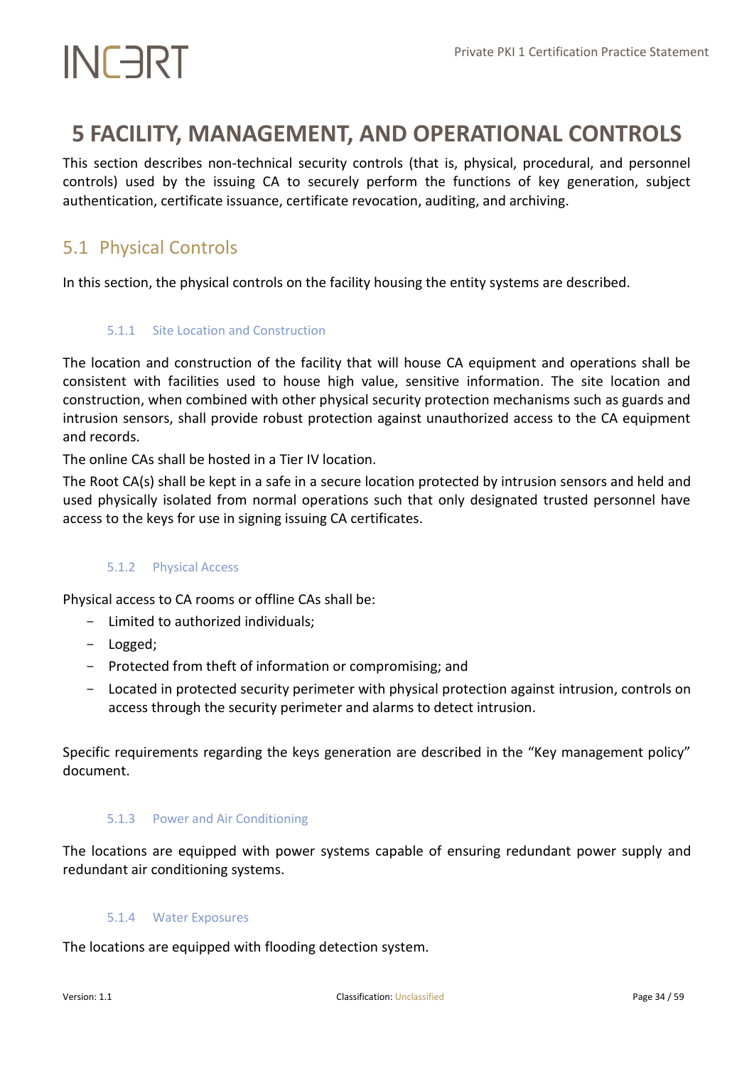# 5 FACILITY, MANAGEMENT, AND OPERATIONAL CONTROLS

This section describes non-technical security controls (that is, physical, procedural, and personnel controls) used by the issuing CA to securely perform the functions of key generation, subject authentication, certificate issuance, certificate revocation, auditing, and archiving.

## 5.1 Physical Controls

In this section, the physical controls on the facility housing the entity systems are described.

### 5.1.1 Site Location and Construction

The location and construction of the facility that will house CA equipment and operations shall be consistent with facilities used to house high value, sensitive information. The site location and construction, when combined with other physical security protection mechanisms such as guards and intrusion sensors, shall provide robust protection against unauthorized access to the CA equipment and records.

The online CAs shall be hosted in a Tier IV location.

The Root CA(s) shall be kept in a safe in a secure location protected by intrusion sensors and held and used physically isolated from normal operations such that only designated trusted personnel have access to the keys for use in signing issuing CA certificates.

### 5.1.2 Physical Access

Physical access to CA rooms or offline CAs shall be:

- Limited to authorized individuals;
- Logged;
- Protected from theft of information or compromising; and
- Located in protected security perimeter with physical protection against intrusion, controls on access through the security perimeter and alarms to detect intrusion.

Specific requirements regarding the keys generation are described in the "Key management policy" document.

### 5.1.3 Power and Air Conditioning

The locations are equipped with power systems capable of ensuring redundant power supply and redundant air conditioning systems.

### 5.1.4 Water Exposures

The locations are equipped with flooding detection system.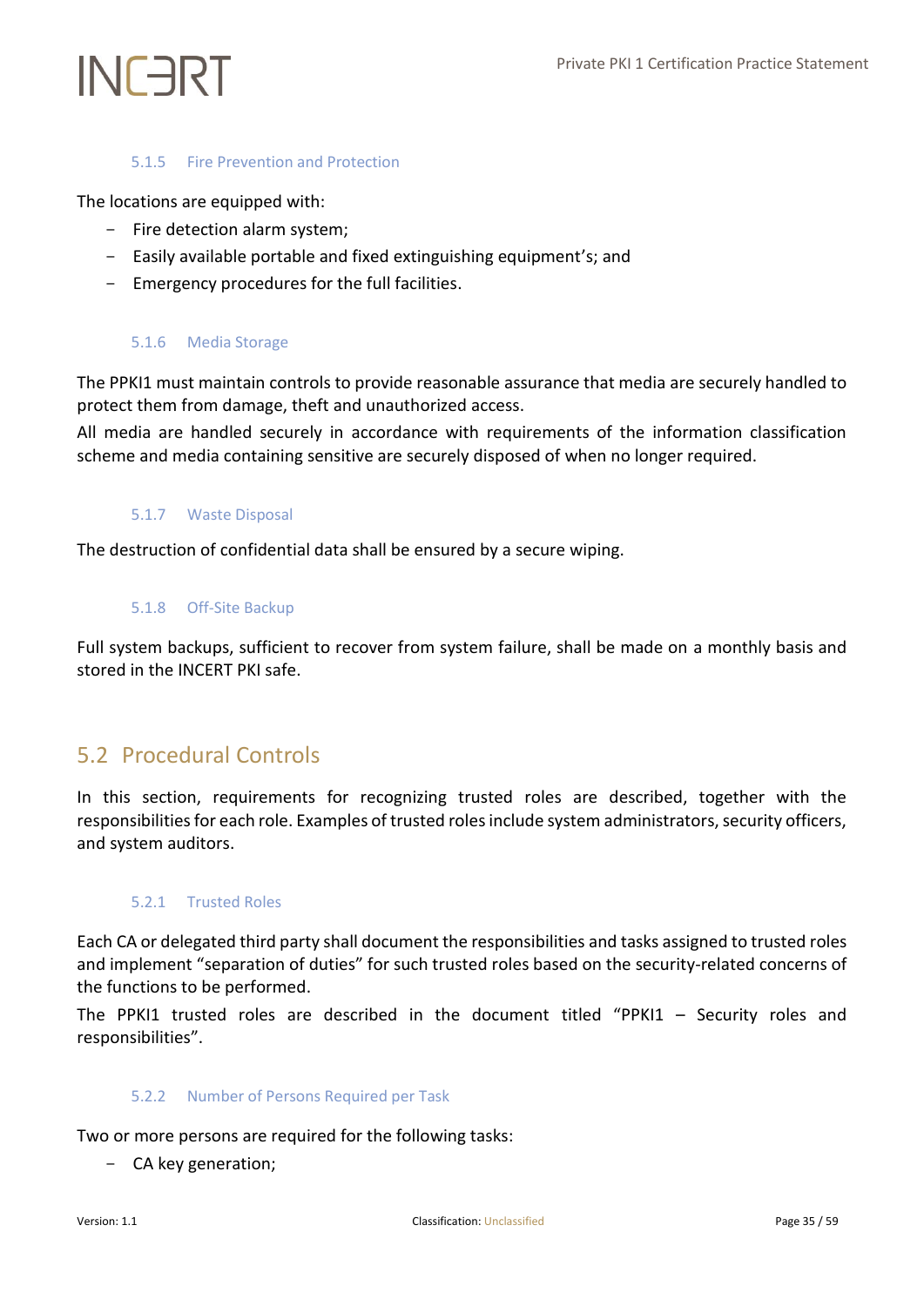#### 5.1.5 Fire Prevention and Protection

The locations are equipped with:

- Fire detection alarm system;
- Easily available portable and fixed extinguishing equipment's; and
- Emergency procedures for the full facilities.

#### 5.1.6 Media Storage

The PPKI1 must maintain controls to provide reasonable assurance that media are securely handled to protect them from damage, theft and unauthorized access.

All media are handled securely in accordance with requirements of the information classification scheme and media containing sensitive are securely disposed of when no longer required.

#### 5.1.7 Waste Disposal

The destruction of confidential data shall be ensured by a secure wiping.

#### 5.1.8 Off-Site Backup

Full system backups, sufficient to recover from system failure, shall be made on a monthly basis and stored in the INCERT PKI safe.

## 5.2 Procedural Controls

In this section, requirements for recognizing trusted roles are described, together with the responsibilities for each role. Examples of trusted roles include system administrators, security officers, and system auditors.

#### 5.2.1 Trusted Roles

Each CA or delegated third party shall document the responsibilities and tasks assigned to trusted roles and implement "separation of duties" for such trusted roles based on the security-related concerns of the functions to be performed.

The PPKI1 trusted roles are described in the document titled "PPKI1 – Security roles and responsibilities".

#### 5.2.2 Number of Persons Required per Task

Two or more persons are required for the following tasks:

- CA key generation;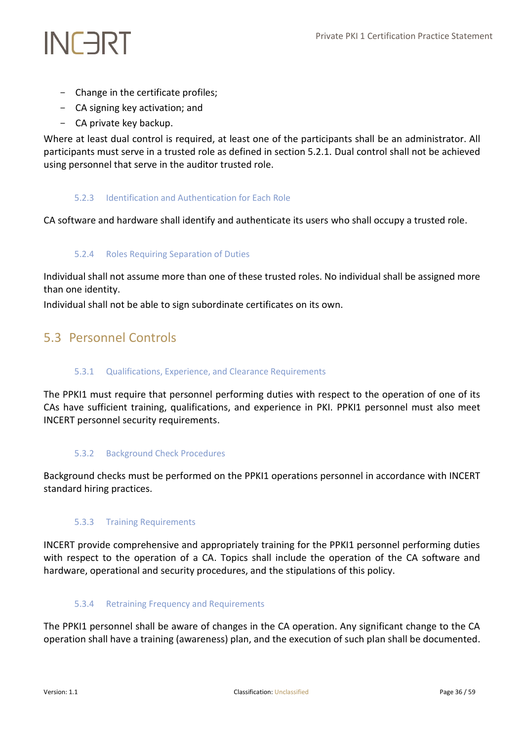- Change in the certificate profiles;
- CA signing key activation; and
- CA private key backup.

Where at least dual control is required, at least one of the participants shall be an administrator. All participants must serve in a trusted role as defined in section 5.2.1. Dual control shall not be achieved using personnel that serve in the auditor trusted role.

#### 5.2.3 Identification and Authentication for Each Role

CA software and hardware shall identify and authenticate its users who shall occupy a trusted role.

#### 5.2.4 Roles Requiring Separation of Duties

Individual shall not assume more than one of these trusted roles. No individual shall be assigned more than one identity.

Individual shall not be able to sign subordinate certificates on its own.

## 5.3 Personnel Controls

#### 5.3.1 Qualifications, Experience, and Clearance Requirements

The PPKI1 must require that personnel performing duties with respect to the operation of one of its CAs have sufficient training, qualifications, and experience in PKI. PPKI1 personnel must also meet INCERT personnel security requirements.

#### 5.3.2 Background Check Procedures

Background checks must be performed on the PPKI1 operations personnel in accordance with INCERT standard hiring practices.

#### 5.3.3 Training Requirements

INCERT provide comprehensive and appropriately training for the PPKI1 personnel performing duties with respect to the operation of a CA. Topics shall include the operation of the CA software and hardware, operational and security procedures, and the stipulations of this policy.

#### 5.3.4 Retraining Frequency and Requirements

The PPKI1 personnel shall be aware of changes in the CA operation. Any significant change to the CA operation shall have a training (awareness) plan, and the execution of such plan shall be documented.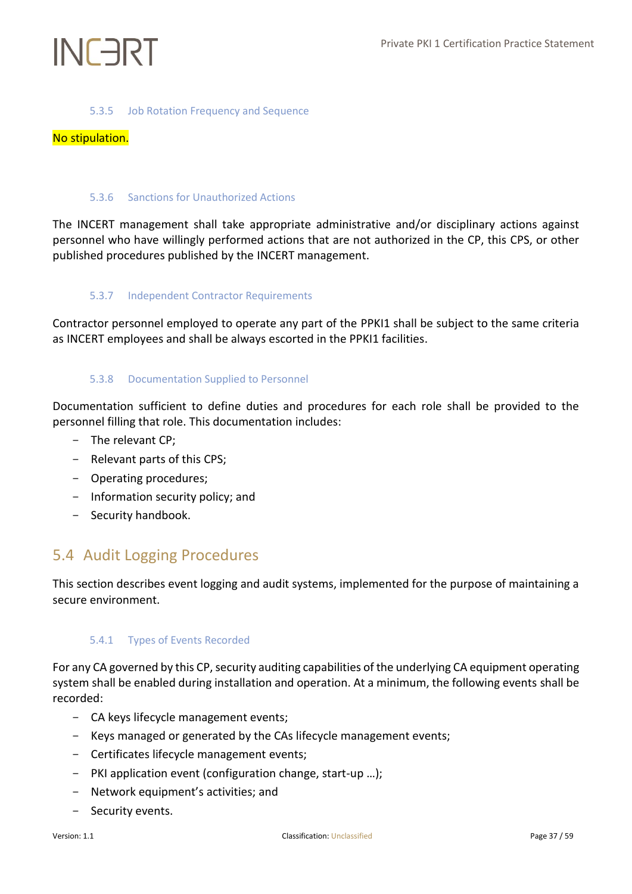#### 5.3.5 Job Rotation Frequency and Sequence

No stipulation.

#### 5.3.6 Sanctions for Unauthorized Actions

The INCERT management shall take appropriate administrative and/or disciplinary actions against personnel who have willingly performed actions that are not authorized in the CP, this CPS, or other published procedures published by the INCERT management.

#### 5.3.7 Independent Contractor Requirements

Contractor personnel employed to operate any part of the PPKI1 shall be subject to the same criteria as INCERT employees and shall be always escorted in the PPKI1 facilities.

#### 5.3.8 Documentation Supplied to Personnel

Documentation sufficient to define duties and procedures for each role shall be provided to the personnel filling that role. This documentation includes:

- The relevant CP;
- Relevant parts of this CPS;
- Operating procedures;
- Information security policy; and
- Security handbook.

## 5.4 Audit Logging Procedures

This section describes event logging and audit systems, implemented for the purpose of maintaining a secure environment.

#### 5.4.1 Types of Events Recorded

For any CA governed by this CP, security auditing capabilities of the underlying CA equipment operating system shall be enabled during installation and operation. At a minimum, the following events shall be recorded:

- CA keys lifecycle management events;
- Keys managed or generated by the CAs lifecycle management events;
- Certificates lifecycle management events;
- PKI application event (configuration change, start-up …);
- Network equipment's activities; and
- Security events.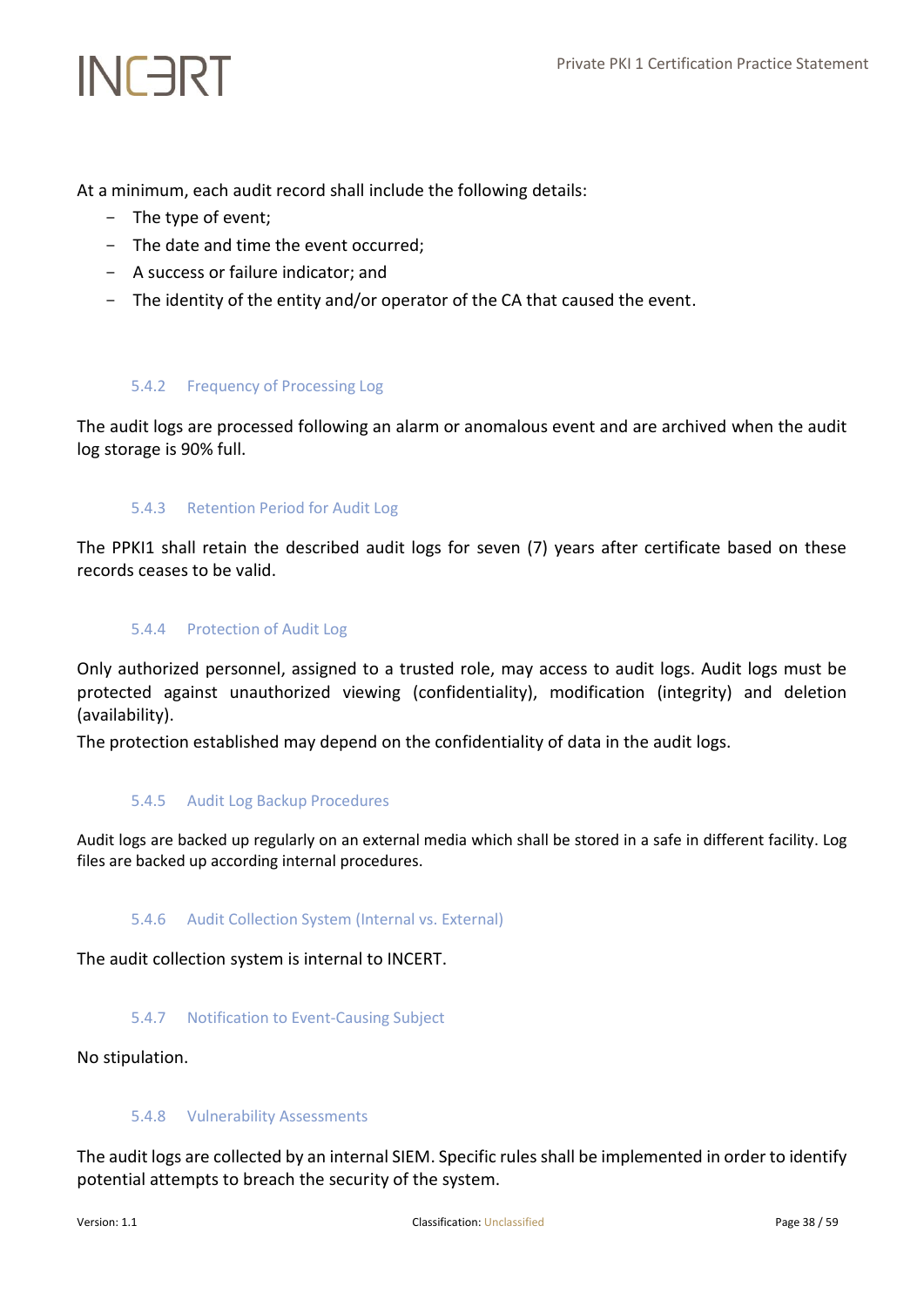At a minimum, each audit record shall include the following details:

- The type of event;
- The date and time the event occurred;
- A success or failure indicator; and
- The identity of the entity and/or operator of the CA that caused the event.

### 5.4.2 Frequency of Processing Log

The audit logs are processed following an alarm or anomalous event and are archived when the audit log storage is 90% full.

### 5.4.3 Retention Period for Audit Log

The PPKI1 shall retain the described audit logs for seven (7) years after certificate based on these records ceases to be valid.

### 5.4.4 Protection of Audit Log

Only authorized personnel, assigned to a trusted role, may access to audit logs. Audit logs must be protected against unauthorized viewing (confidentiality), modification (integrity) and deletion (availability).

The protection established may depend on the confidentiality of data in the audit logs.

### 5.4.5 Audit Log Backup Procedures

Audit logs are backed up regularly on an external media which shall be stored in a safe in different facility. Log files are backed up according internal procedures.

### 5.4.6 Audit Collection System (Internal vs. External)

The audit collection system is internal to INCERT.

### 5.4.7 Notification to Event-Causing Subject

No stipulation.

### 5.4.8 Vulnerability Assessments

The audit logs are collected by an internal SIEM. Specific rules shall be implemented in order to identify potential attempts to breach the security of the system.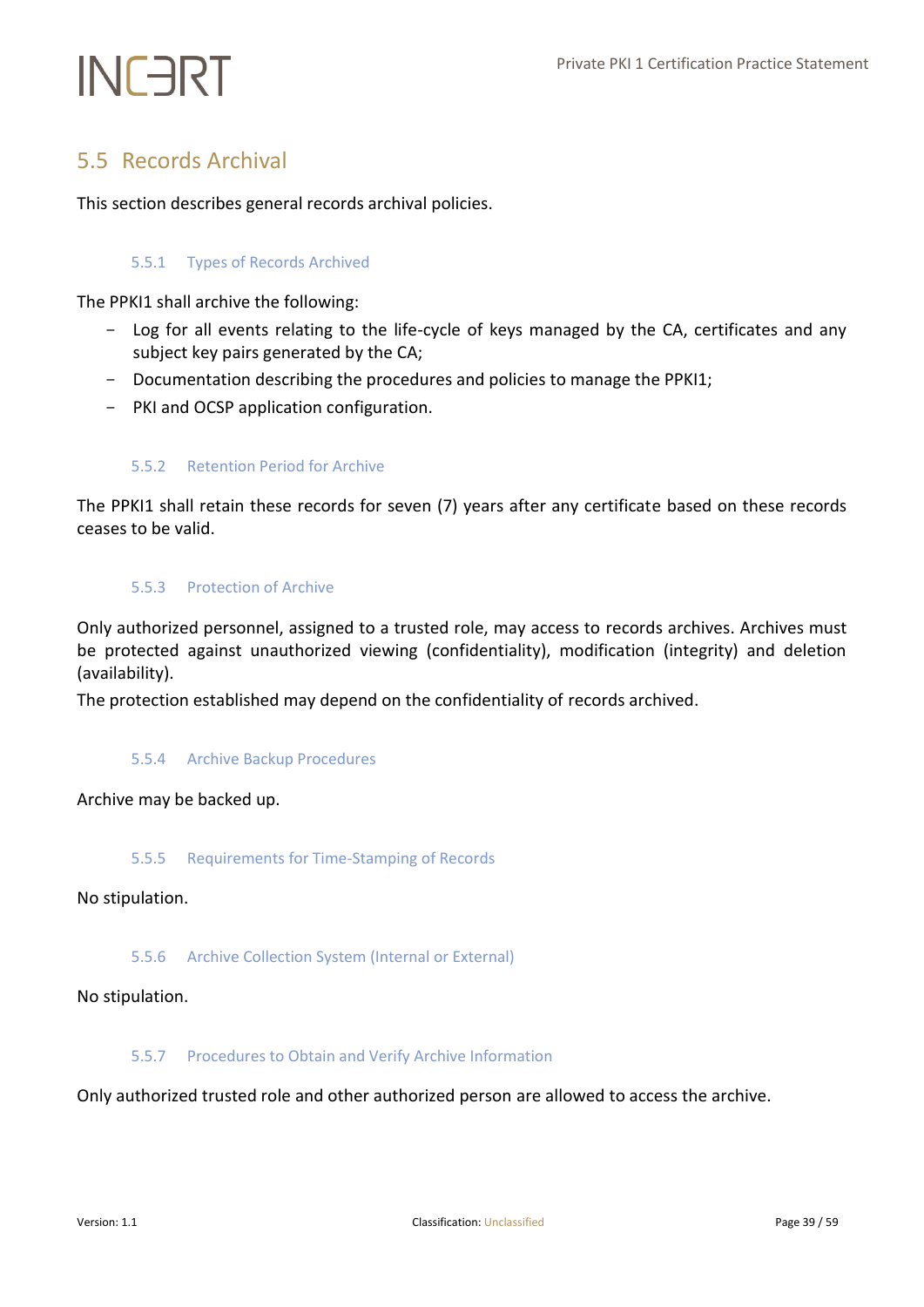## 5.5 Records Archival

This section describes general records archival policies.

### 5.5.1 Types of Records Archived

The PPKI1 shall archive the following:

- Log for all events relating to the life-cycle of keys managed by the CA, certificates and any subject key pairs generated by the CA;
- Documentation describing the procedures and policies to manage the PPKI1;
- PKI and OCSP application configuration.

### 5.5.2 Retention Period for Archive

The PPKI1 shall retain these records for seven (7) years after any certificate based on these records ceases to be valid.

### 5.5.3 Protection of Archive

Only authorized personnel, assigned to a trusted role, may access to records archives. Archives must be protected against unauthorized viewing (confidentiality), modification (integrity) and deletion (availability).

The protection established may depend on the confidentiality of records archived.

### 5.5.4 Archive Backup Procedures

Archive may be backed up.

### 5.5.5 Requirements for Time-Stamping of Records

No stipulation.

### 5.5.6 Archive Collection System (Internal or External)

No stipulation.

### 5.5.7 Procedures to Obtain and Verify Archive Information

Only authorized trusted role and other authorized person are allowed to access the archive.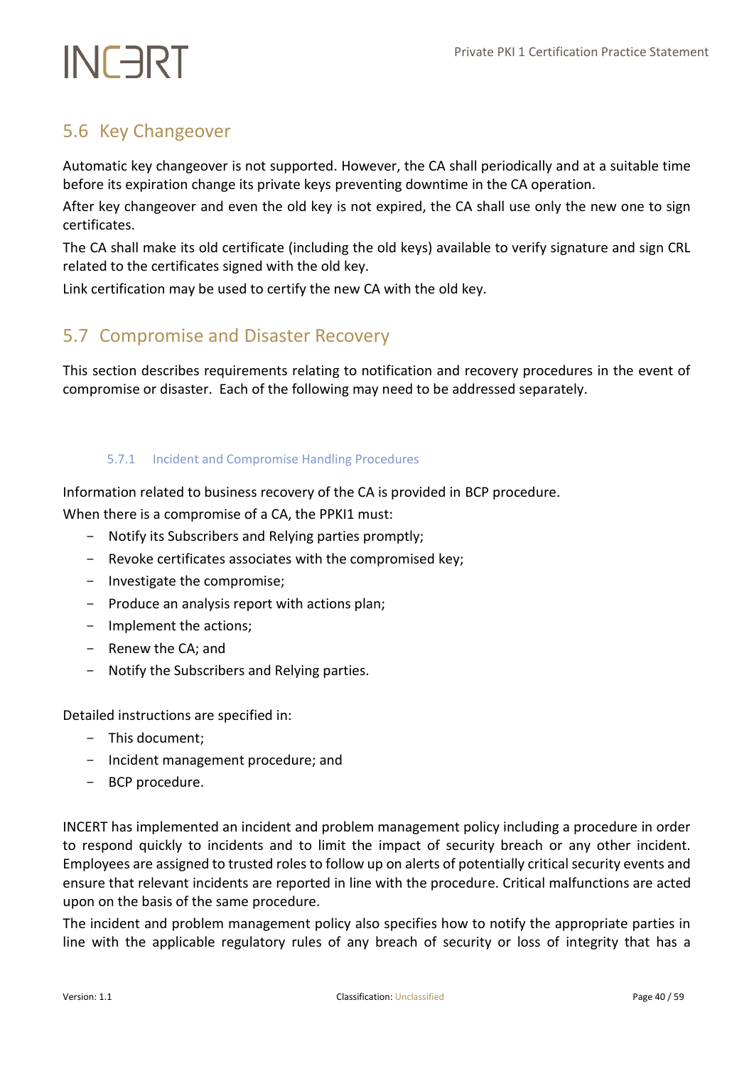## 5.6 Key Changeover

Automatic key changeover is not supported. However, the CA shall periodically and at a suitable time before its expiration change its private keys preventing downtime in the CA operation.

After key changeover and even the old key is not expired, the CA shall use only the new one to sign certificates.

The CA shall make its old certificate (including the old keys) available to verify signature and sign CRL related to the certificates signed with the old key.

Link certification may be used to certify the new CA with the old key.

## 5.7 Compromise and Disaster Recovery

This section describes requirements relating to notification and recovery procedures in the event of compromise or disaster. Each of the following may need to be addressed separately.

### 5.7.1 Incident and Compromise Handling Procedures

Information related to business recovery of the CA is provided in BCP procedure.

When there is a compromise of a CA, the PPKI1 must:

- Notify its Subscribers and Relying parties promptly;
- Revoke certificates associates with the compromised key;
- Investigate the compromise;
- Produce an analysis report with actions plan;
- Implement the actions;
- Renew the CA; and
- Notify the Subscribers and Relying parties.

Detailed instructions are specified in:

- This document;
- Incident management procedure; and
- BCP procedure.

INCERT has implemented an incident and problem management policy including a procedure in order to respond quickly to incidents and to limit the impact of security breach or any other incident. Employees are assigned to trusted roles to follow up on alerts of potentially critical security events and ensure that relevant incidents are reported in line with the procedure. Critical malfunctions are acted upon on the basis of the same procedure.

The incident and problem management policy also specifies how to notify the appropriate parties in line with the applicable regulatory rules of any breach of security or loss of integrity that has a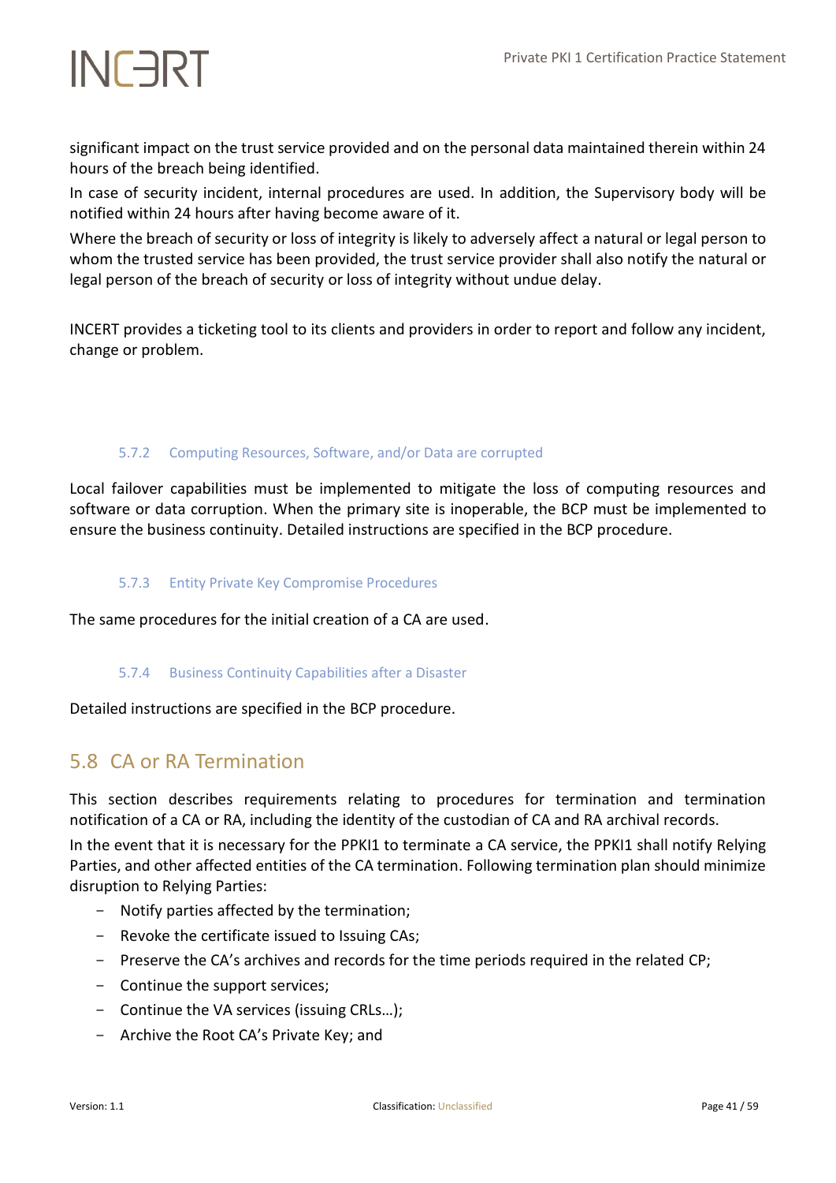significant impact on the trust service provided and on the personal data maintained therein within 24 hours of the breach being identified.

In case of security incident, internal procedures are used. In addition, the Supervisory body will be notified within 24 hours after having become aware of it.

Where the breach of security or loss of integrity is likely to adversely affect a natural or legal person to whom the trusted service has been provided, the trust service provider shall also notify the natural or legal person of the breach of security or loss of integrity without undue delay.

INCERT provides a ticketing tool to its clients and providers in order to report and follow any incident, change or problem.

### 5.7.2 Computing Resources, Software, and/or Data are corrupted

Local failover capabilities must be implemented to mitigate the loss of computing resources and software or data corruption. When the primary site is inoperable, the BCP must be implemented to ensure the business continuity. Detailed instructions are specified in the BCP procedure.

### 5.7.3 Entity Private Key Compromise Procedures

The same procedures for the initial creation of a CA are used.

### 5.7.4 Business Continuity Capabilities after a Disaster

Detailed instructions are specified in the BCP procedure.

## 5.8 CA or RA Termination

This section describes requirements relating to procedures for termination and termination notification of a CA or RA, including the identity of the custodian of CA and RA archival records.

In the event that it is necessary for the PPKI1 to terminate a CA service, the PPKI1 shall notify Relying Parties, and other affected entities of the CA termination. Following termination plan should minimize disruption to Relying Parties:

- Notify parties affected by the termination;
- Revoke the certificate issued to Issuing CAs;
- Preserve the CA's archives and records for the time periods required in the related CP;
- Continue the support services;
- Continue the VA services (issuing CRLs…);
- Archive the Root CA's Private Key; and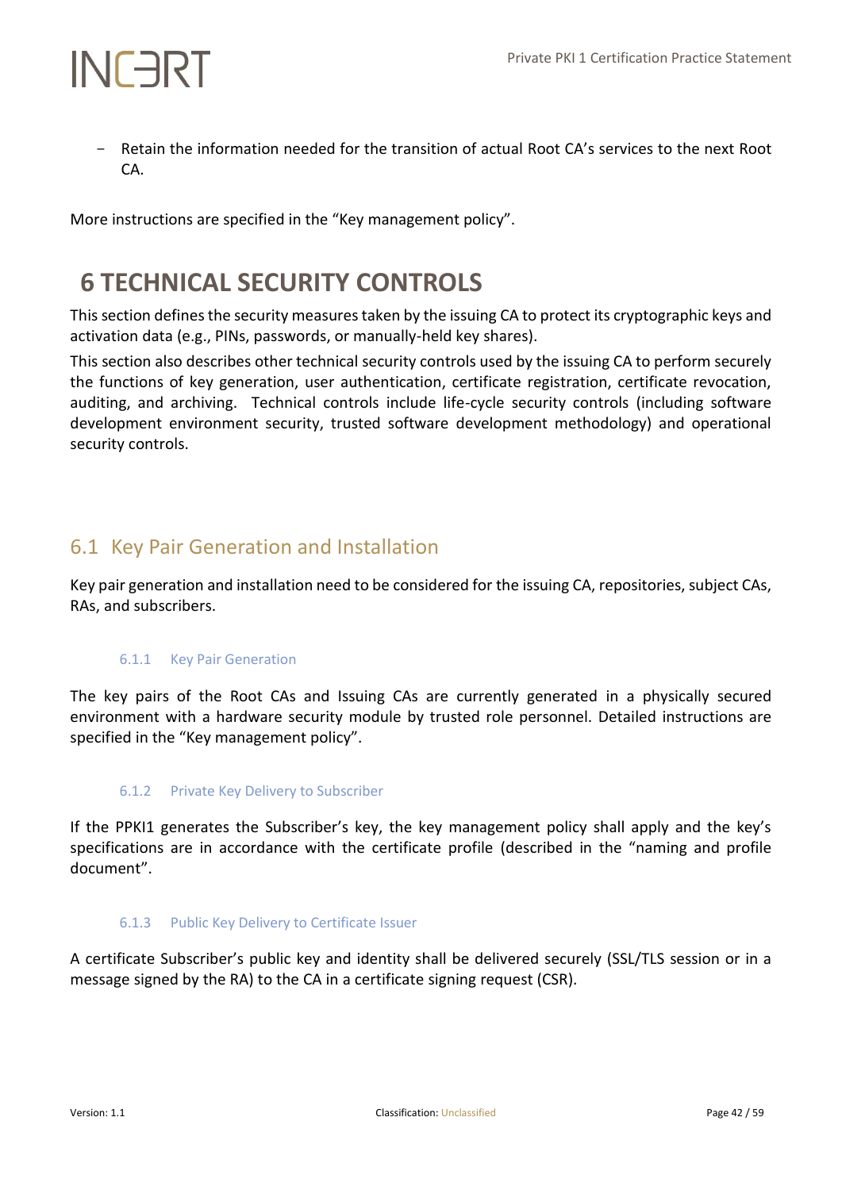- Retain the information needed for the transition of actual Root CA's services to the next Root CA.

More instructions are specified in the "Key management policy".

# 6 TECHNICAL SECURITY CONTROLS

This section defines the security measures taken by the issuing CA to protect its cryptographic keys and activation data (e.g., PINs, passwords, or manually-held key shares).

This section also describes other technical security controls used by the issuing CA to perform securely the functions of key generation, user authentication, certificate registration, certificate revocation, auditing, and archiving. Technical controls include life-cycle security controls (including software development environment security, trusted software development methodology) and operational security controls.

## 6.1 Key Pair Generation and Installation

Key pair generation and installation need to be considered for the issuing CA, repositories, subject CAs, RAs, and subscribers.

### 6.1.1 Key Pair Generation

The key pairs of the Root CAs and Issuing CAs are currently generated in a physically secured environment with a hardware security module by trusted role personnel. Detailed instructions are specified in the "Key management policy".

### 6.1.2 Private Key Delivery to Subscriber

If the PPKI1 generates the Subscriber's key, the key management policy shall apply and the key's specifications are in accordance with the certificate profile (described in the "naming and profile document".

### 6.1.3 Public Key Delivery to Certificate Issuer

A certificate Subscriber's public key and identity shall be delivered securely (SSL/TLS session or in a message signed by the RA) to the CA in a certificate signing request (CSR).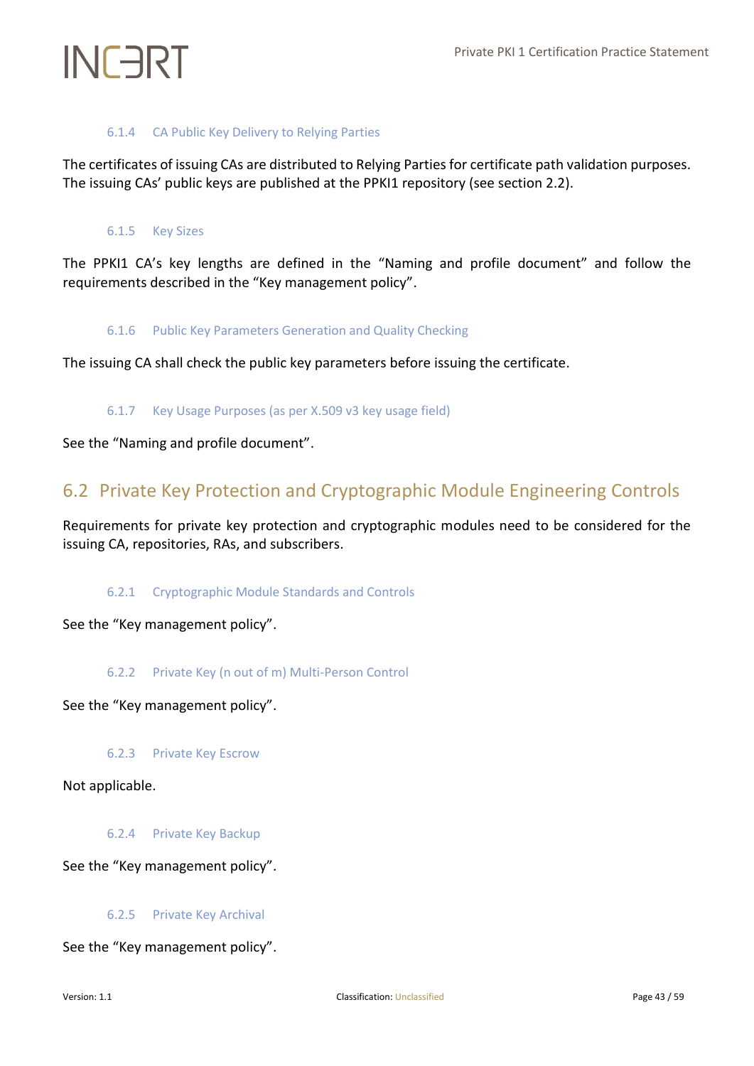#### 6.1.4 CA Public Key Delivery to Relying Parties

The certificates of issuing CAs are distributed to Relying Parties for certificate path validation purposes. The issuing CAs' public keys are published at the PPKI1 repository (see section 2.2).

#### 6.1.5 Key Sizes

The PPKI1 CA's key lengths are defined in the "Naming and profile document" and follow the requirements described in the "Key management policy".

#### 6.1.6 Public Key Parameters Generation and Quality Checking

The issuing CA shall check the public key parameters before issuing the certificate.

#### 6.1.7 Key Usage Purposes (as per X.509 v3 key usage field)

See the "Naming and profile document".

## 6.2 Private Key Protection and Cryptographic Module Engineering Controls

Requirements for private key protection and cryptographic modules need to be considered for the issuing CA, repositories, RAs, and subscribers.

#### 6.2.1 Cryptographic Module Standards and Controls

See the "Key management policy".

#### 6.2.2 Private Key (n out of m) Multi-Person Control

See the "Key management policy".

#### 6.2.3 Private Key Escrow

Not applicable.

#### 6.2.4 Private Key Backup

See the "Key management policy".

#### 6.2.5 Private Key Archival

See the "Key management policy".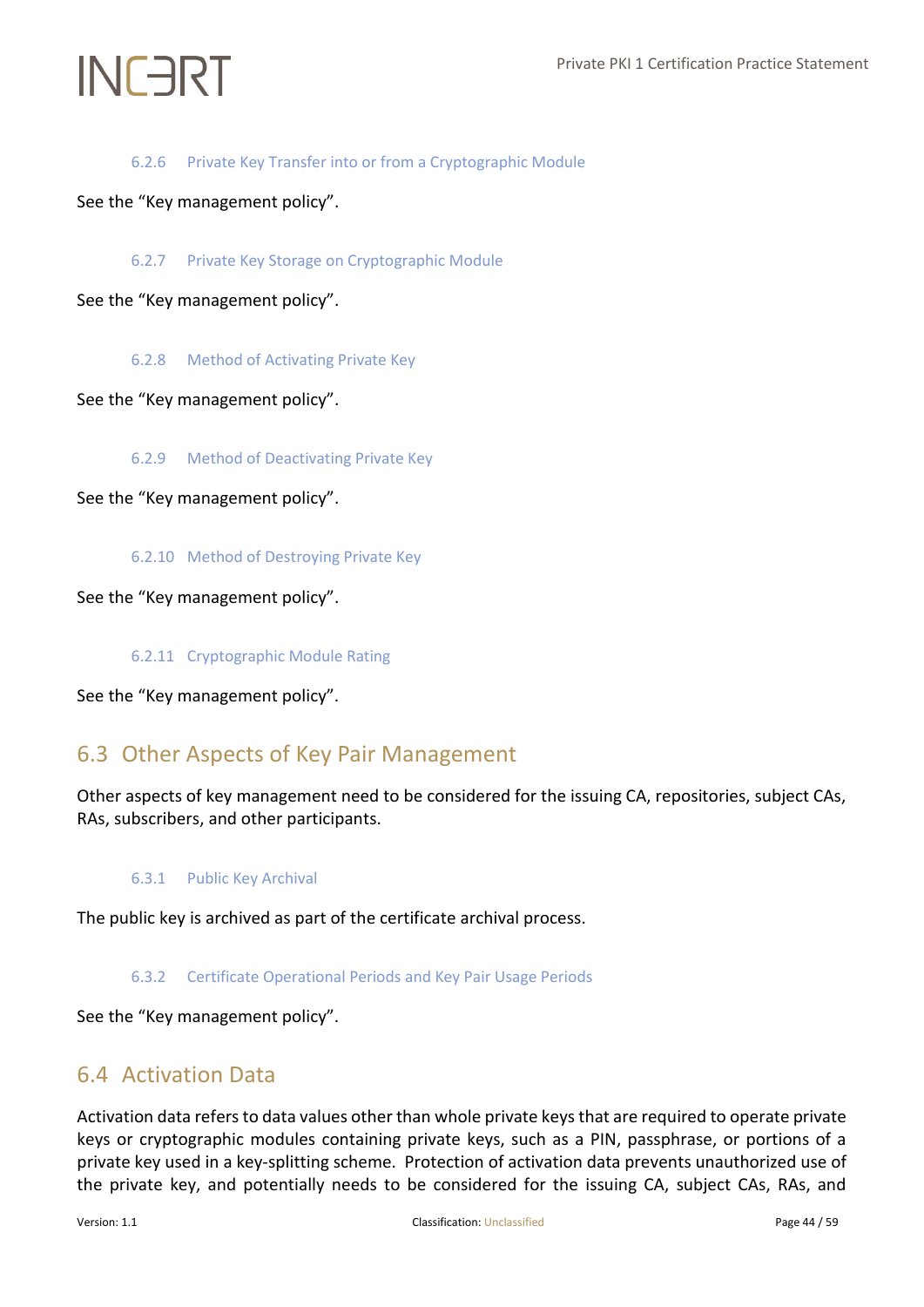#### 6.2.6 Private Key Transfer into or from a Cryptographic Module

See the "Key management policy".

#### 6.2.7 Private Key Storage on Cryptographic Module

See the "Key management policy".

#### 6.2.8 Method of Activating Private Key

See the "Key management policy".

#### 6.2.9 Method of Deactivating Private Key

See the "Key management policy".

#### 6.2.10 Method of Destroying Private Key

See the "Key management policy".

#### 6.2.11 Cryptographic Module Rating

See the "Key management policy".

## 6.3 Other Aspects of Key Pair Management

Other aspects of key management need to be considered for the issuing CA, repositories, subject CAs, RAs, subscribers, and other participants.

#### 6.3.1 Public Key Archival

The public key is archived as part of the certificate archival process.

#### 6.3.2 Certificate Operational Periods and Key Pair Usage Periods

See the "Key management policy".

## 6.4 Activation Data

Activation data refers to data values other than whole private keys that are required to operate private keys or cryptographic modules containing private keys, such as a PIN, passphrase, or portions of a private key used in a key-splitting scheme. Protection of activation data prevents unauthorized use of the private key, and potentially needs to be considered for the issuing CA, subject CAs, RAs, and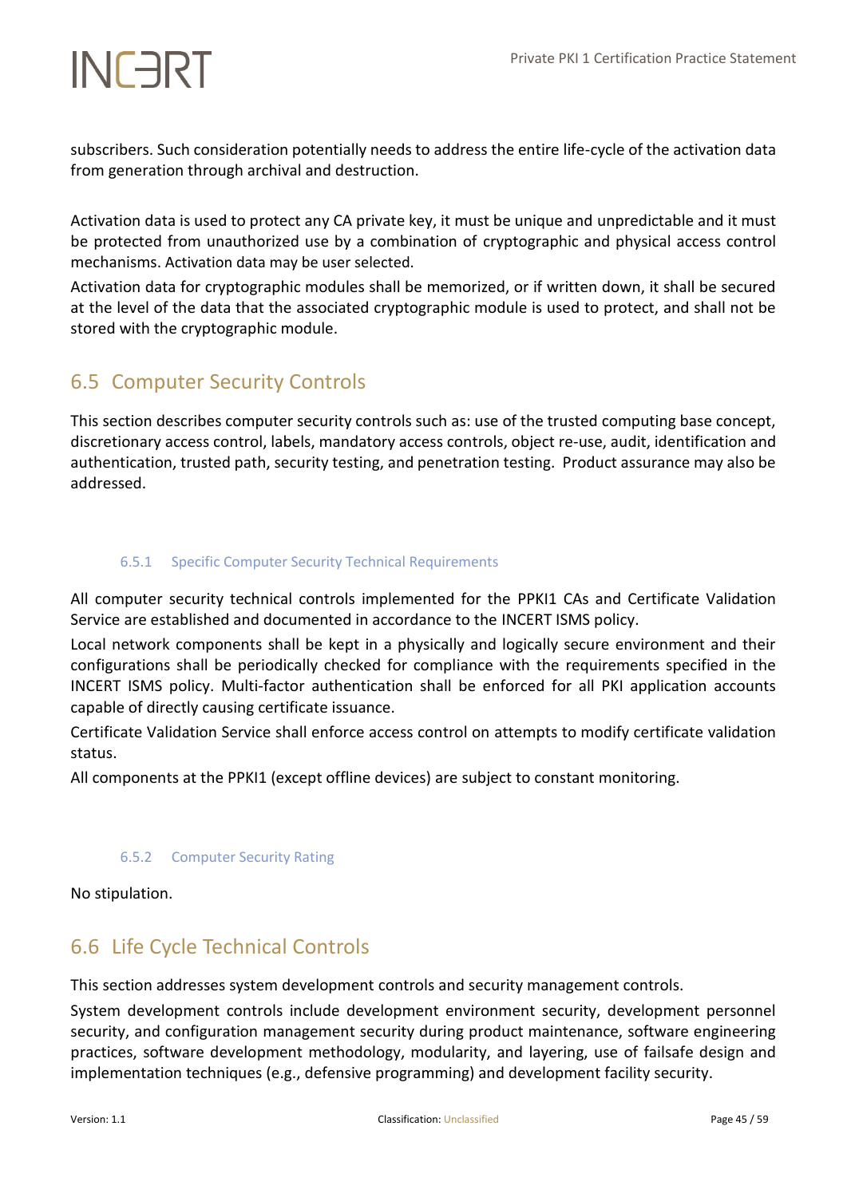subscribers. Such consideration potentially needs to address the entire life-cycle of the activation data from generation through archival and destruction.

Activation data is used to protect any CA private key, it must be unique and unpredictable and it must be protected from unauthorized use by a combination of cryptographic and physical access control mechanisms. Activation data may be user selected.

Activation data for cryptographic modules shall be memorized, or if written down, it shall be secured at the level of the data that the associated cryptographic module is used to protect, and shall not be stored with the cryptographic module.

## 6.5 Computer Security Controls

This section describes computer security controls such as: use of the trusted computing base concept, discretionary access control, labels, mandatory access controls, object re-use, audit, identification and authentication, trusted path, security testing, and penetration testing. Product assurance may also be addressed.

### 6.5.1 Specific Computer Security Technical Requirements

All computer security technical controls implemented for the PPKI1 CAs and Certificate Validation Service are established and documented in accordance to the INCERT ISMS policy.

Local network components shall be kept in a physically and logically secure environment and their configurations shall be periodically checked for compliance with the requirements specified in the INCERT ISMS policy. Multi-factor authentication shall be enforced for all PKI application accounts capable of directly causing certificate issuance.

Certificate Validation Service shall enforce access control on attempts to modify certificate validation status.

All components at the PPKI1 (except offline devices) are subject to constant monitoring.

### 6.5.2 Computer Security Rating

No stipulation.

## 6.6 Life Cycle Technical Controls

This section addresses system development controls and security management controls.

System development controls include development environment security, development personnel security, and configuration management security during product maintenance, software engineering practices, software development methodology, modularity, and layering, use of failsafe design and implementation techniques (e.g., defensive programming) and development facility security.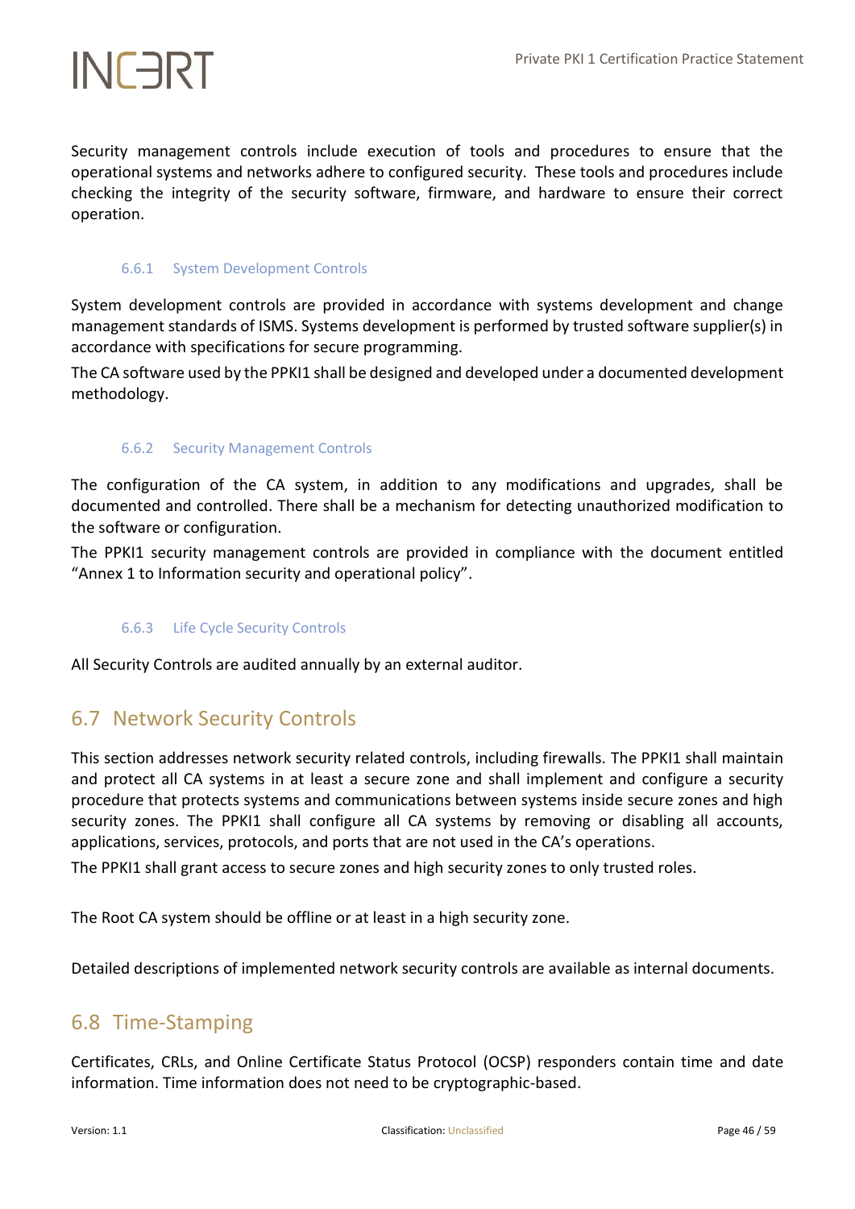Security management controls include execution of tools and procedures to ensure that the operational systems and networks adhere to configured security. These tools and procedures include checking the integrity of the security software, firmware, and hardware to ensure their correct operation.

### 6.6.1 System Development Controls

System development controls are provided in accordance with systems development and change management standards of ISMS. Systems development is performed by trusted software supplier(s) in accordance with specifications for secure programming.

The CA software used by the PPKI1 shall be designed and developed under a documented development methodology.

### 6.6.2 Security Management Controls

The configuration of the CA system, in addition to any modifications and upgrades, shall be documented and controlled. There shall be a mechanism for detecting unauthorized modification to the software or configuration.

The PPKI1 security management controls are provided in compliance with the document entitled "Annex 1 to Information security and operational policy".

### 6.6.3 Life Cycle Security Controls

All Security Controls are audited annually by an external auditor.

## 6.7 Network Security Controls

This section addresses network security related controls, including firewalls. The PPKI1 shall maintain and protect all CA systems in at least a secure zone and shall implement and configure a security procedure that protects systems and communications between systems inside secure zones and high security zones. The PPKI1 shall configure all CA systems by removing or disabling all accounts, applications, services, protocols, and ports that are not used in the CA's operations.

The PPKI1 shall grant access to secure zones and high security zones to only trusted roles.

The Root CA system should be offline or at least in a high security zone.

Detailed descriptions of implemented network security controls are available as internal documents.

## 6.8 Time-Stamping

Certificates, CRLs, and Online Certificate Status Protocol (OCSP) responders contain time and date information. Time information does not need to be cryptographic-based.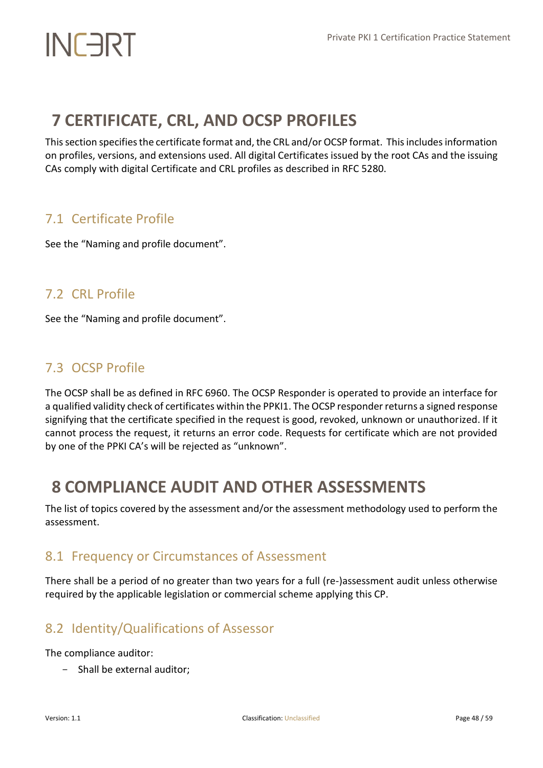# 7 CERTIFICATE, CRL, AND OCSP PROFILES

This section specifies the certificate format and, the CRL and/or OCSP format. This includes information on profiles, versions, and extensions used. All digital Certificates issued by the root CAs and the issuing CAs comply with digital Certificate and CRL profiles as described in RFC 5280.

## 7.1 Certificate Profile

See the "Naming and profile document".

## 7.2 CRL Profile

See the "Naming and profile document".

## 7.3 OCSP Profile

The OCSP shall be as defined in RFC 6960. The OCSP Responder is operated to provide an interface for a qualified validity check of certificates within the PPKI1. The OCSP responder returns a signed response signifying that the certificate specified in the request is good, revoked, unknown or unauthorized. If it cannot process the request, it returns an error code. Requests for certificate which are not provided by one of the PPKI CA's will be rejected as "unknown".

# 8 COMPLIANCE AUDIT AND OTHER ASSESSMENTS

The list of topics covered by the assessment and/or the assessment methodology used to perform the assessment.

## 8.1 Frequency or Circumstances of Assessment

There shall be a period of no greater than two years for a full (re-)assessment audit unless otherwise required by the applicable legislation or commercial scheme applying this CP.

## 8.2 Identity/Qualifications of Assessor

The compliance auditor:

- Shall be external auditor;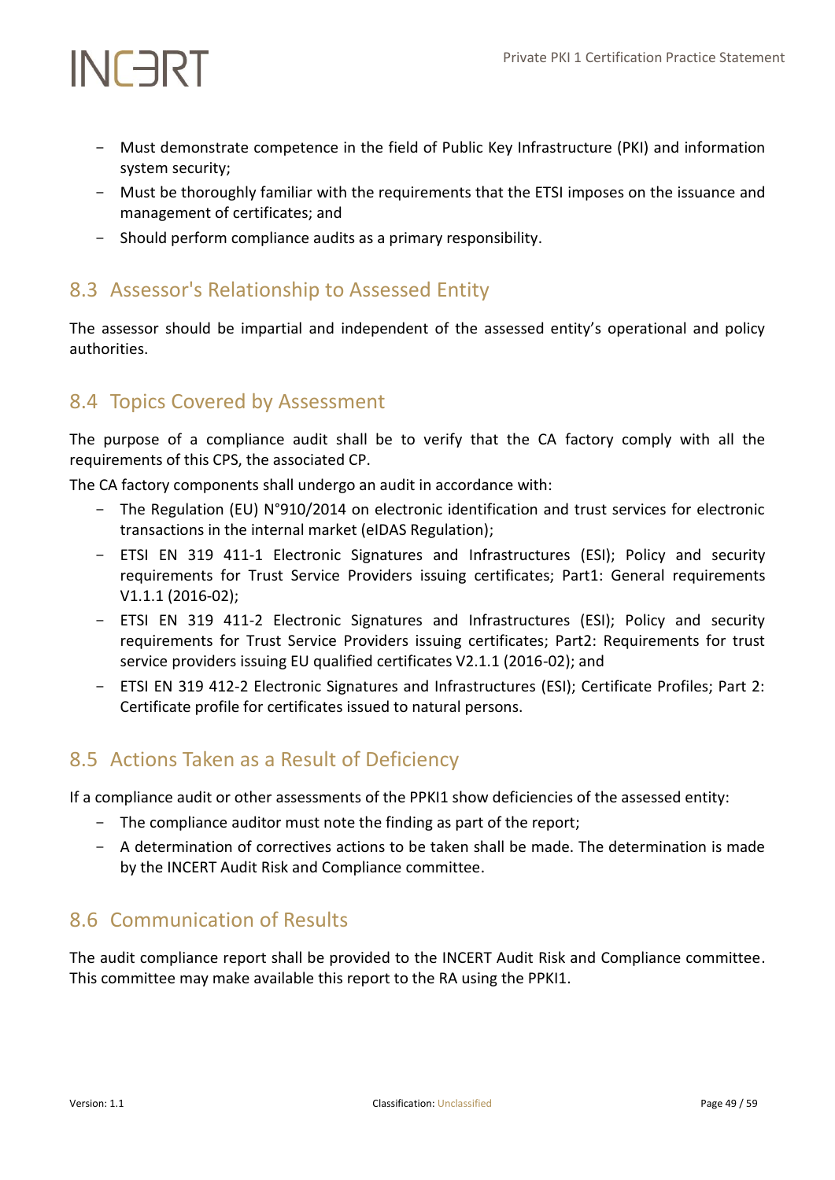- Must demonstrate competence in the field of Public Key Infrastructure (PKI) and information system security;
- Must be thoroughly familiar with the requirements that the ETSI imposes on the issuance and management of certificates; and
- Should perform compliance audits as a primary responsibility.

## 8.3 Assessor's Relationship to Assessed Entity

The assessor should be impartial and independent of the assessed entity's operational and policy authorities.

## 8.4 Topics Covered by Assessment

The purpose of a compliance audit shall be to verify that the CA factory comply with all the requirements of this CPS, the associated CP.

The CA factory components shall undergo an audit in accordance with:

- The Regulation (EU) N°910/2014 on electronic identification and trust services for electronic transactions in the internal market (eIDAS Regulation);
- ETSI EN 319 411-1 Electronic Signatures and Infrastructures (ESI); Policy and security requirements for Trust Service Providers issuing certificates; Part1: General requirements V1.1.1 (2016-02);
- ETSI EN 319 411-2 Electronic Signatures and Infrastructures (ESI); Policy and security requirements for Trust Service Providers issuing certificates; Part2: Requirements for trust service providers issuing EU qualified certificates V2.1.1 (2016-02); and
- ETSI EN 319 412-2 Electronic Signatures and Infrastructures (ESI); Certificate Profiles; Part 2: Certificate profile for certificates issued to natural persons.

## 8.5 Actions Taken as a Result of Deficiency

If a compliance audit or other assessments of the PPKI1 show deficiencies of the assessed entity:

- The compliance auditor must note the finding as part of the report;
- A determination of correctives actions to be taken shall be made. The determination is made by the INCERT Audit Risk and Compliance committee.

## 8.6 Communication of Results

The audit compliance report shall be provided to the INCERT Audit Risk and Compliance committee. This committee may make available this report to the RA using the PPKI1.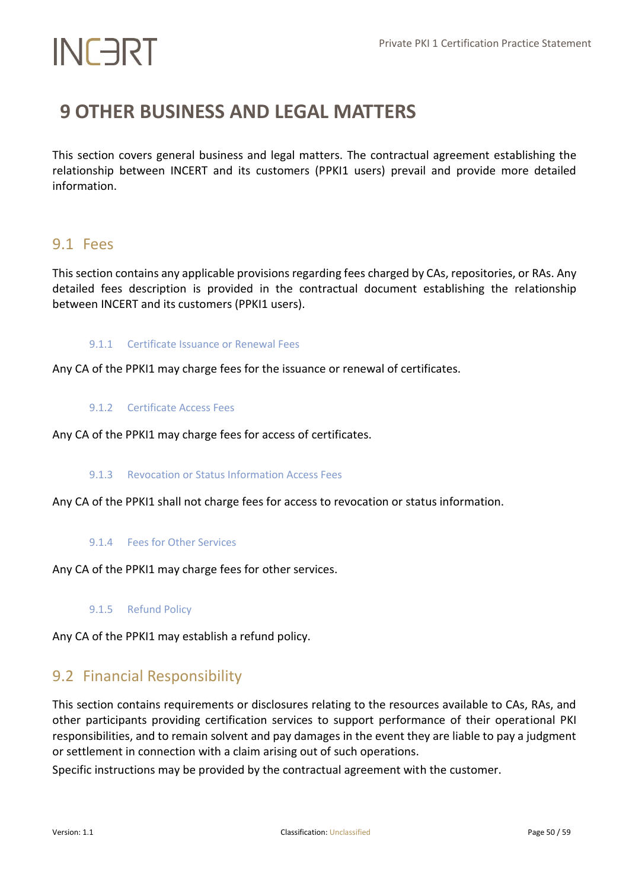# 9 OTHER BUSINESS AND LEGAL MATTERS

This section covers general business and legal matters. The contractual agreement establishing the relationship between INCERT and its customers (PPKI1 users) prevail and provide more detailed information.

## 9.1 Fees

This section contains any applicable provisions regarding fees charged by CAs, repositories, or RAs. Any detailed fees description is provided in the contractual document establishing the relationship between INCERT and its customers (PPKI1 users).

### 9.1.1 Certificate Issuance or Renewal Fees

Any CA of the PPKI1 may charge fees for the issuance or renewal of certificates.

### 9.1.2 Certificate Access Fees

Any CA of the PPKI1 may charge fees for access of certificates.

### 9.1.3 Revocation or Status Information Access Fees

Any CA of the PPKI1 shall not charge fees for access to revocation or status information.

### 9.1.4 Fees for Other Services

Any CA of the PPKI1 may charge fees for other services.

### 9.1.5 Refund Policy

Any CA of the PPKI1 may establish a refund policy.

## 9.2 Financial Responsibility

This section contains requirements or disclosures relating to the resources available to CAs, RAs, and other participants providing certification services to support performance of their operational PKI responsibilities, and to remain solvent and pay damages in the event they are liable to pay a judgment or settlement in connection with a claim arising out of such operations.

Specific instructions may be provided by the contractual agreement with the customer.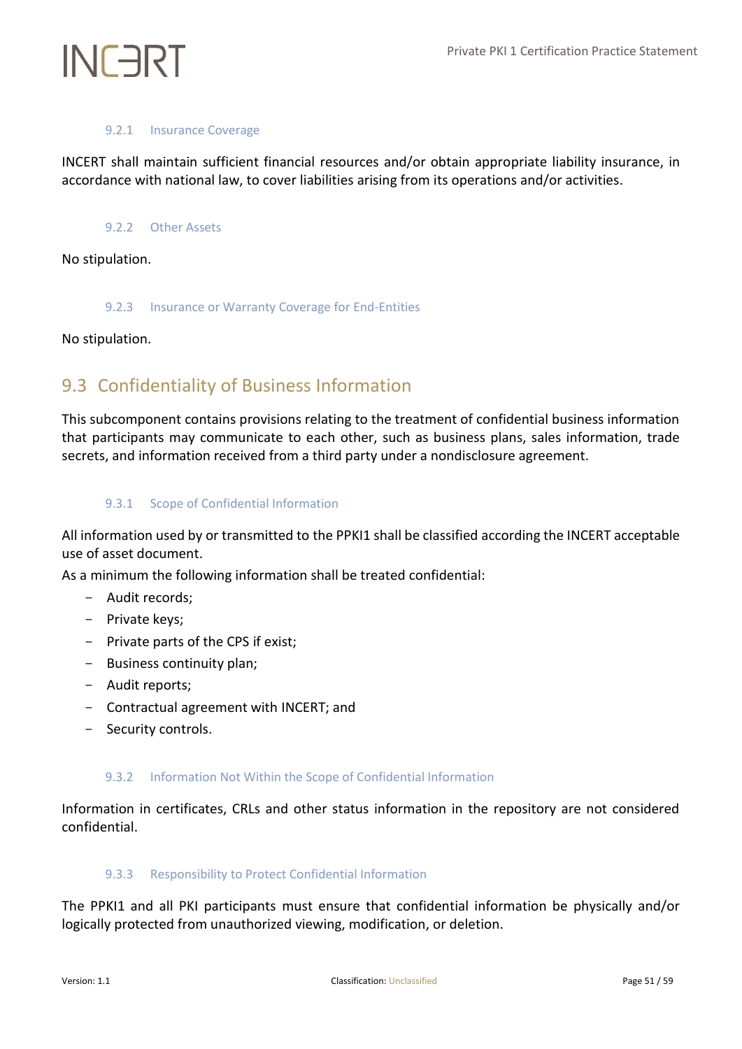### 9.2.1 Insurance Coverage

INCERT shall maintain sufficient financial resources and/or obtain appropriate liability insurance, in accordance with national law, to cover liabilities arising from its operations and/or activities.

### 9.2.2 Other Assets

No stipulation.

### 9.2.3 Insurance or Warranty Coverage for End-Entities

No stipulation.

## 9.3 Confidentiality of Business Information

This subcomponent contains provisions relating to the treatment of confidential business information that participants may communicate to each other, such as business plans, sales information, trade secrets, and information received from a third party under a nondisclosure agreement.

### 9.3.1 Scope of Confidential Information

All information used by or transmitted to the PPKI1 shall be classified according the INCERT acceptable use of asset document.

As a minimum the following information shall be treated confidential:

- Audit records;
- Private keys;
- Private parts of the CPS if exist;
- Business continuity plan;
- Audit reports;
- Contractual agreement with INCERT; and
- Security controls.

### 9.3.2 Information Not Within the Scope of Confidential Information

Information in certificates, CRLs and other status information in the repository are not considered confidential.

### 9.3.3 Responsibility to Protect Confidential Information

The PPKI1 and all PKI participants must ensure that confidential information be physically and/or logically protected from unauthorized viewing, modification, or deletion.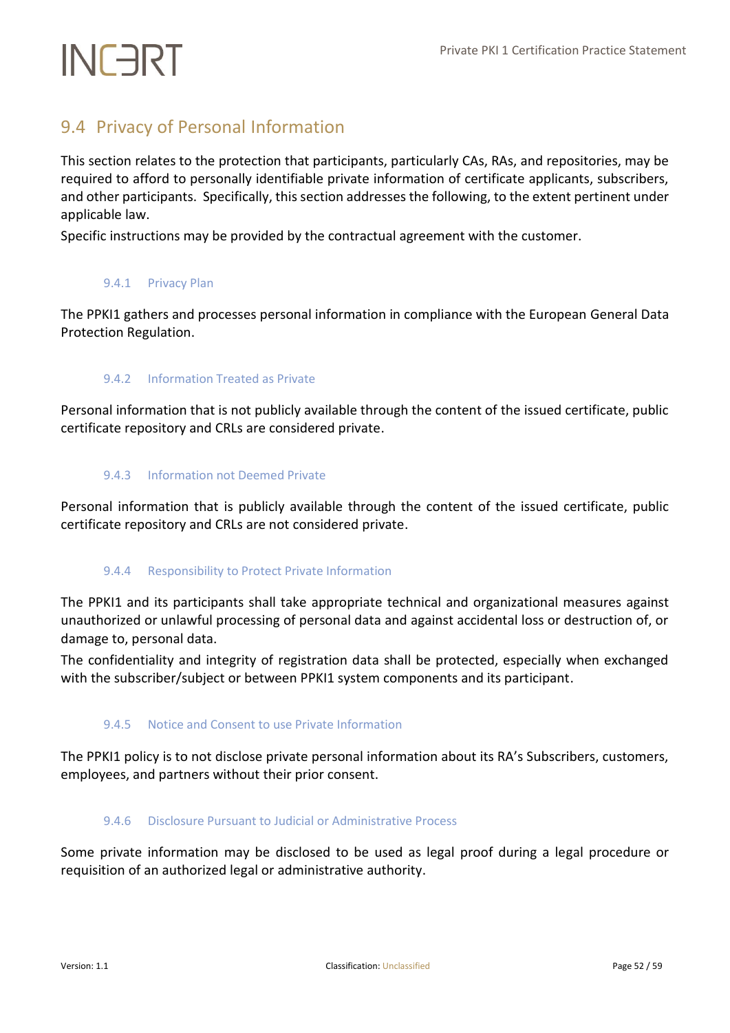## 9.4 Privacy of Personal Information

This section relates to the protection that participants, particularly CAs, RAs, and repositories, may be required to afford to personally identifiable private information of certificate applicants, subscribers, and other participants. Specifically, this section addresses the following, to the extent pertinent under applicable law.

Specific instructions may be provided by the contractual agreement with the customer.

### 9.4.1 Privacy Plan

The PPKI1 gathers and processes personal information in compliance with the European General Data Protection Regulation.

### 9.4.2 Information Treated as Private

Personal information that is not publicly available through the content of the issued certificate, public certificate repository and CRLs are considered private.

### 9.4.3 Information not Deemed Private

Personal information that is publicly available through the content of the issued certificate, public certificate repository and CRLs are not considered private.

### 9.4.4 Responsibility to Protect Private Information

The PPKI1 and its participants shall take appropriate technical and organizational measures against unauthorized or unlawful processing of personal data and against accidental loss or destruction of, or damage to, personal data.

The confidentiality and integrity of registration data shall be protected, especially when exchanged with the subscriber/subject or between PPKI1 system components and its participant.

### 9.4.5 Notice and Consent to use Private Information

The PPKI1 policy is to not disclose private personal information about its RA's Subscribers, customers, employees, and partners without their prior consent.

### 9.4.6 Disclosure Pursuant to Judicial or Administrative Process

Some private information may be disclosed to be used as legal proof during a legal procedure or requisition of an authorized legal or administrative authority.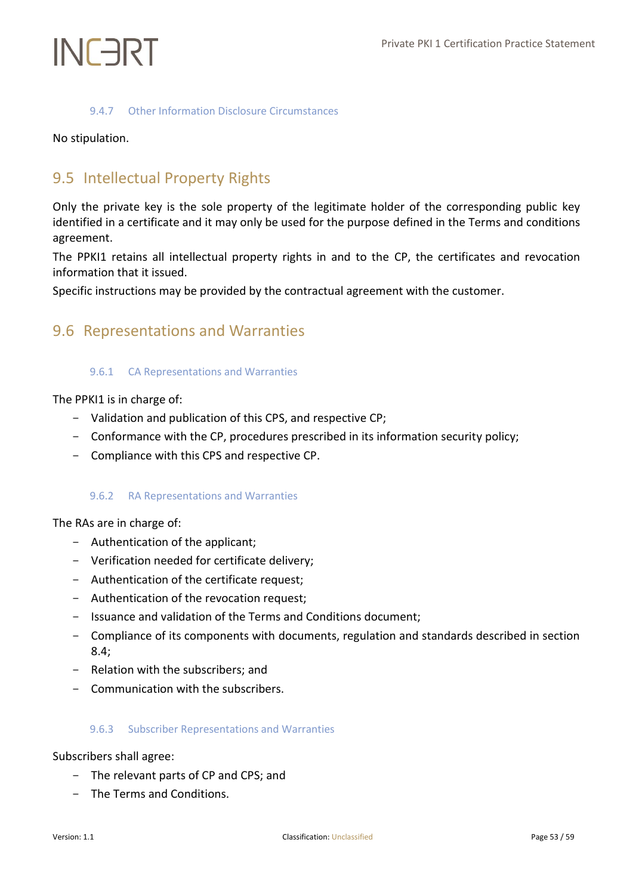### 9.4.7 Other Information Disclosure Circumstances

No stipulation.

## 9.5 Intellectual Property Rights

Only the private key is the sole property of the legitimate holder of the corresponding public key identified in a certificate and it may only be used for the purpose defined in the Terms and conditions agreement.

The PPKI1 retains all intellectual property rights in and to the CP, the certificates and revocation information that it issued.

Specific instructions may be provided by the contractual agreement with the customer.

## 9.6 Representations and Warranties

### 9.6.1 CA Representations and Warranties

The PPKI1 is in charge of:

- Validation and publication of this CPS, and respective CP;
- Conformance with the CP, procedures prescribed in its information security policy;
- Compliance with this CPS and respective CP.

### 9.6.2 RA Representations and Warranties

The RAs are in charge of:

- Authentication of the applicant;
- Verification needed for certificate delivery;
- Authentication of the certificate request;
- Authentication of the revocation request;
- Issuance and validation of the Terms and Conditions document;
- Compliance of its components with documents, regulation and standards described in section 8.4;
- Relation with the subscribers; and
- Communication with the subscribers.

### 9.6.3 Subscriber Representations and Warranties

Subscribers shall agree:

- The relevant parts of CP and CPS; and
- The Terms and Conditions.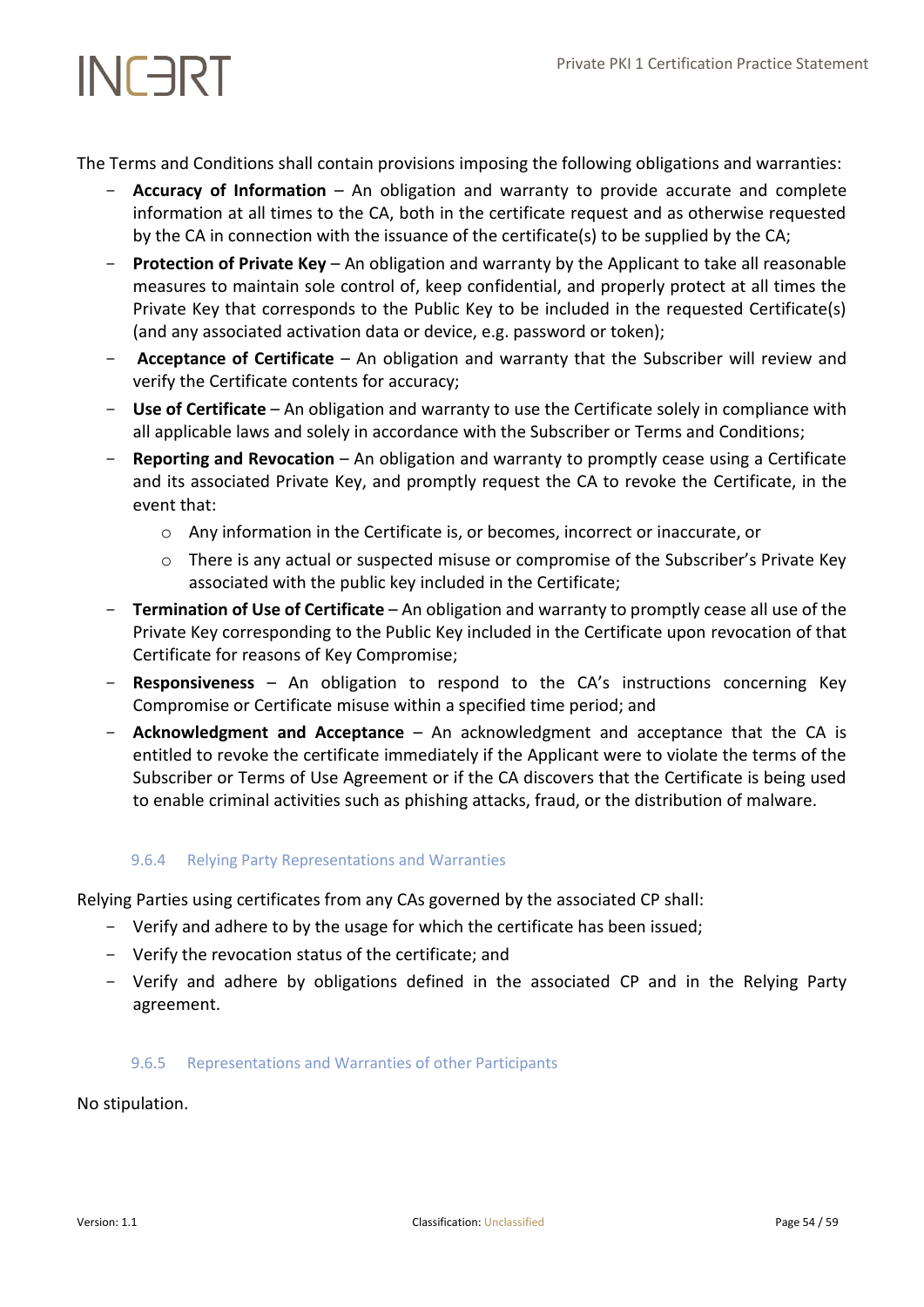The Terms and Conditions shall contain provisions imposing the following obligations and warranties:

- **Accuracy of Information** – An obligation and warranty to provide accurate and complete information at all times to the CA, both in the certificate request and as otherwise requested by the CA in connection with the issuance of the certificate(s) to be supplied by the CA;
- **Protection of Private Key** – An obligation and warranty by the Applicant to take all reasonable measures to maintain sole control of, keep confidential, and properly protect at all times the Private Key that corresponds to the Public Key to be included in the requested Certificate(s) (and any associated activation data or device, e.g. password or token);
- **Acceptance of Certificate** – An obligation and warranty that the Subscriber will review and verify the Certificate contents for accuracy;
- **Use of Certificate** – An obligation and warranty to use the Certificate solely in compliance with all applicable laws and solely in accordance with the Subscriber or Terms and Conditions;
- **Reporting and Revocation** – An obligation and warranty to promptly cease using a Certificate and its associated Private Key, and promptly request the CA to revoke the Certificate, in the event that:
  - Any information in the Certificate is, or becomes, incorrect or inaccurate, or
  - There is any actual or suspected misuse or compromise of the Subscriber's Private Key associated with the public key included in the Certificate;
- **Termination of Use of Certificate** – An obligation and warranty to promptly cease all use of the Private Key corresponding to the Public Key included in the Certificate upon revocation of that Certificate for reasons of Key Compromise;
- **Responsiveness** – An obligation to respond to the CA's instructions concerning Key Compromise or Certificate misuse within a specified time period; and
- **Acknowledgment and Acceptance** – An acknowledgment and acceptance that the CA is entitled to revoke the certificate immediately if the Applicant were to violate the terms of the Subscriber or Terms of Use Agreement or if the CA discovers that the Certificate is being used to enable criminal activities such as phishing attacks, fraud, or the distribution of malware.

### 9.6.4 Relying Party Representations and Warranties

Relying Parties using certificates from any CAs governed by the associated CP shall:

- Verify and adhere to by the usage for which the certificate has been issued;
- Verify the revocation status of the certificate; and
- Verify and adhere by obligations defined in the associated CP and in the Relying Party agreement.

### 9.6.5 Representations and Warranties of other Participants

No stipulation.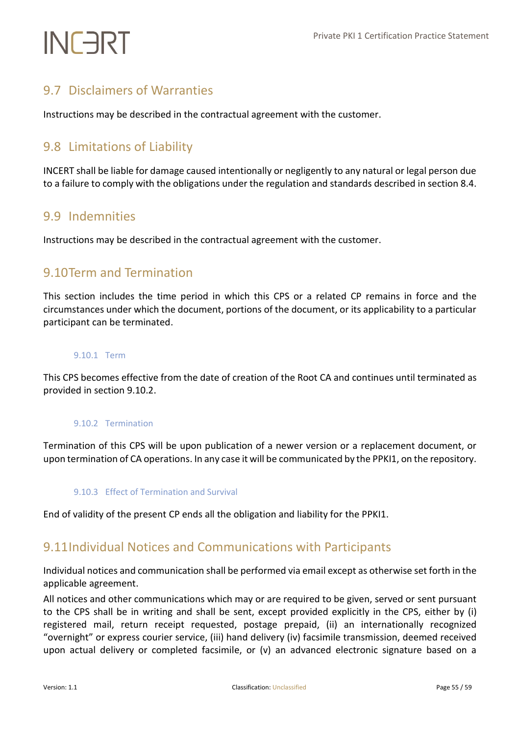## 9.7 Disclaimers of Warranties

Instructions may be described in the contractual agreement with the customer.

## 9.8 Limitations of Liability

INCERT shall be liable for damage caused intentionally or negligently to any natural or legal person due to a failure to comply with the obligations under the regulation and standards described in section 8.4.

## 9.9 Indemnities

Instructions may be described in the contractual agreement with the customer.

## 9.10 Term and Termination

This section includes the time period in which this CPS or a related CP remains in force and the circumstances under which the document, portions of the document, or its applicability to a particular participant can be terminated.

### 9.10.1 Term

This CPS becomes effective from the date of creation of the Root CA and continues until terminated as provided in section 9.10.2.

### 9.10.2 Termination

Termination of this CPS will be upon publication of a newer version or a replacement document, or upon termination of CA operations. In any case it will be communicated by the PPKI1, on the repository.

### 9.10.3 Effect of Termination and Survival

End of validity of the present CP ends all the obligation and liability for the PPKI1.

## 9.11 Individual Notices and Communications with Participants

Individual notices and communication shall be performed via email except as otherwise set forth in the applicable agreement.

All notices and other communications which may or are required to be given, served or sent pursuant to the CPS shall be in writing and shall be sent, except provided explicitly in the CPS, either by (i) registered mail, return receipt requested, postage prepaid, (ii) an internationally recognized "overnight" or express courier service, (iii) hand delivery (iv) facsimile transmission, deemed received upon actual delivery or completed facsimile, or (v) an advanced electronic signature based on a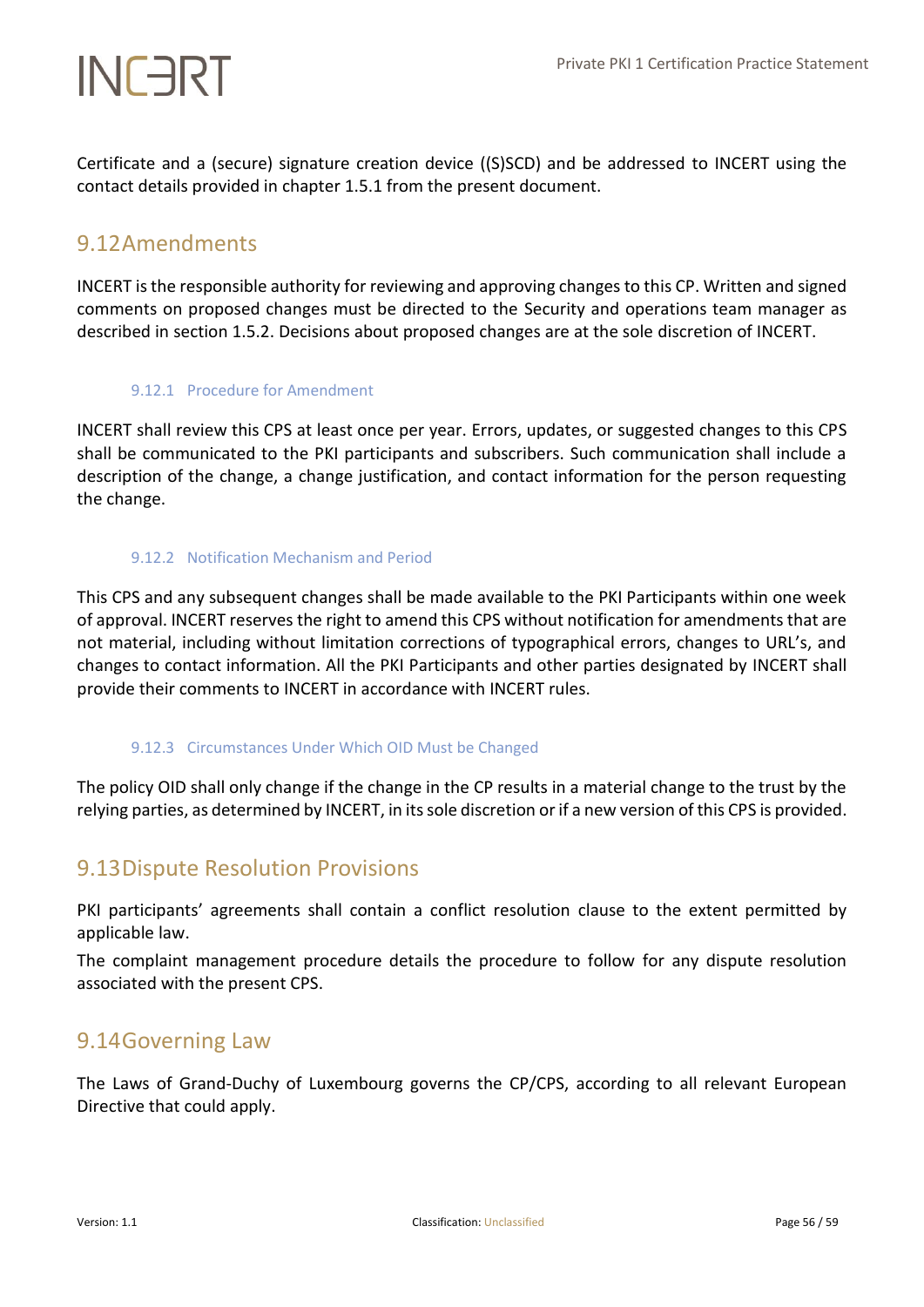Certificate and a (secure) signature creation device ((S)SCD) and be addressed to INCERT using the contact details provided in chapter 1.5.1 from the present document.

## 9.12 Amendments

INCERT is the responsible authority for reviewing and approving changes to this CP. Written and signed comments on proposed changes must be directed to the Security and operations team manager as described in section 1.5.2. Decisions about proposed changes are at the sole discretion of INCERT.

### 9.12.1 Procedure for Amendment

INCERT shall review this CPS at least once per year. Errors, updates, or suggested changes to this CPS shall be communicated to the PKI participants and subscribers. Such communication shall include a description of the change, a change justification, and contact information for the person requesting the change.

### 9.12.2 Notification Mechanism and Period

This CPS and any subsequent changes shall be made available to the PKI Participants within one week of approval. INCERT reserves the right to amend this CPS without notification for amendments that are not material, including without limitation corrections of typographical errors, changes to URL's, and changes to contact information. All the PKI Participants and other parties designated by INCERT shall provide their comments to INCERT in accordance with INCERT rules.

### 9.12.3 Circumstances Under Which OID Must be Changed

The policy OID shall only change if the change in the CP results in a material change to the trust by the relying parties, as determined by INCERT, in its sole discretion or if a new version of this CPS is provided.

## 9.13 Dispute Resolution Provisions

PKI participants' agreements shall contain a conflict resolution clause to the extent permitted by applicable law.

The complaint management procedure details the procedure to follow for any dispute resolution associated with the present CPS.

## 9.14 Governing Law

The Laws of Grand-Duchy of Luxembourg governs the CP/CPS, according to all relevant European Directive that could apply.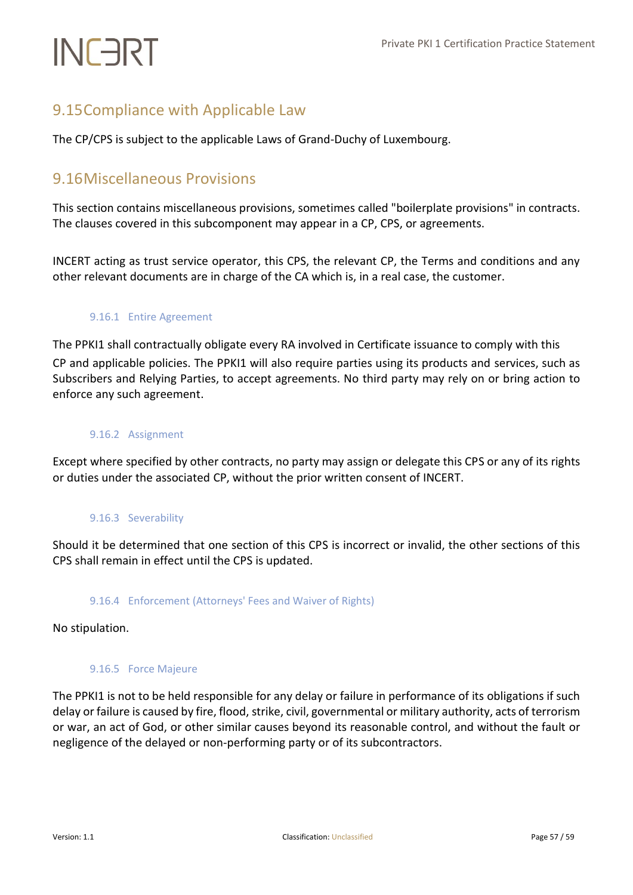## 9.15 Compliance with Applicable Law

The CP/CPS is subject to the applicable Laws of Grand-Duchy of Luxembourg.

## 9.16 Miscellaneous Provisions

This section contains miscellaneous provisions, sometimes called "boilerplate provisions" in contracts. The clauses covered in this subcomponent may appear in a CP, CPS, or agreements.

INCERT acting as trust service operator, this CPS, the relevant CP, the Terms and conditions and any other relevant documents are in charge of the CA which is, in a real case, the customer.

### 9.16.1 Entire Agreement

The PPKI1 shall contractually obligate every RA involved in Certificate issuance to comply with this CP and applicable policies. The PPKI1 will also require parties using its products and services, such as Subscribers and Relying Parties, to accept agreements. No third party may rely on or bring action to enforce any such agreement.

### 9.16.2 Assignment

Except where specified by other contracts, no party may assign or delegate this CPS or any of its rights or duties under the associated CP, without the prior written consent of INCERT.

### 9.16.3 Severability

Should it be determined that one section of this CPS is incorrect or invalid, the other sections of this CPS shall remain in effect until the CPS is updated.

### 9.16.4 Enforcement (Attorneys' Fees and Waiver of Rights)

No stipulation.

### 9.16.5 Force Majeure

The PPKI1 is not to be held responsible for any delay or failure in performance of its obligations if such delay or failure is caused by fire, flood, strike, civil, governmental or military authority, acts of terrorism or war, an act of God, or other similar causes beyond its reasonable control, and without the fault or negligence of the delayed or non-performing party or of its subcontractors.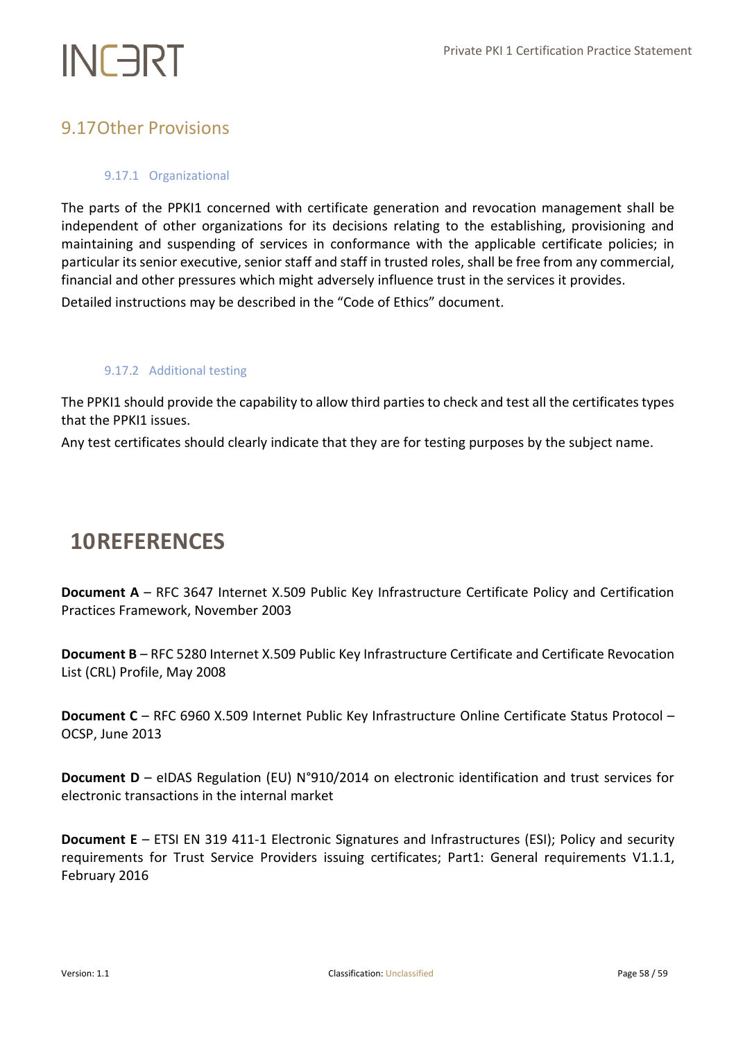## 9.17 Other Provisions

### 9.17.1 Organizational

The parts of the PPKI1 concerned with certificate generation and revocation management shall be independent of other organizations for its decisions relating to the establishing, provisioning and maintaining and suspending of services in conformance with the applicable certificate policies; in particular its senior executive, senior staff and staff in trusted roles, shall be free from any commercial, financial and other pressures which might adversely influence trust in the services it provides.

Detailed instructions may be described in the "Code of Ethics" document.

### 9.17.2 Additional testing

The PPKI1 should provide the capability to allow third parties to check and test all the certificates types that the PPKI1 issues.

Any test certificates should clearly indicate that they are for testing purposes by the subject name.

# 10 REFERENCES

**Document A** – RFC 3647 Internet X.509 Public Key Infrastructure Certificate Policy and Certification Practices Framework, November 2003

**Document B** – RFC 5280 Internet X.509 Public Key Infrastructure Certificate and Certificate Revocation List (CRL) Profile, May 2008

**Document C** – RFC 6960 X.509 Internet Public Key Infrastructure Online Certificate Status Protocol – OCSP, June 2013

**Document D** – eIDAS Regulation (EU) N°910/2014 on electronic identification and trust services for electronic transactions in the internal market

**Document E** – ETSI EN 319 411-1 Electronic Signatures and Infrastructures (ESI); Policy and security requirements for Trust Service Providers issuing certificates; Part1: General requirements V1.1.1, February 2016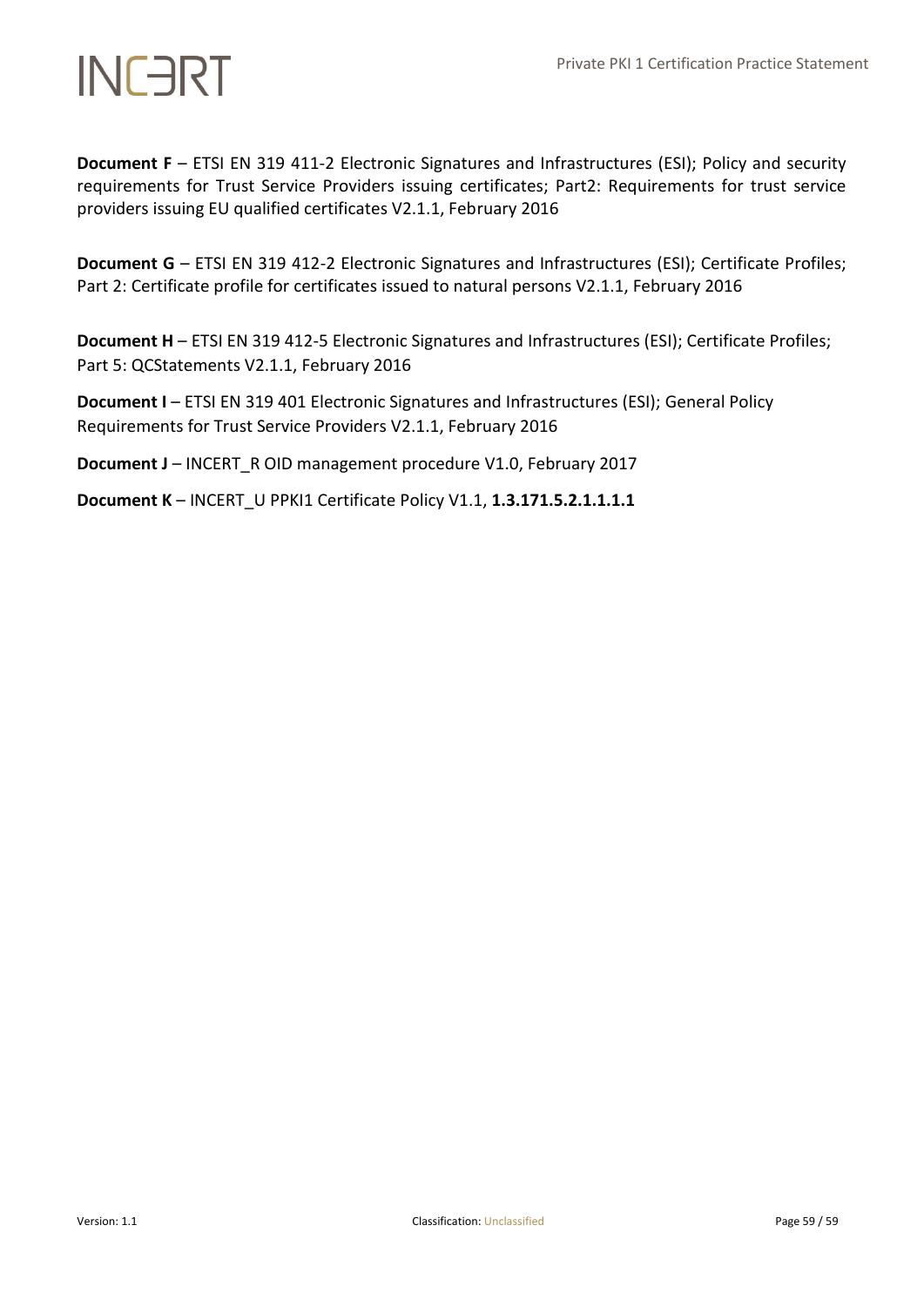**Document F** – ETSI EN 319 411-2 Electronic Signatures and Infrastructures (ESI); Policy and security requirements for Trust Service Providers issuing certificates; Part2: Requirements for trust service providers issuing EU qualified certificates V2.1.1, February 2016

**Document G** – ETSI EN 319 412-2 Electronic Signatures and Infrastructures (ESI); Certificate Profiles; Part 2: Certificate profile for certificates issued to natural persons V2.1.1, February 2016

**Document H** – ETSI EN 319 412-5 Electronic Signatures and Infrastructures (ESI); Certificate Profiles; Part 5: QCStatements V2.1.1, February 2016

**Document I** – ETSI EN 319 401 Electronic Signatures and Infrastructures (ESI); General Policy Requirements for Trust Service Providers V2.1.1, February 2016

**Document J** – INCERT_R OID management procedure V1.0, February 2017

**Document K** – INCERT_U PPKI1 Certificate Policy V1.1, **1.3.171.5.2.1.1.1.1**